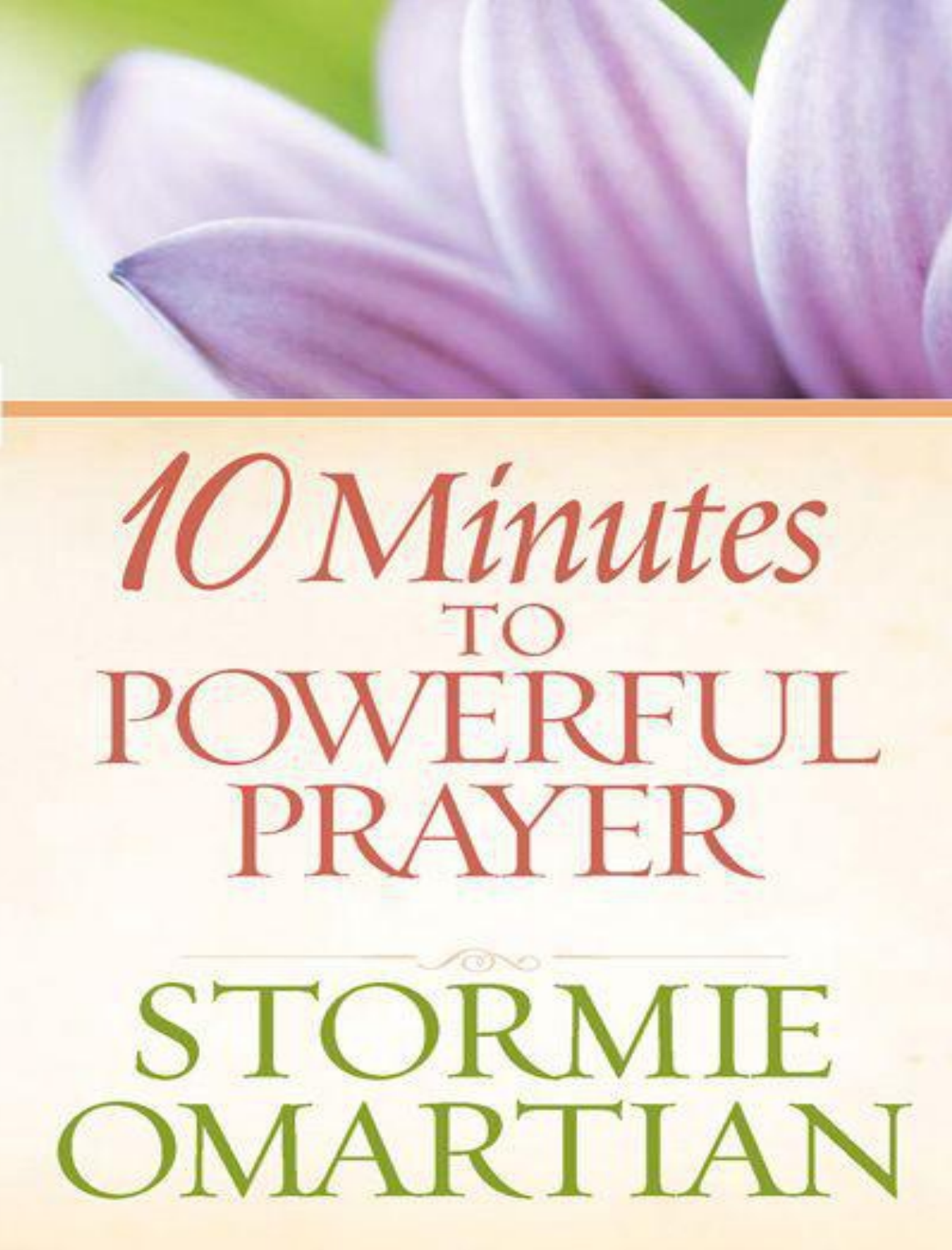# 10 Minutes TO POWERFUL PRAYER

## STORMIE OMARTIAN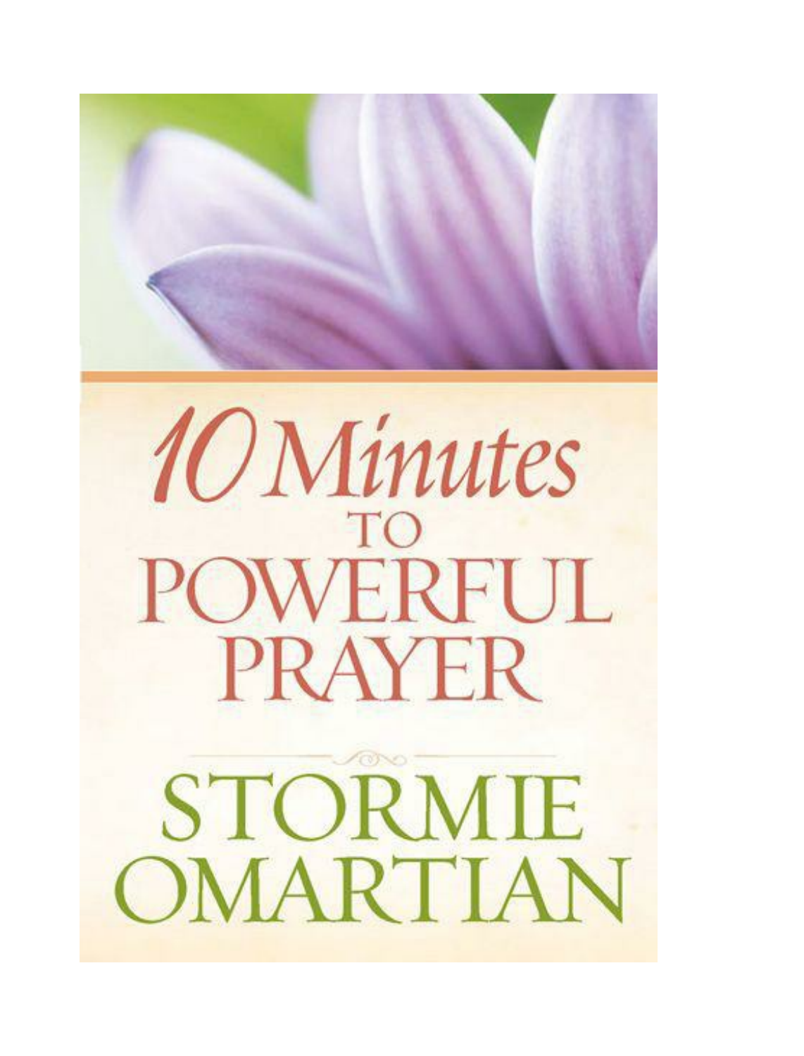# 10 Minutes TO POWERFUL PRAYER

## STORMIE OMARTIAN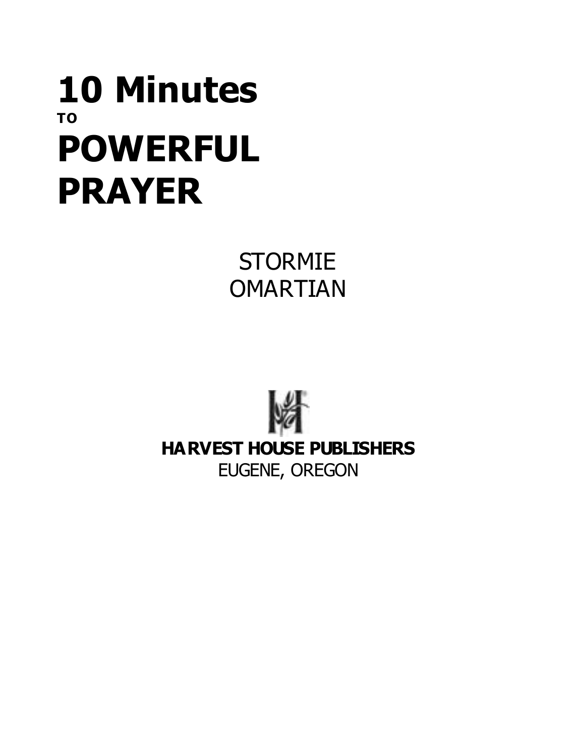# 10 Minutes TO POWERFUL PRAYER

STORMIE OMARTIAN

**HARVEST HOUSE PUBLISHERS**
EUGENE, OREGON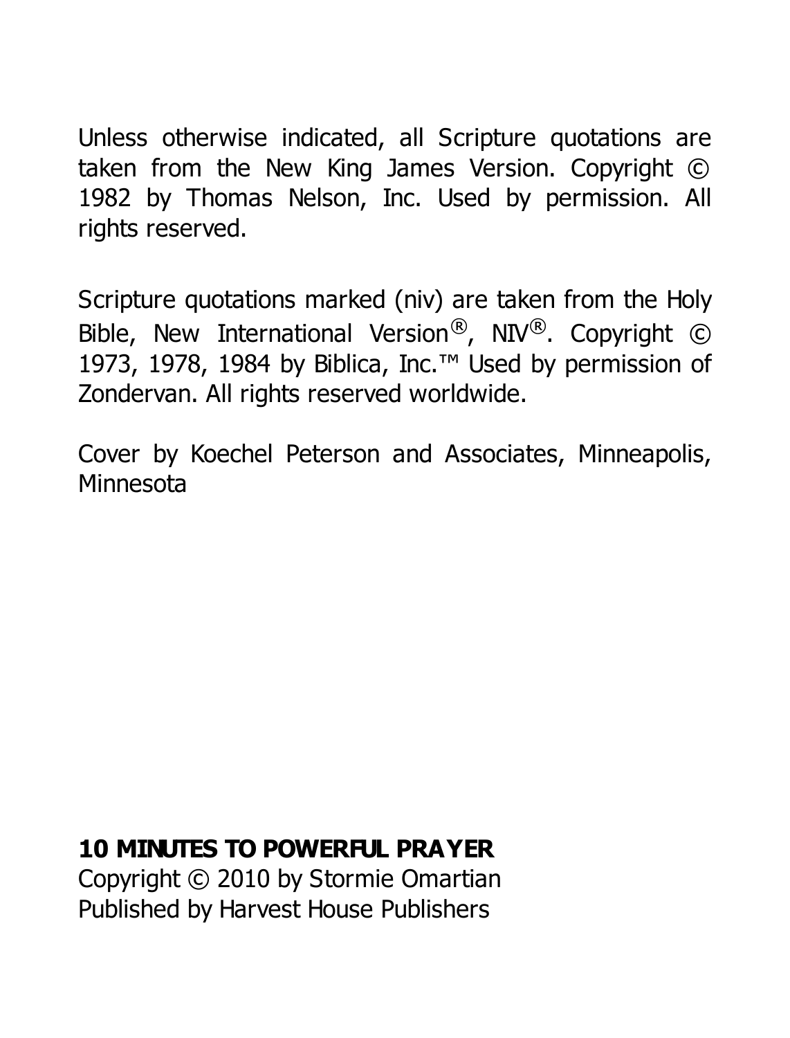Unless otherwise indicated, all Scripture quotations are taken from the New King James Version. Copyright © 1982 by Thomas Nelson, Inc. Used by permission. All rights reserved.

Scripture quotations marked (niv) are taken from the Holy Bible, New International Version®, NIV®. Copyright © 1973, 1978, 1984 by Biblica, Inc.™ Used by permission of Zondervan. All rights reserved worldwide.

Cover by Koechel Peterson and Associates, Minneapolis, Minnesota

**10 MINUTES TO POWERFUL PRAYER**
Copyright © 2010 by Stormie Omartian
Published by Harvest House Publishers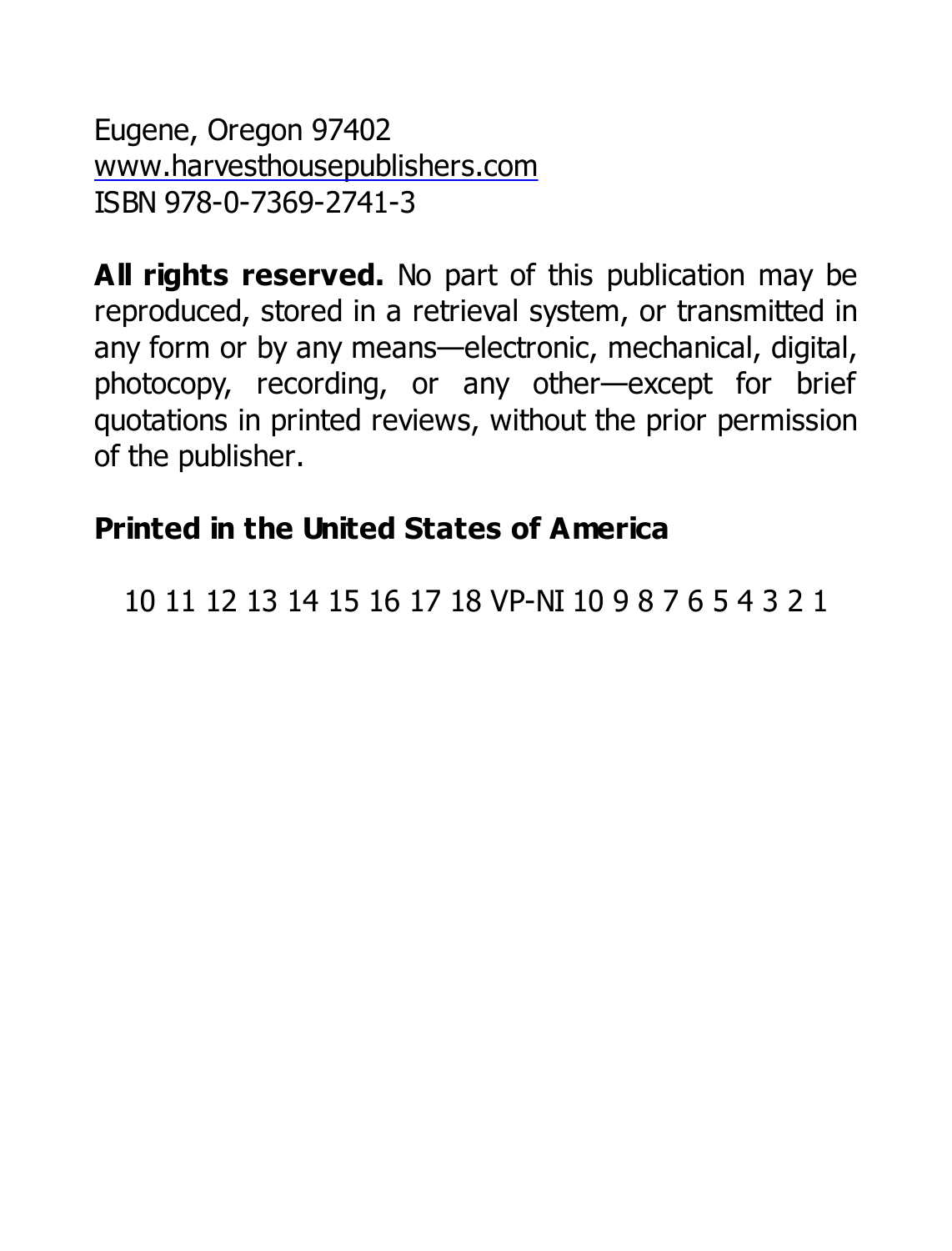Eugene, Oregon 97402
www.harvesthousepublishers.com
ISBN 978-0-7369-2741-3

**All rights reserved.** No part of this publication may be reproduced, stored in a retrieval system, or transmitted in any form or by any means—electronic, mechanical, digital, photocopy, recording, or any other—except for brief quotations in printed reviews, without the prior permission of the publisher.

**Printed in the United States of America**

10 11 12 13 14 15 16 17 18 VP-NI 10 9 8 7 6 5 4 3 2 1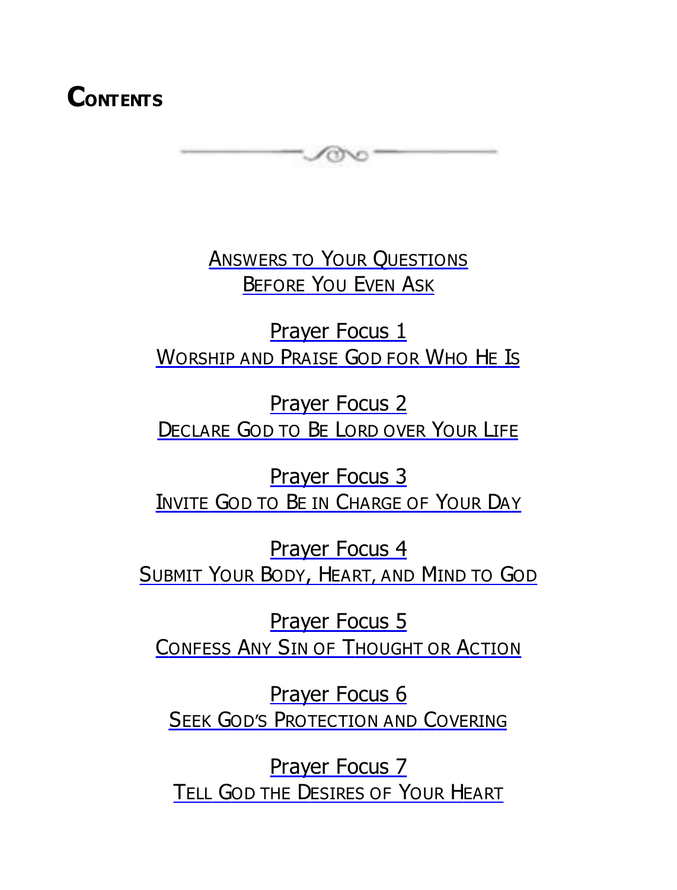# Contents

Answers to Your Questions
Before You Even Ask

Prayer Focus 1
Worship and Praise God for Who He Is

Prayer Focus 2
Declare God to Be Lord over Your Life

Prayer Focus 3
Invite God to Be in Charge of Your Day

Prayer Focus 4
Submit Your Body, Heart, and Mind to God

Prayer Focus 5
Confess Any Sin of Thought or Action

Prayer Focus 6
Seek God's Protection and Covering

Prayer Focus 7
Tell God the Desires of Your Heart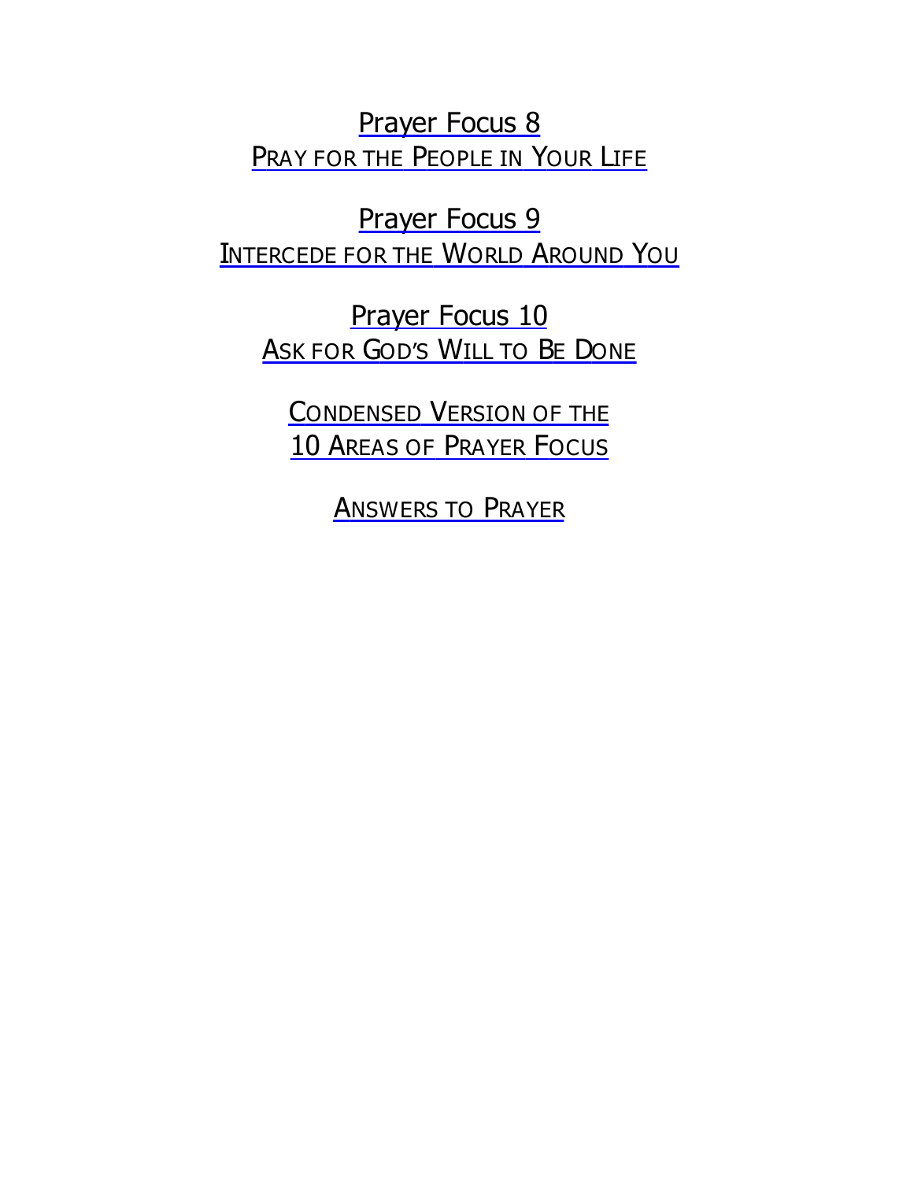Prayer Focus 8
PRAY FOR THE PEOPLE IN YOUR LIFE

Prayer Focus 9
INTERCEDE FOR THE WORLD AROUND YOU

Prayer Focus 10
ASK FOR GOD'S WILL TO BE DONE

CONDENSED VERSION OF THE
10 AREAS OF PRAYER FOCUS

ANSWERS TO PRAYER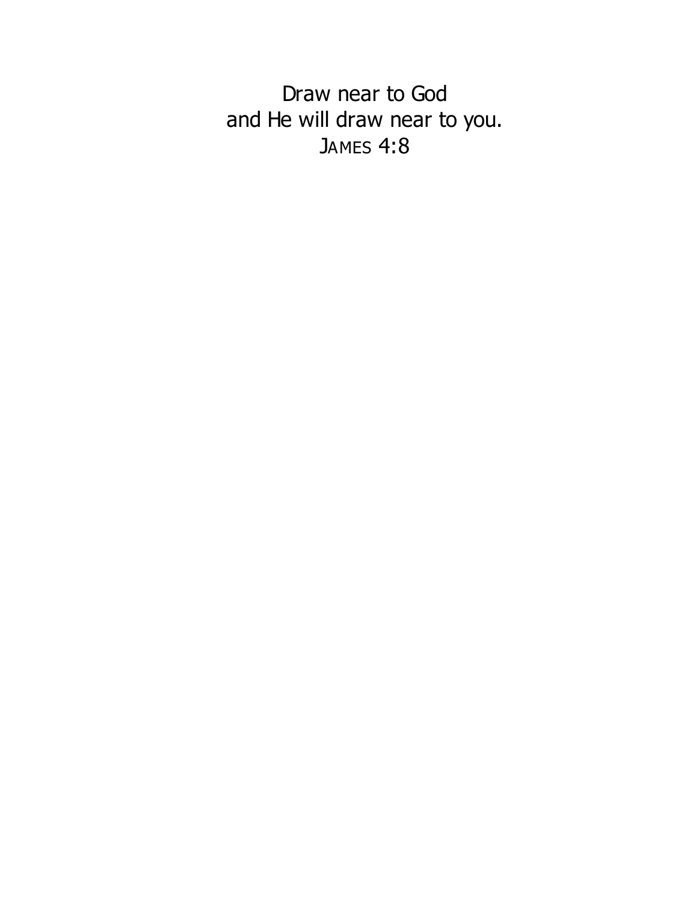Draw near to God  
and He will draw near to you.  
JAMES 4:8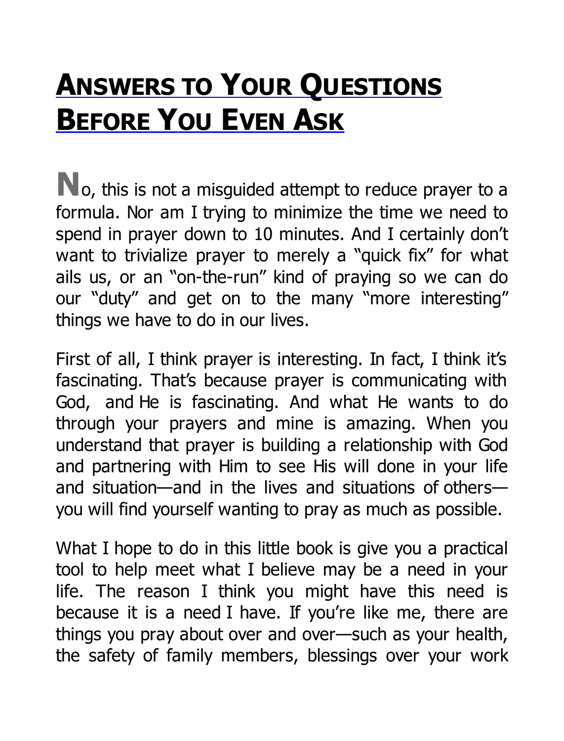# Answers to Your Questions Before You Even Ask

No, this is not a misguided attempt to reduce prayer to a formula. Nor am I trying to minimize the time we need to spend in prayer down to 10 minutes. And I certainly don't want to trivialize prayer to merely a "quick fix" for what ails us, or an "on-the-run" kind of praying so we can do our "duty" and get on to the many "more interesting" things we have to do in our lives.

First of all, I think prayer is interesting. In fact, I think it's fascinating. That's because prayer is communicating with God, and He is fascinating. And what He wants to do through your prayers and mine is amazing. When you understand that prayer is building a relationship with God and partnering with Him to see His will done in your life and situation—and in the lives and situations of others—you will find yourself wanting to pray as much as possible.

What I hope to do in this little book is give you a practical tool to help meet what I believe may be a need in your life. The reason I think you might have this need is because it is a need I have. If you're like me, there are things you pray about over and over—such as your health, the safety of family members, blessings over your work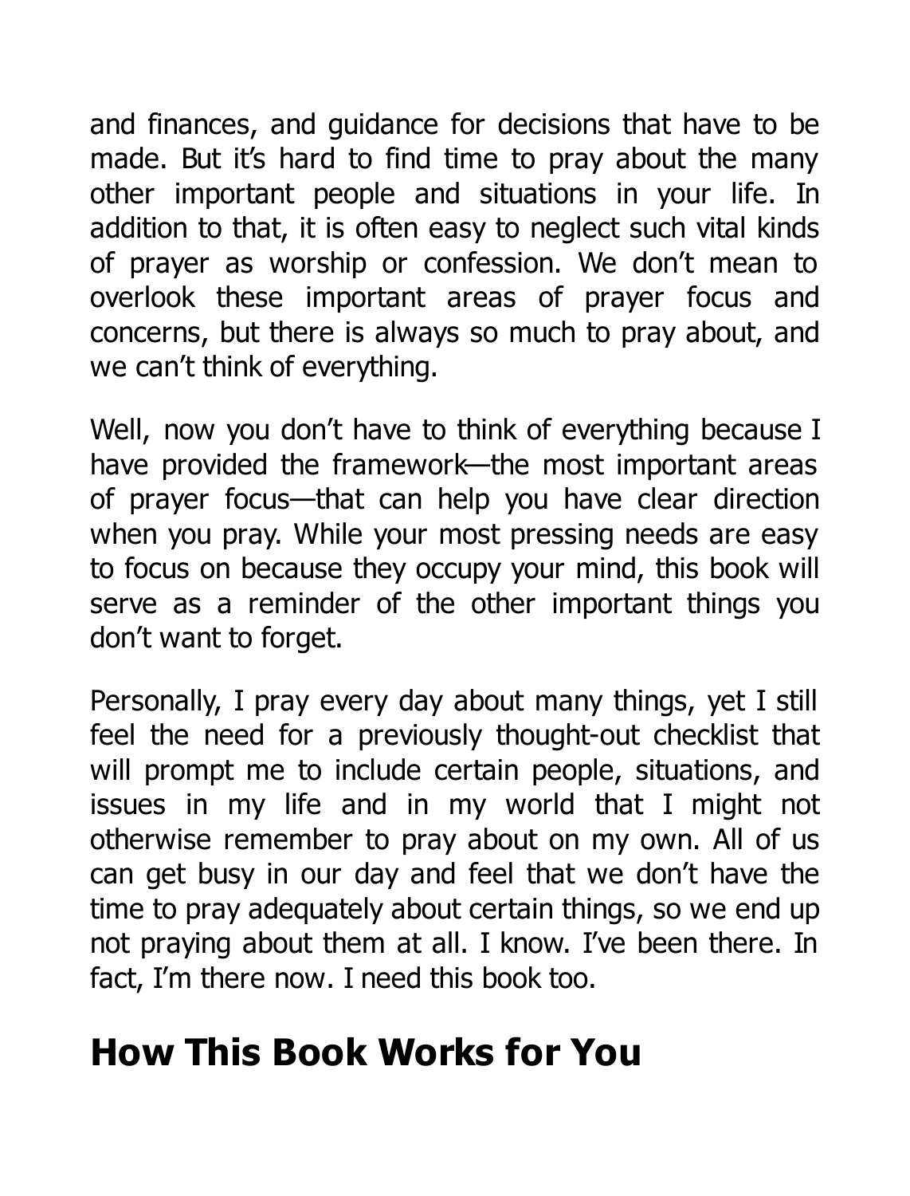and finances, and guidance for decisions that have to be made. But it's hard to find time to pray about the many other important people and situations in your life. In addition to that, it is often easy to neglect such vital kinds of prayer as worship or confession. We don't mean to overlook these important areas of prayer focus and concerns, but there is always so much to pray about, and we can't think of everything.

Well, now you don't have to think of everything because I have provided the framework—the most important areas of prayer focus—that can help you have clear direction when you pray. While your most pressing needs are easy to focus on because they occupy your mind, this book will serve as a reminder of the other important things you don't want to forget.

Personally, I pray every day about many things, yet I still feel the need for a previously thought-out checklist that will prompt me to include certain people, situations, and issues in my life and in my world that I might not otherwise remember to pray about on my own. All of us can get busy in our day and feel that we don't have the time to pray adequately about certain things, so we end up not praying about them at all. I know. I've been there. In fact, I'm there now. I need this book too.

## How This Book Works for You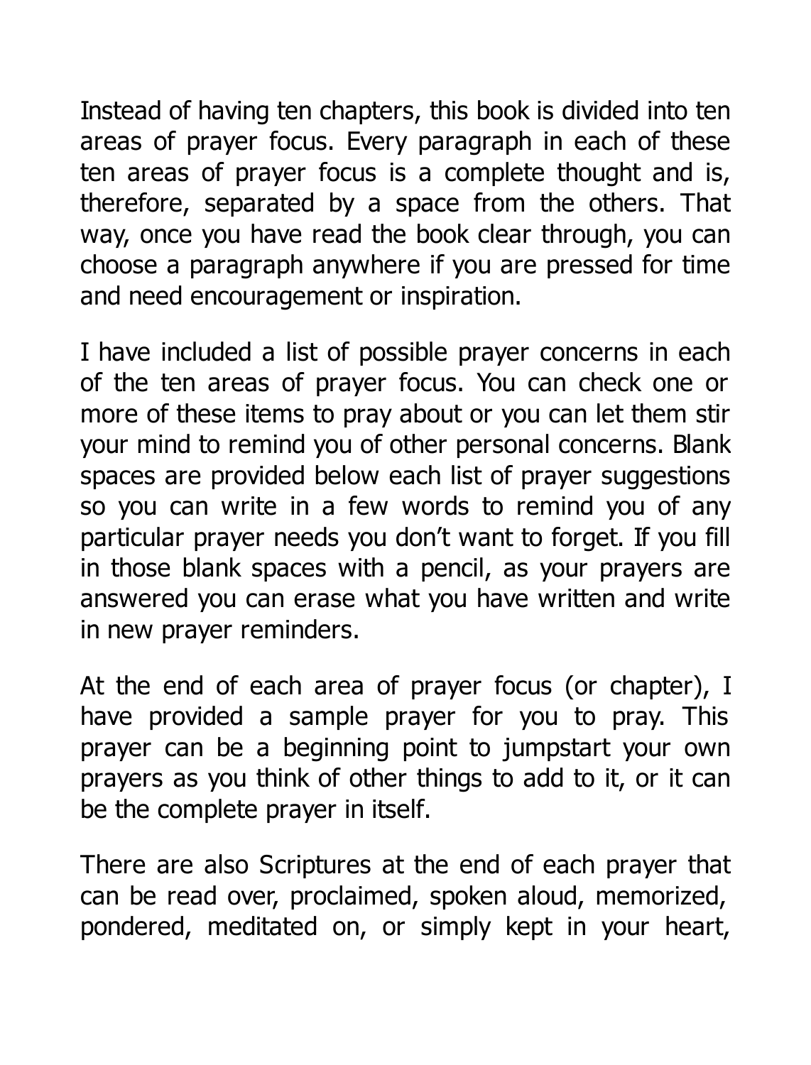Instead of having ten chapters, this book is divided into ten areas of prayer focus. Every paragraph in each of these ten areas of prayer focus is a complete thought and is, therefore, separated by a space from the others. That way, once you have read the book clear through, you can choose a paragraph anywhere if you are pressed for time and need encouragement or inspiration.

I have included a list of possible prayer concerns in each of the ten areas of prayer focus. You can check one or more of these items to pray about or you can let them stir your mind to remind you of other personal concerns. Blank spaces are provided below each list of prayer suggestions so you can write in a few words to remind you of any particular prayer needs you don't want to forget. If you fill in those blank spaces with a pencil, as your prayers are answered you can erase what you have written and write in new prayer reminders.

At the end of each area of prayer focus (or chapter), I have provided a sample prayer for you to pray. This prayer can be a beginning point to jumpstart your own prayers as you think of other things to add to it, or it can be the complete prayer in itself.

There are also Scriptures at the end of each prayer that can be read over, proclaimed, spoken aloud, memorized, pondered, meditated on, or simply kept in your heart,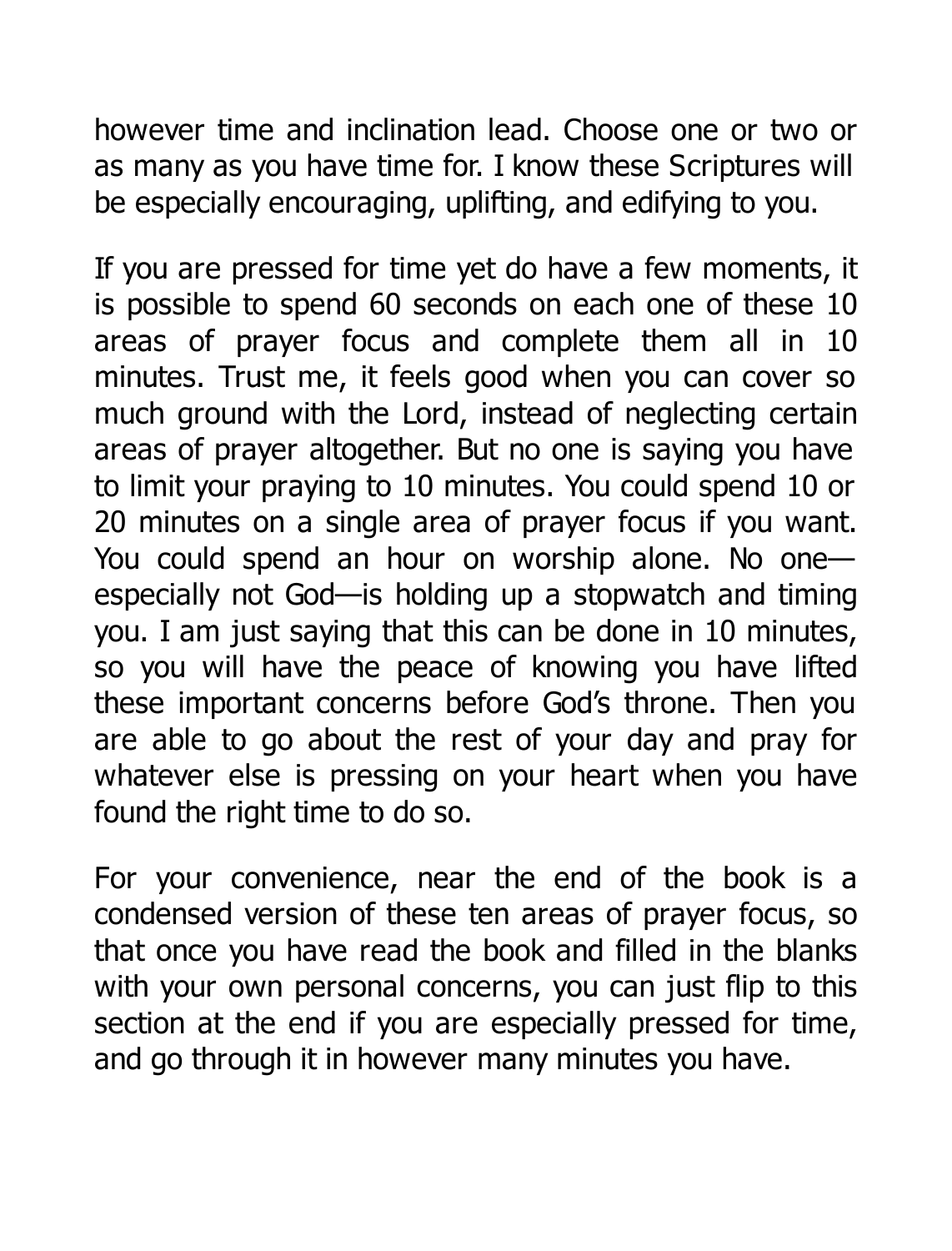however time and inclination lead. Choose one or two or as many as you have time for. I know these Scriptures will be especially encouraging, uplifting, and edifying to you.

If you are pressed for time yet do have a few moments, it is possible to spend 60 seconds on each one of these 10 areas of prayer focus and complete them all in 10 minutes. Trust me, it feels good when you can cover so much ground with the Lord, instead of neglecting certain areas of prayer altogether. But no one is saying you have to limit your praying to 10 minutes. You could spend 10 or 20 minutes on a single area of prayer focus if you want. You could spend an hour on worship alone. No one—especially not God—is holding up a stopwatch and timing you. I am just saying that this can be done in 10 minutes, so you will have the peace of knowing you have lifted these important concerns before God's throne. Then you are able to go about the rest of your day and pray for whatever else is pressing on your heart when you have found the right time to do so.

For your convenience, near the end of the book is a condensed version of these ten areas of prayer focus, so that once you have read the book and filled in the blanks with your own personal concerns, you can just flip to this section at the end if you are especially pressed for time, and go through it in however many minutes you have.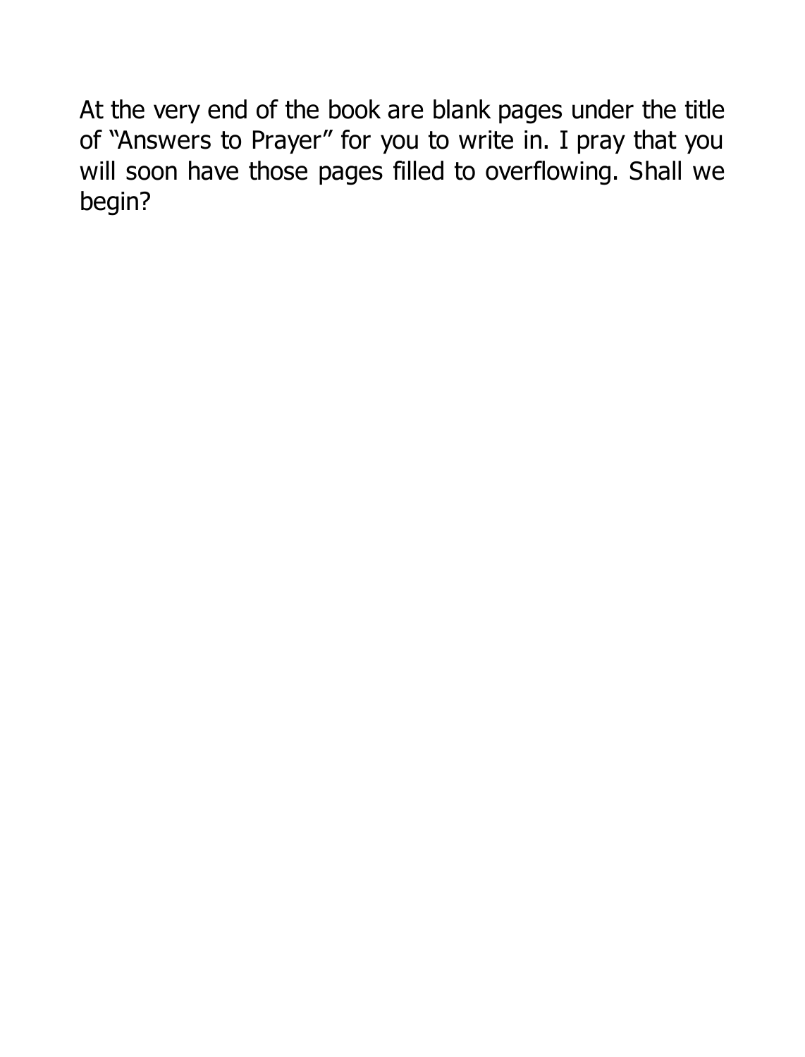At the very end of the book are blank pages under the title of "Answers to Prayer" for you to write in. I pray that you will soon have those pages filled to overflowing. Shall we begin?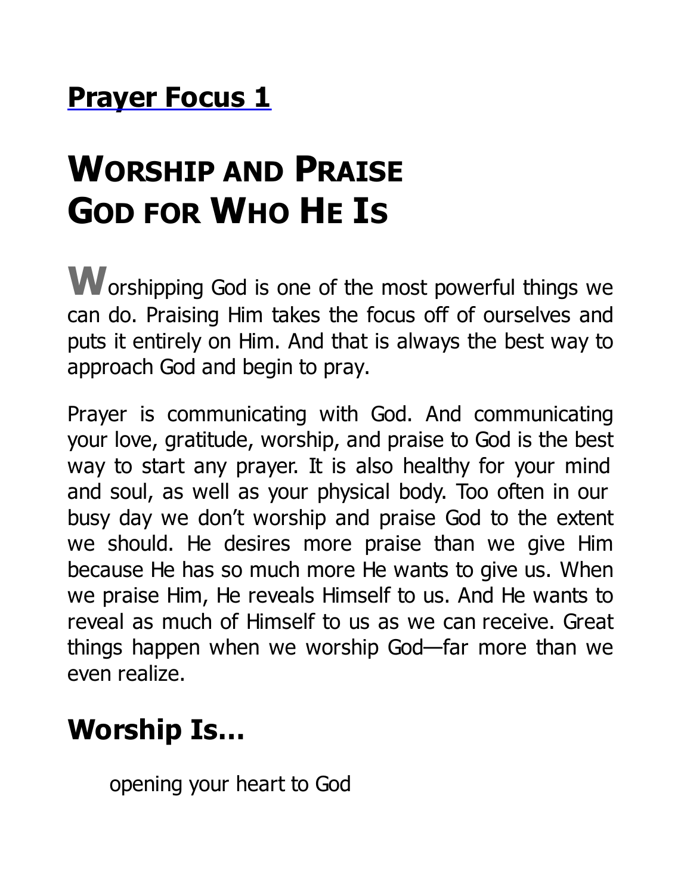## Prayer Focus 1

# Worship and Praise God for Who He Is

Worshipping God is one of the most powerful things we can do. Praising Him takes the focus off of ourselves and puts it entirely on Him. And that is always the best way to approach God and begin to pray.

Prayer is communicating with God. And communicating your love, gratitude, worship, and praise to God is the best way to start any prayer. It is also healthy for your mind and soul, as well as your physical body. Too often in our busy day we don't worship and praise God to the extent we should. He desires more praise than we give Him because He has so much more He wants to give us. When we praise Him, He reveals Himself to us. And He wants to reveal as much of Himself to us as we can receive. Great things happen when we worship God—far more than we even realize.

## Worship Is…

opening your heart to God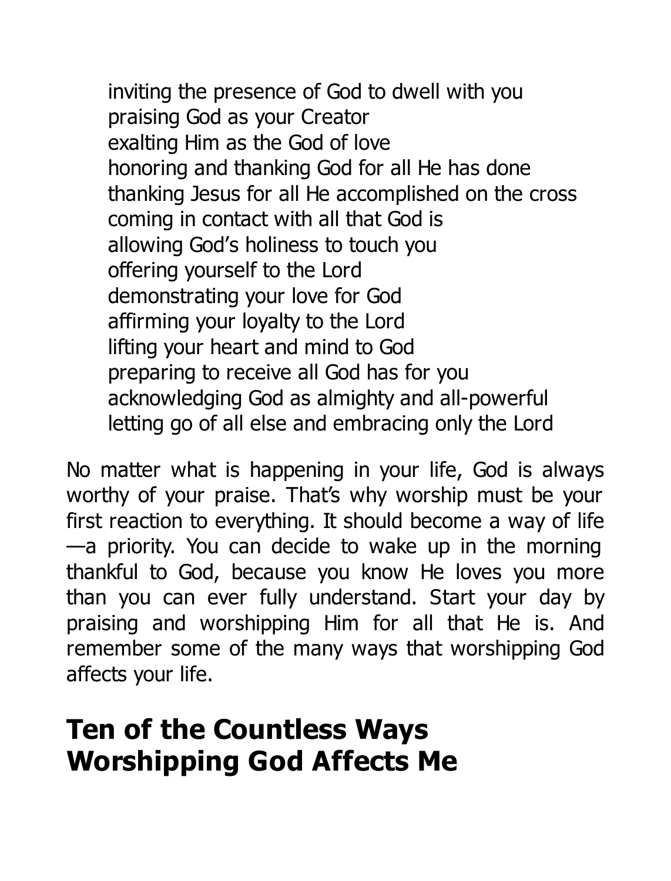inviting the presence of God to dwell with you
praising God as your Creator
exalting Him as the God of love
honoring and thanking God for all He has done
thanking Jesus for all He accomplished on the cross
coming in contact with all that God is
allowing God's holiness to touch you
offering yourself to the Lord
demonstrating your love for God
affirming your loyalty to the Lord
lifting your heart and mind to God
preparing to receive all God has for you
acknowledging God as almighty and all-powerful
letting go of all else and embracing only the Lord

No matter what is happening in your life, God is always worthy of your praise. That's why worship must be your first reaction to everything. It should become a way of life—a priority. You can decide to wake up in the morning thankful to God, because you know He loves you more than you can ever fully understand. Start your day by praising and worshipping Him for all that He is. And remember some of the many ways that worshipping God affects your life.

## Ten of the Countless Ways Worshipping God Affects Me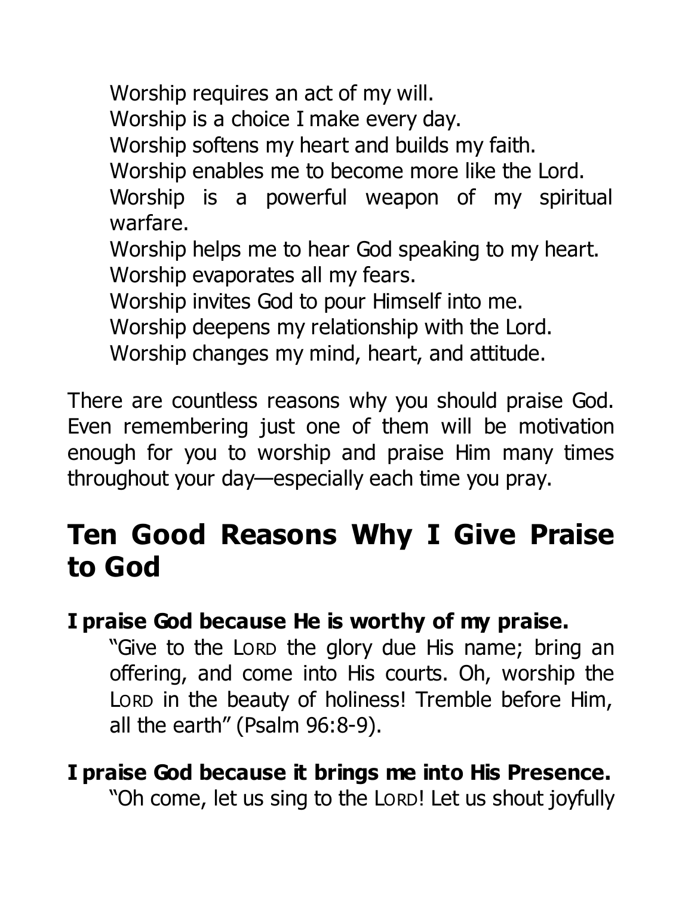Worship requires an act of my will.
Worship is a choice I make every day.
Worship softens my heart and builds my faith.
Worship enables me to become more like the Lord.
Worship is a powerful weapon of my spiritual warfare.
Worship helps me to hear God speaking to my heart.
Worship evaporates all my fears.
Worship invites God to pour Himself into me.
Worship deepens my relationship with the Lord.
Worship changes my mind, heart, and attitude.

There are countless reasons why you should praise God. Even remembering just one of them will be motivation enough for you to worship and praise Him many times throughout your day—especially each time you pray.

## Ten Good Reasons Why I Give Praise to God

**I praise God because He is worthy of my praise.**

"Give to the LORD the glory due His name; bring an offering, and come into His courts. Oh, worship the LORD in the beauty of holiness! Tremble before Him, all the earth" (Psalm 96:8-9).

**I praise God because it brings me into His Presence.**

"Oh come, let us sing to the LORD! Let us shout joyfully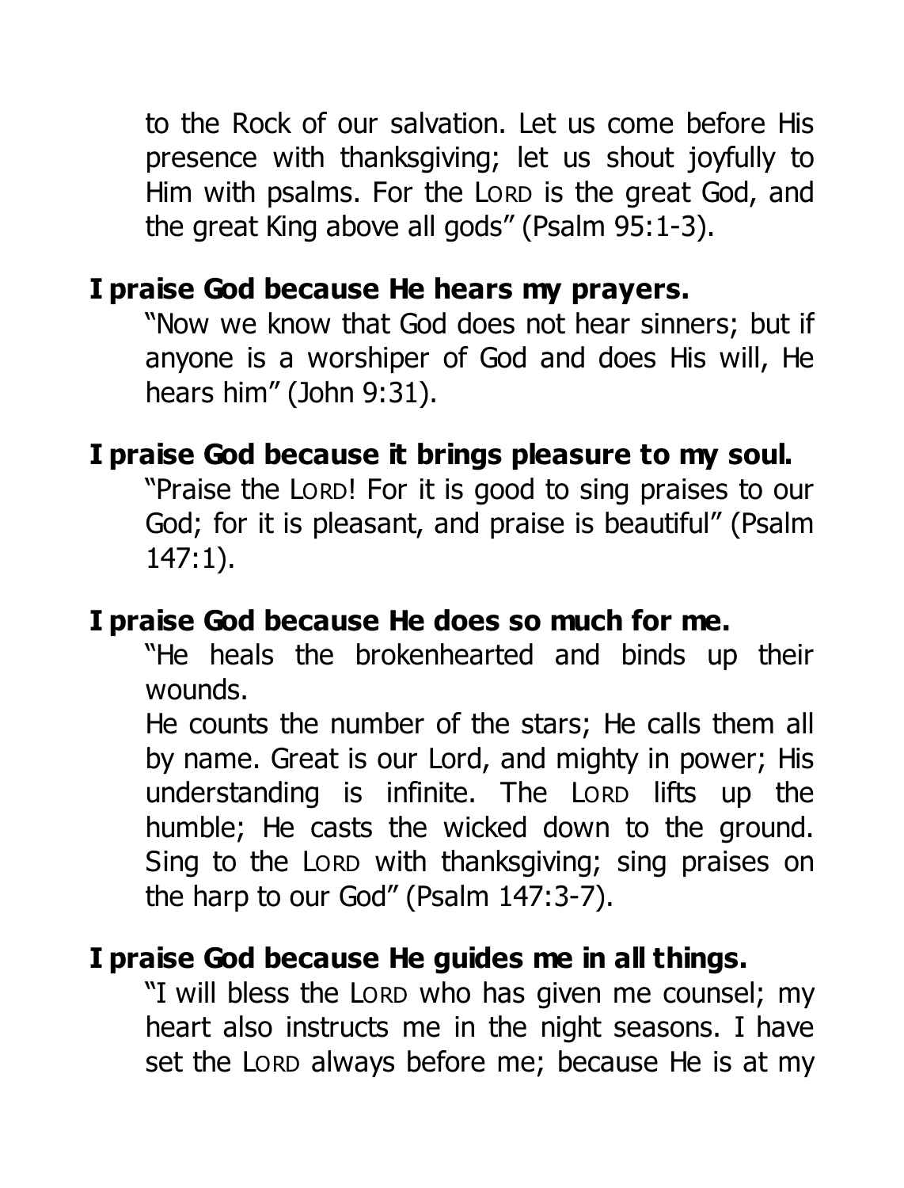to the Rock of our salvation. Let us come before His presence with thanksgiving; let us shout joyfully to Him with psalms. For the LORD is the great God, and the great King above all gods" (Psalm 95:1-3).

**I praise God because He hears my prayers.**

"Now we know that God does not hear sinners; but if anyone is a worshiper of God and does His will, He hears him" (John 9:31).

**I praise God because it brings pleasure to my soul.**

"Praise the LORD! For it is good to sing praises to our God; for it is pleasant, and praise is beautiful" (Psalm 147:1).

**I praise God because He does so much for me.**

"He heals the brokenhearted and binds up their wounds.
He counts the number of the stars; He calls them all by name. Great is our Lord, and mighty in power; His understanding is infinite. The LORD lifts up the humble; He casts the wicked down to the ground. Sing to the LORD with thanksgiving; sing praises on the harp to our God" (Psalm 147:3-7).

**I praise God because He guides me in all things.**

"I will bless the LORD who has given me counsel; my heart also instructs me in the night seasons. I have set the LORD always before me; because He is at my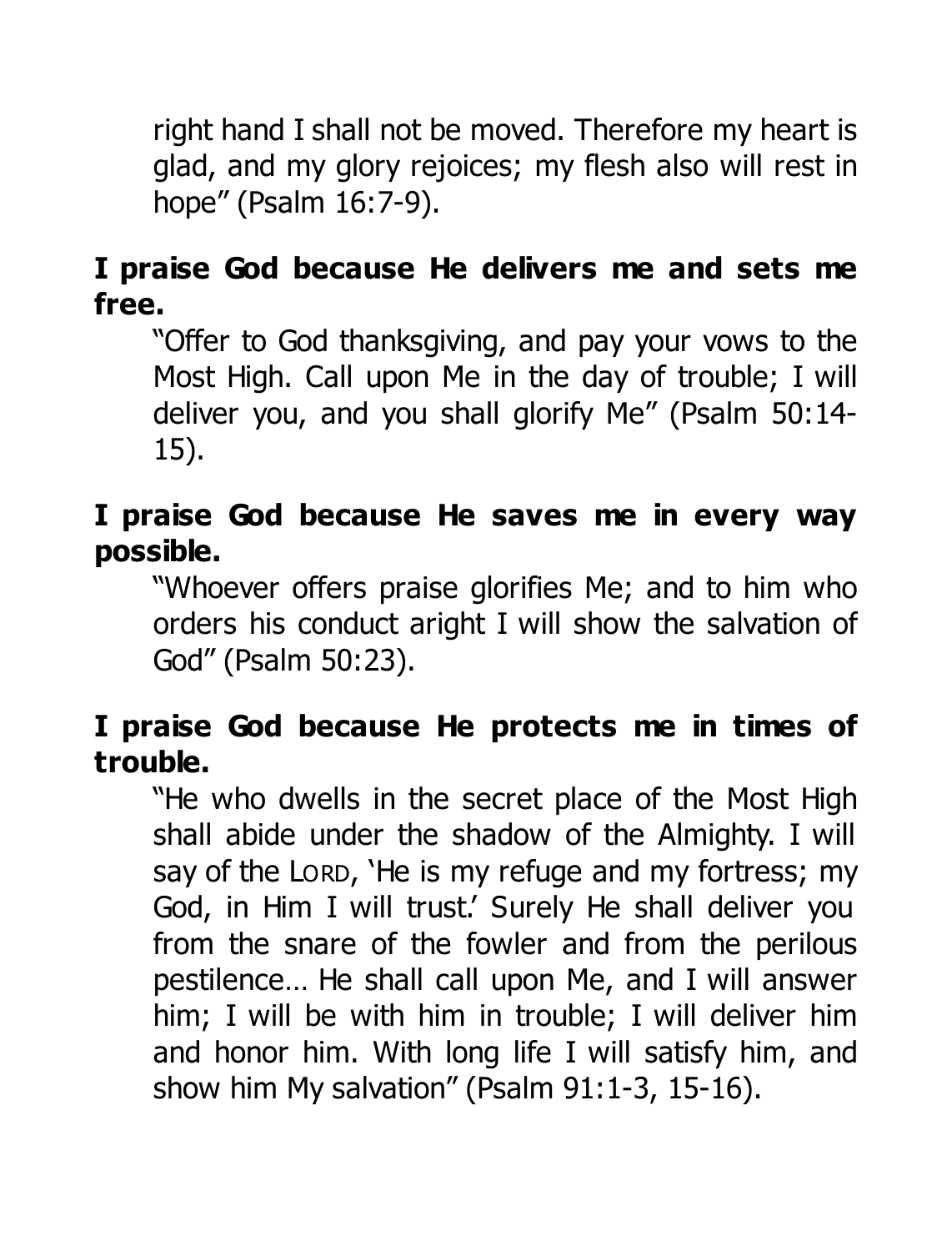right hand I shall not be moved. Therefore my heart is glad, and my glory rejoices; my flesh also will rest in hope" (Psalm 16:7-9).

**I praise God because He delivers me and sets me free.**

"Offer to God thanksgiving, and pay your vows to the Most High. Call upon Me in the day of trouble; I will deliver you, and you shall glorify Me" (Psalm 50:14-15).

**I praise God because He saves me in every way possible.**

"Whoever offers praise glorifies Me; and to him who orders his conduct aright I will show the salvation of God" (Psalm 50:23).

**I praise God because He protects me in times of trouble.**

"He who dwells in the secret place of the Most High shall abide under the shadow of the Almighty. I will say of the LORD, 'He is my refuge and my fortress; my God, in Him I will trust.' Surely He shall deliver you from the snare of the fowler and from the perilous pestilence… He shall call upon Me, and I will answer him; I will be with him in trouble; I will deliver him and honor him. With long life I will satisfy him, and show him My salvation" (Psalm 91:1-3, 15-16).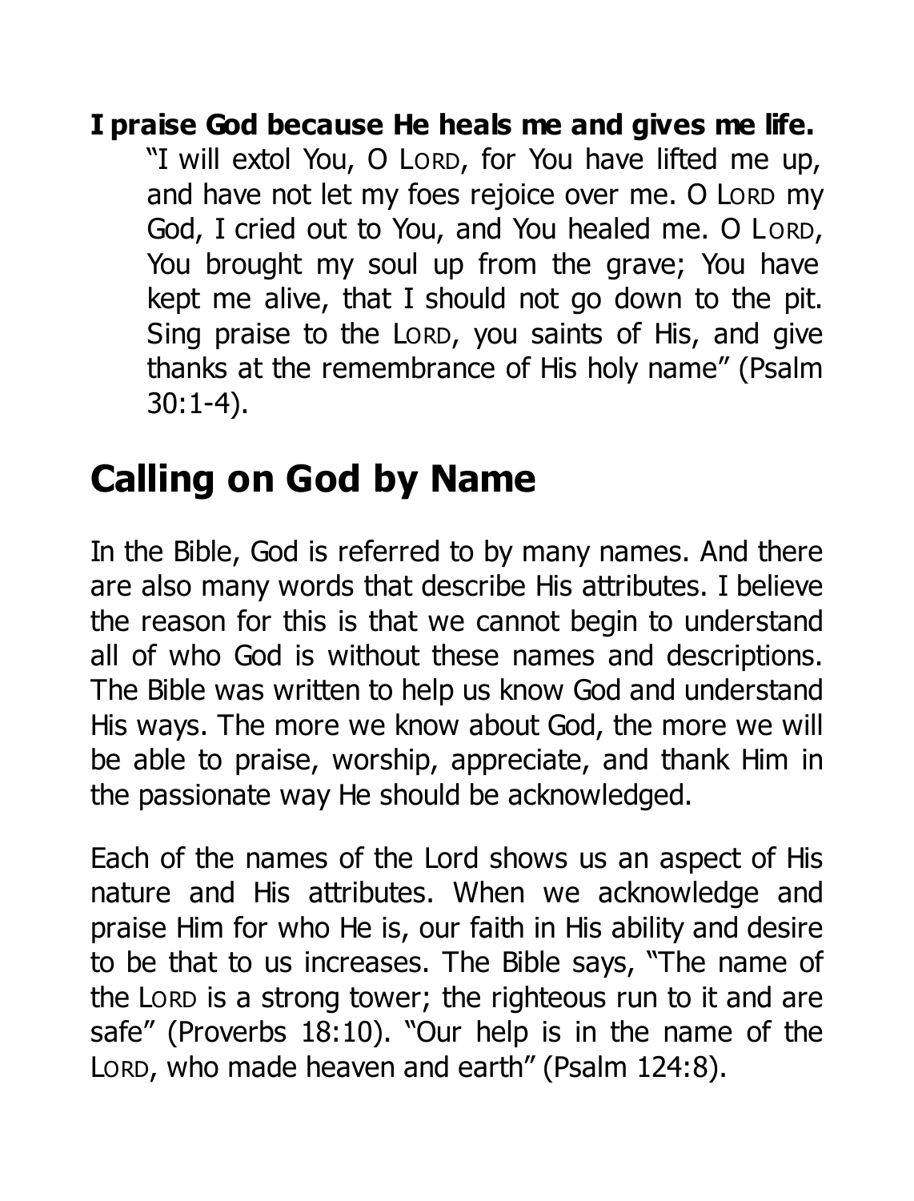**I praise God because He heals me and gives me life.**

"I will extol You, O LORD, for You have lifted me up, and have not let my foes rejoice over me. O LORD my God, I cried out to You, and You healed me. O LORD, You brought my soul up from the grave; You have kept me alive, that I should not go down to the pit. Sing praise to the LORD, you saints of His, and give thanks at the remembrance of His holy name" (Psalm 30:1-4).

## Calling on God by Name

In the Bible, God is referred to by many names. And there are also many words that describe His attributes. I believe the reason for this is that we cannot begin to understand all of who God is without these names and descriptions. The Bible was written to help us know God and understand His ways. The more we know about God, the more we will be able to praise, worship, appreciate, and thank Him in the passionate way He should be acknowledged.

Each of the names of the Lord shows us an aspect of His nature and His attributes. When we acknowledge and praise Him for who He is, our faith in His ability and desire to be that to us increases. The Bible says, "The name of the LORD is a strong tower; the righteous run to it and are safe" (Proverbs 18:10). "Our help is in the name of the LORD, who made heaven and earth" (Psalm 124:8).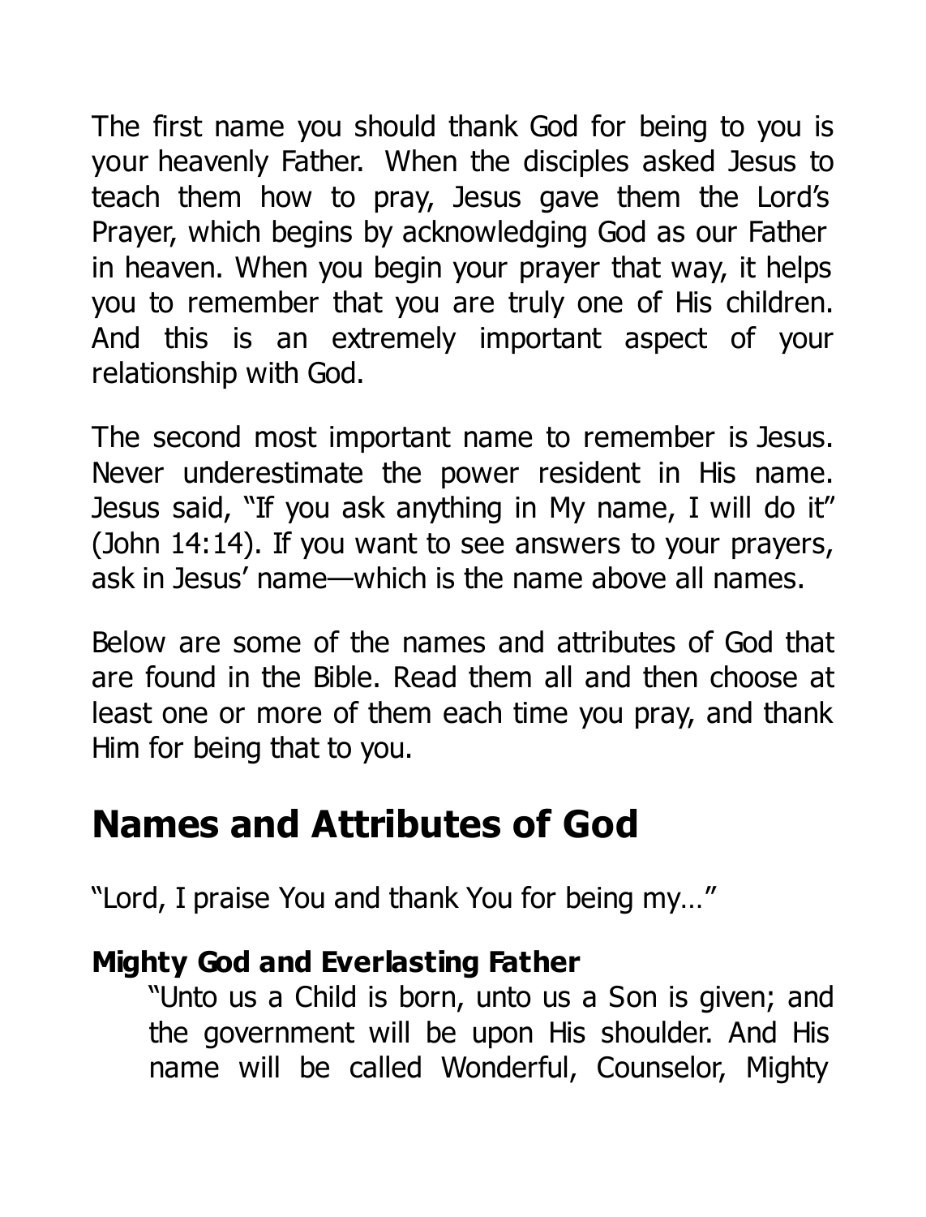The first name you should thank God for being to you is your heavenly Father. When the disciples asked Jesus to teach them how to pray, Jesus gave them the Lord's Prayer, which begins by acknowledging God as our Father in heaven. When you begin your prayer that way, it helps you to remember that you are truly one of His children. And this is an extremely important aspect of your relationship with God.

The second most important name to remember is Jesus. Never underestimate the power resident in His name. Jesus said, "If you ask anything in My name, I will do it" (John 14:14). If you want to see answers to your prayers, ask in Jesus' name—which is the name above all names.

Below are some of the names and attributes of God that are found in the Bible. Read them all and then choose at least one or more of them each time you pray, and thank Him for being that to you.

## Names and Attributes of God

"Lord, I praise You and thank You for being my…"

**Mighty God and Everlasting Father**

> "Unto us a Child is born, unto us a Son is given; and the government will be upon His shoulder. And His name will be called Wonderful, Counselor, Mighty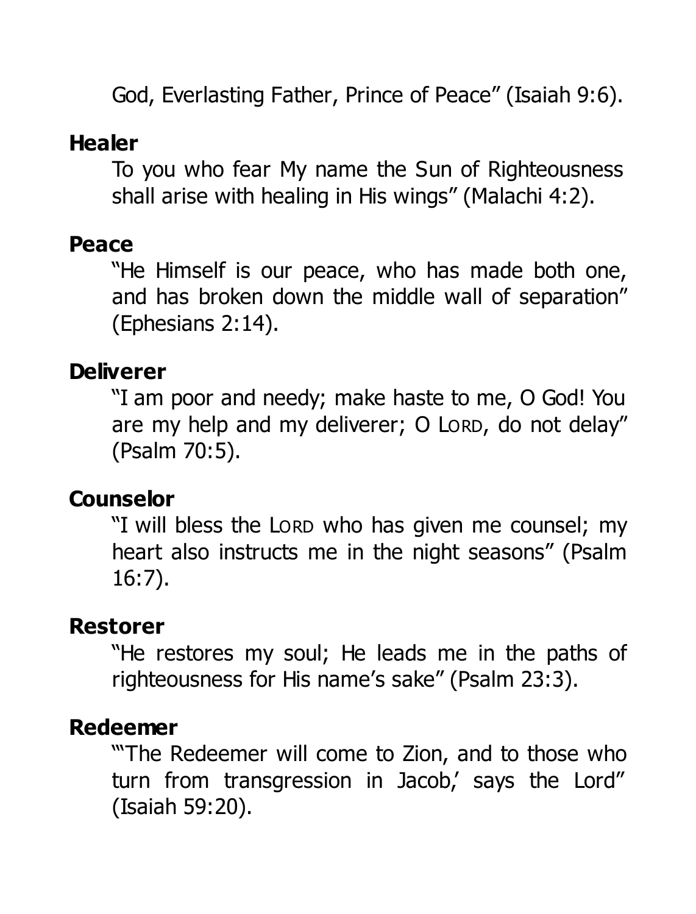God, Everlasting Father, Prince of Peace" (Isaiah 9:6).

**Healer**

To you who fear My name the Sun of Righteousness shall arise with healing in His wings" (Malachi 4:2).

**Peace**

"He Himself is our peace, who has made both one, and has broken down the middle wall of separation" (Ephesians 2:14).

**Deliverer**

"I am poor and needy; make haste to me, O God! You are my help and my deliverer; O LORD, do not delay" (Psalm 70:5).

**Counselor**

"I will bless the LORD who has given me counsel; my heart also instructs me in the night seasons" (Psalm 16:7).

**Restorer**

"He restores my soul; He leads me in the paths of righteousness for His name's sake" (Psalm 23:3).

**Redeemer**

"'The Redeemer will come to Zion, and to those who turn from transgression in Jacob,' says the Lord" (Isaiah 59:20).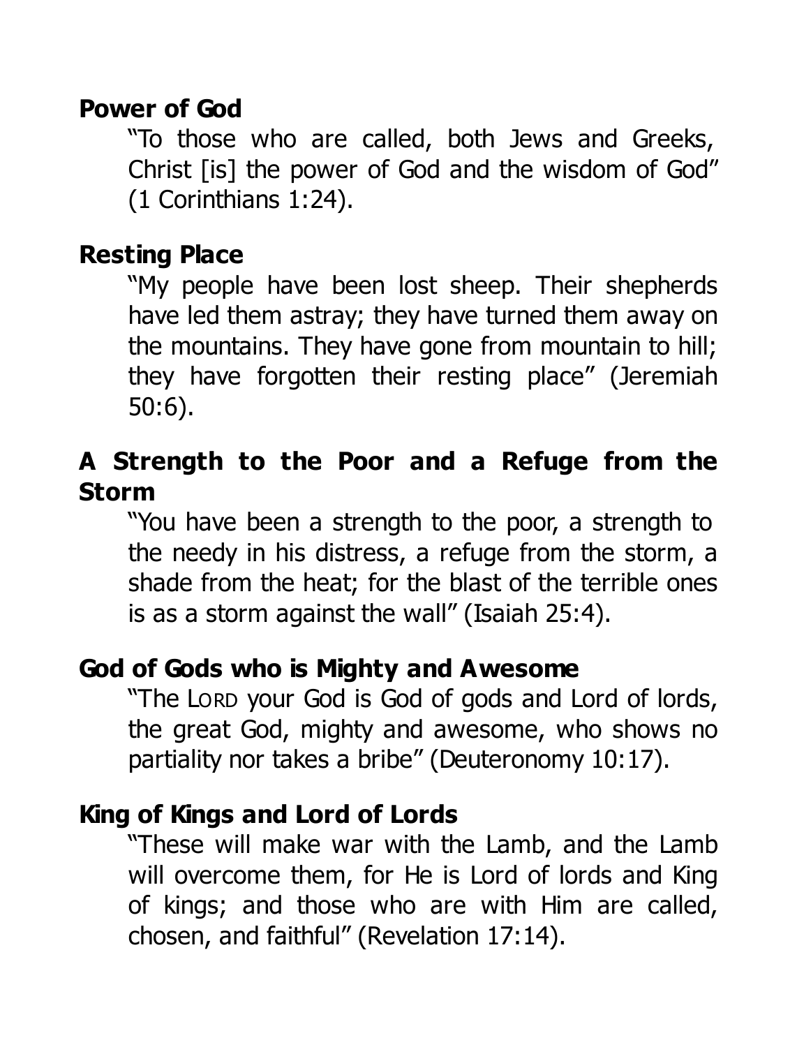**Power of God**

"To those who are called, both Jews and Greeks, Christ [is] the power of God and the wisdom of God" (1 Corinthians 1:24).

**Resting Place**

"My people have been lost sheep. Their shepherds have led them astray; they have turned them away on the mountains. They have gone from mountain to hill; they have forgotten their resting place" (Jeremiah 50:6).

**A Strength to the Poor and a Refuge from the Storm**

"You have been a strength to the poor, a strength to the needy in his distress, a refuge from the storm, a shade from the heat; for the blast of the terrible ones is as a storm against the wall" (Isaiah 25:4).

**God of Gods who is Mighty and Awesome**

"The LORD your God is God of gods and Lord of lords, the great God, mighty and awesome, who shows no partiality nor takes a bribe" (Deuteronomy 10:17).

**King of Kings and Lord of Lords**

"These will make war with the Lamb, and the Lamb will overcome them, for He is Lord of lords and King of kings; and those who are with Him are called, chosen, and faithful" (Revelation 17:14).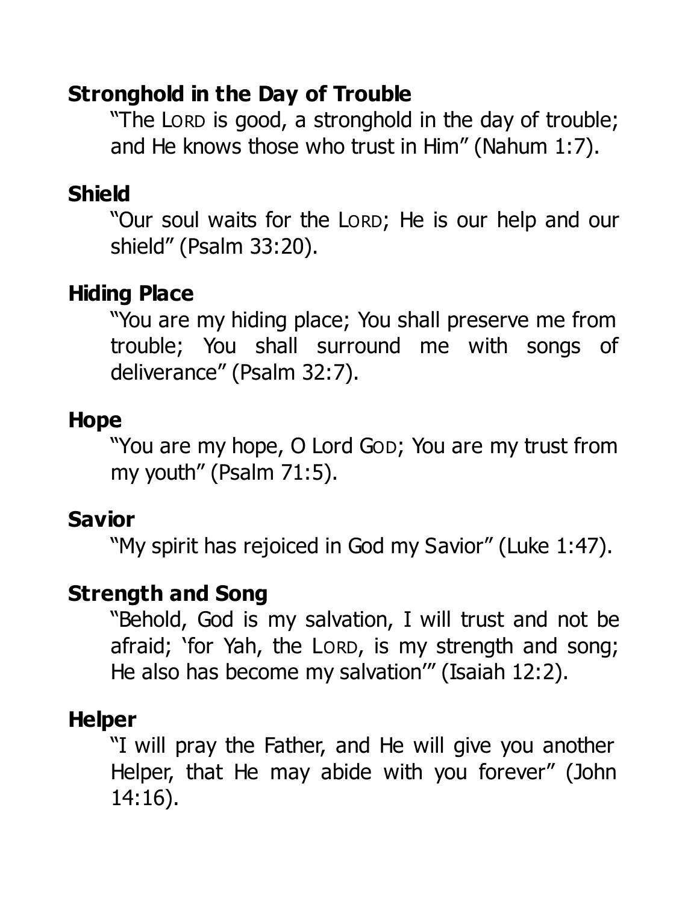**Stronghold in the Day of Trouble**

"The LORD is good, a stronghold in the day of trouble; and He knows those who trust in Him" (Nahum 1:7).

**Shield**

"Our soul waits for the LORD; He is our help and our shield" (Psalm 33:20).

**Hiding Place**

"You are my hiding place; You shall preserve me from trouble; You shall surround me with songs of deliverance" (Psalm 32:7).

**Hope**

"You are my hope, O Lord GOD; You are my trust from my youth" (Psalm 71:5).

**Savior**

"My spirit has rejoiced in God my Savior" (Luke 1:47).

**Strength and Song**

"Behold, God is my salvation, I will trust and not be afraid; 'for Yah, the LORD, is my strength and song; He also has become my salvation'" (Isaiah 12:2).

**Helper**

"I will pray the Father, and He will give you another Helper, that He may abide with you forever" (John 14:16).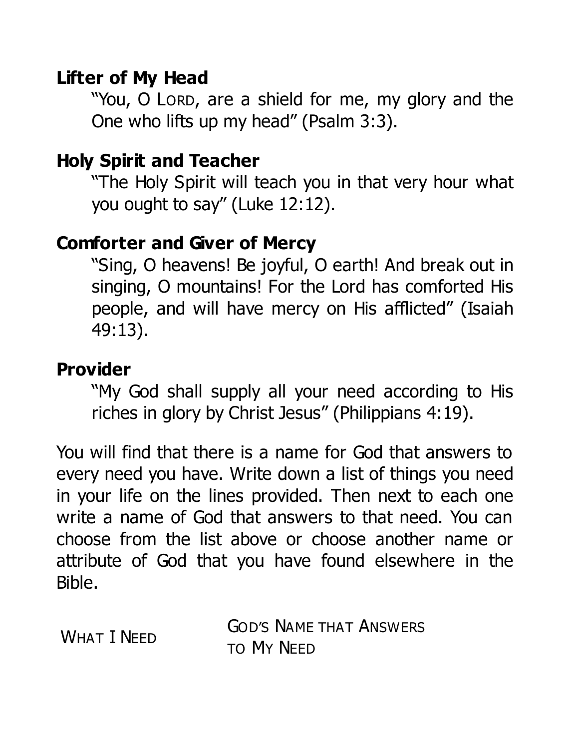**Lifter of My Head**

"You, O LORD, are a shield for me, my glory and the One who lifts up my head" (Psalm 3:3).

**Holy Spirit and Teacher**

"The Holy Spirit will teach you in that very hour what you ought to say" (Luke 12:12).

**Comforter and Giver of Mercy**

"Sing, O heavens! Be joyful, O earth! And break out in singing, O mountains! For the Lord has comforted His people, and will have mercy on His afflicted" (Isaiah 49:13).

**Provider**

"My God shall supply all your need according to His riches in glory by Christ Jesus" (Philippians 4:19).

You will find that there is a name for God that answers to every need you have. Write down a list of things you need in your life on the lines provided. Then next to each one write a name of God that answers to that need. You can choose from the list above or choose another name or attribute of God that you have found elsewhere in the Bible.

| WHAT I NEED | GOD'S NAME THAT ANSWERS TO MY NEED |
| --- | --- |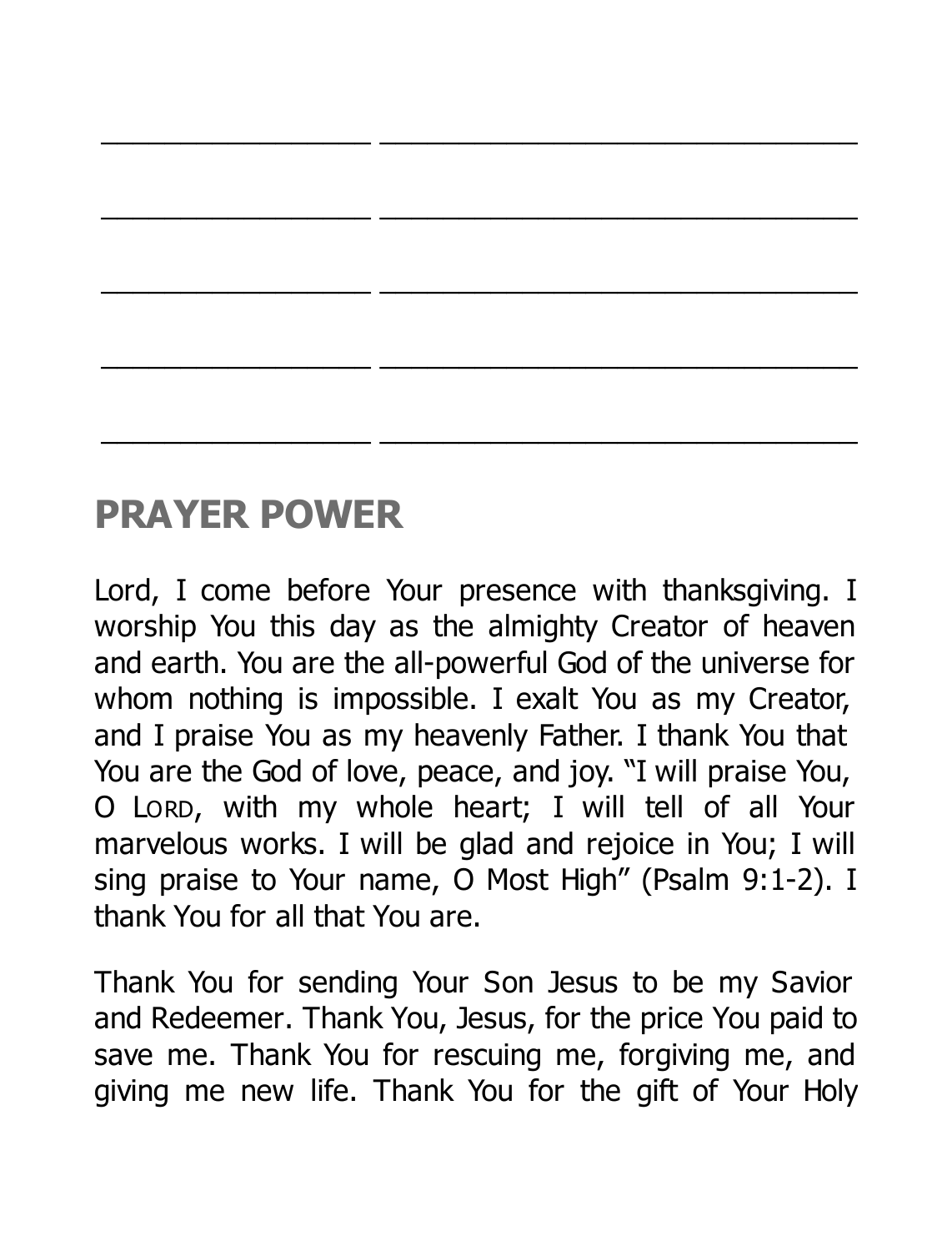________________ ____________________________

________________ ____________________________

________________ ____________________________

________________ ____________________________

________________ ____________________________

## PRAYER POWER

Lord, I come before Your presence with thanksgiving. I worship You this day as the almighty Creator of heaven and earth. You are the all-powerful God of the universe for whom nothing is impossible. I exalt You as my Creator, and I praise You as my heavenly Father. I thank You that You are the God of love, peace, and joy. "I will praise You, O LORD, with my whole heart; I will tell of all Your marvelous works. I will be glad and rejoice in You; I will sing praise to Your name, O Most High" (Psalm 9:1-2). I thank You for all that You are.

Thank You for sending Your Son Jesus to be my Savior and Redeemer. Thank You, Jesus, for the price You paid to save me. Thank You for rescuing me, forgiving me, and giving me new life. Thank You for the gift of Your Holy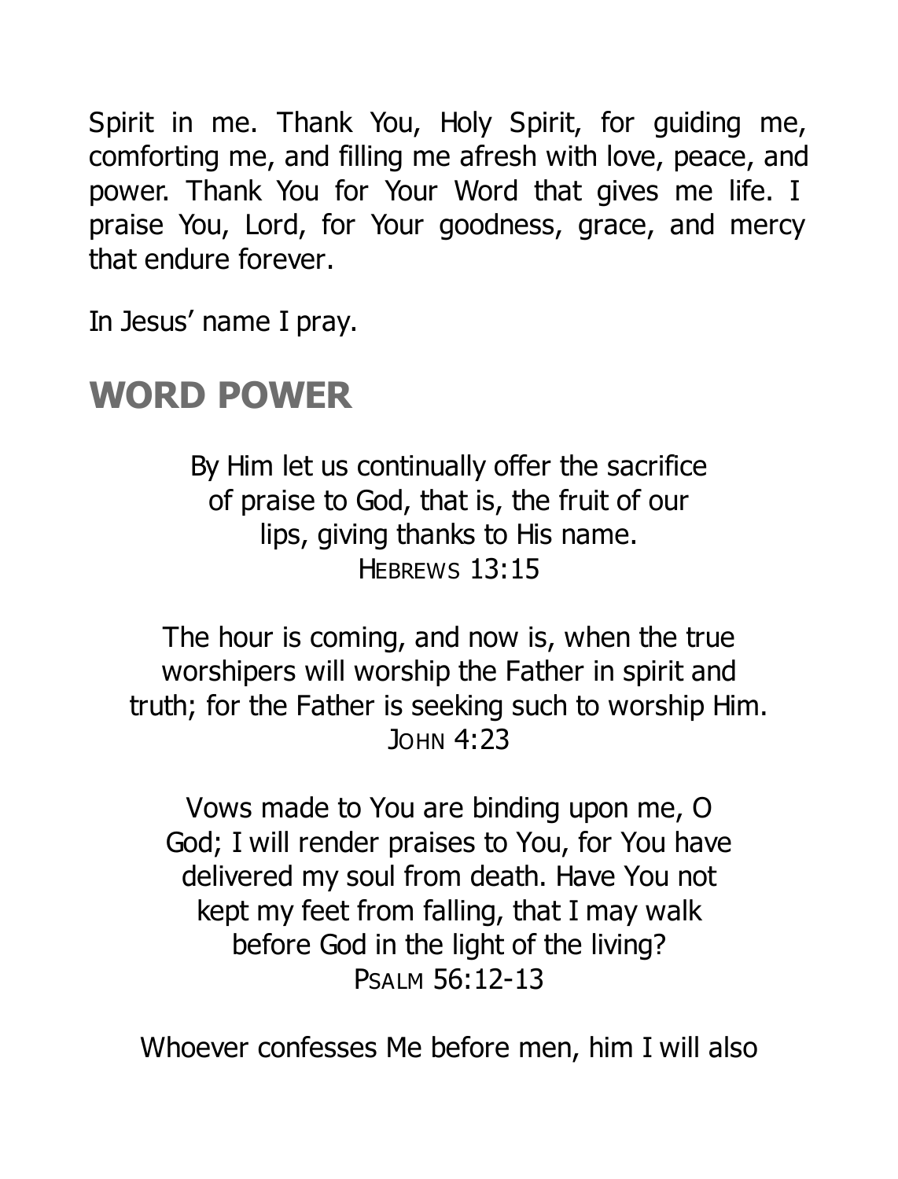Spirit in me. Thank You, Holy Spirit, for guiding me, comforting me, and filling me afresh with love, peace, and power. Thank You for Your Word that gives me life. I praise You, Lord, for Your goodness, grace, and mercy that endure forever.

In Jesus' name I pray.

## WORD POWER

By Him let us continually offer the sacrifice of praise to God, that is, the fruit of our lips, giving thanks to His name.
HEBREWS 13:15

The hour is coming, and now is, when the true worshipers will worship the Father in spirit and truth; for the Father is seeking such to worship Him.
JOHN 4:23

Vows made to You are binding upon me, O God; I will render praises to You, for You have delivered my soul from death. Have You not kept my feet from falling, that I may walk before God in the light of the living?
PSALM 56:12-13

Whoever confesses Me before men, him I will also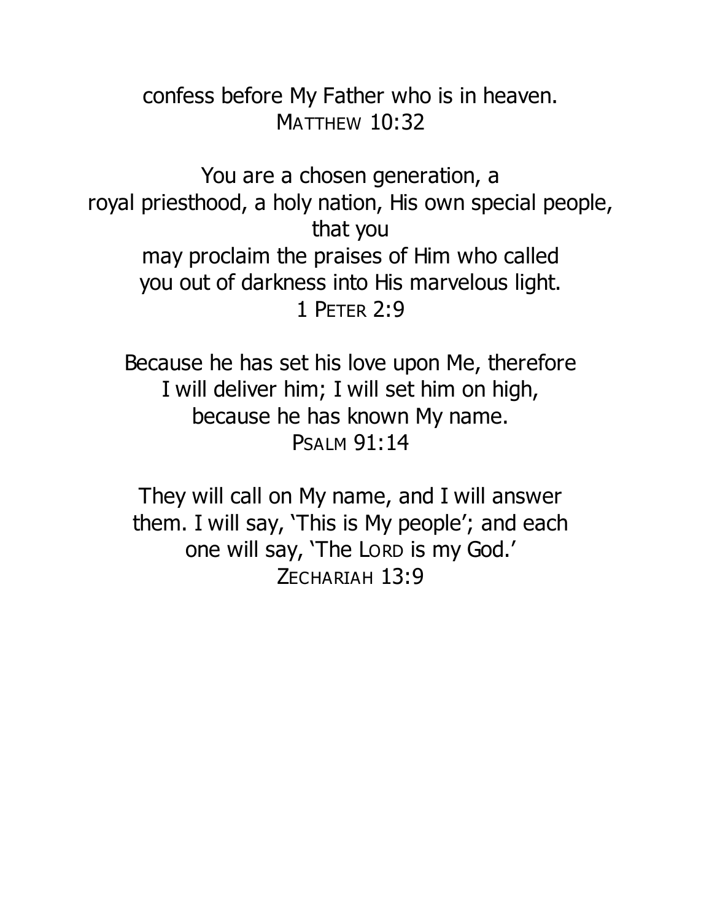confess before My Father who is in heaven.
MATTHEW 10:32

You are a chosen generation, a
royal priesthood, a holy nation, His own special people,
that you
may proclaim the praises of Him who called
you out of darkness into His marvelous light.
1 PETER 2:9

Because he has set his love upon Me, therefore
I will deliver him; I will set him on high,
because he has known My name.
PSALM 91:14

They will call on My name, and I will answer
them. I will say, 'This is My people'; and each
one will say, 'The LORD is my God.'
ZECHARIAH 13:9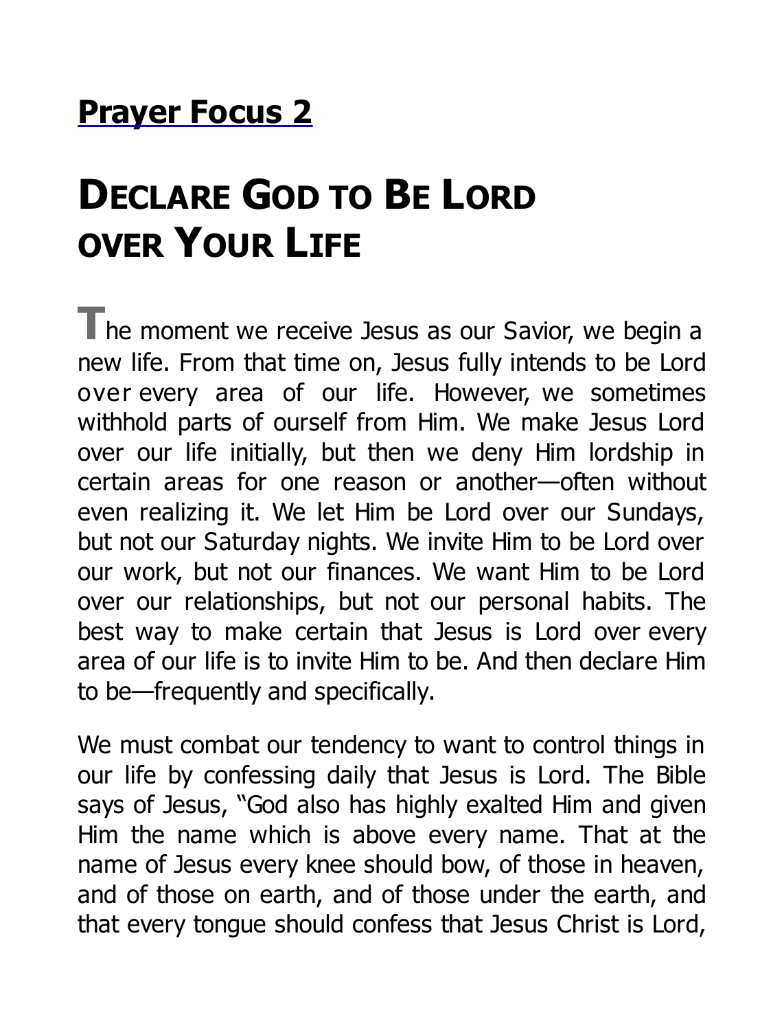## Prayer Focus 2

# DECLARE GOD TO BE LORD OVER YOUR LIFE

The moment we receive Jesus as our Savior, we begin a new life. From that time on, Jesus fully intends to be Lord over every area of our life. However, we sometimes withhold parts of ourself from Him. We make Jesus Lord over our life initially, but then we deny Him lordship in certain areas for one reason or another—often without even realizing it. We let Him be Lord over our Sundays, but not our Saturday nights. We invite Him to be Lord over our work, but not our finances. We want Him to be Lord over our relationships, but not our personal habits. The best way to make certain that Jesus is Lord over every area of our life is to invite Him to be. And then declare Him to be—frequently and specifically.

We must combat our tendency to want to control things in our life by confessing daily that Jesus is Lord. The Bible says of Jesus, "God also has highly exalted Him and given Him the name which is above every name. That at the name of Jesus every knee should bow, of those in heaven, and of those on earth, and of those under the earth, and that every tongue should confess that Jesus Christ is Lord,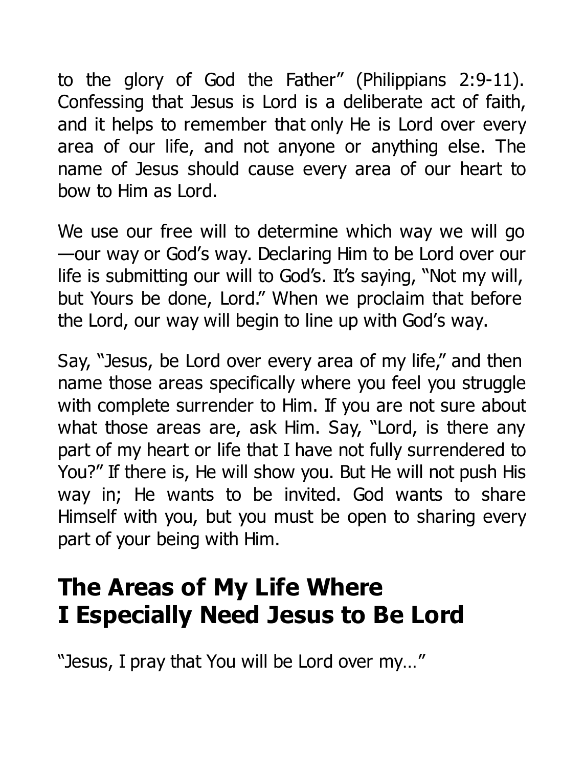to the glory of God the Father" (Philippians 2:9-11). Confessing that Jesus is Lord is a deliberate act of faith, and it helps to remember that only He is Lord over every area of our life, and not anyone or anything else. The name of Jesus should cause every area of our heart to bow to Him as Lord.

We use our free will to determine which way we will go—our way or God's way. Declaring Him to be Lord over our life is submitting our will to God's. It's saying, "Not my will, but Yours be done, Lord." When we proclaim that before the Lord, our way will begin to line up with God's way.

Say, "Jesus, be Lord over every area of my life," and then name those areas specifically where you feel you struggle with complete surrender to Him. If you are not sure about what those areas are, ask Him. Say, "Lord, is there any part of my heart or life that I have not fully surrendered to You?" If there is, He will show you. But He will not push His way in; He wants to be invited. God wants to share Himself with you, but you must be open to sharing every part of your being with Him.

## The Areas of My Life Where I Especially Need Jesus to Be Lord

"Jesus, I pray that You will be Lord over my…"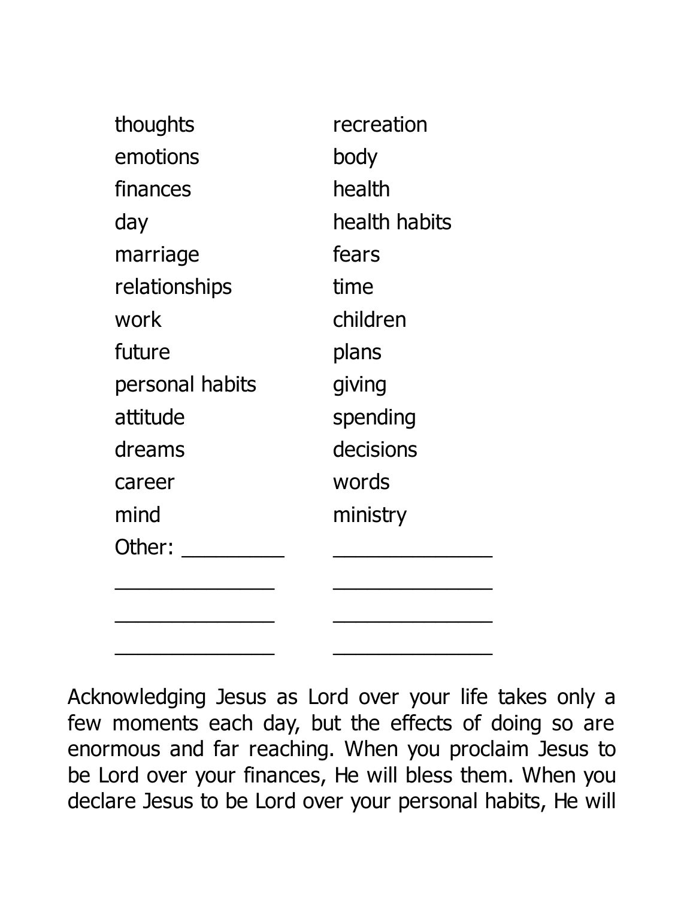| | |
|---|---|
| thoughts | recreation |
| emotions | body |
| finances | health |
| day | health habits |
| marriage | fears |
| relationships | time |
| work | children |
| future | plans |
| personal habits | giving |
| attitude | spending |
| dreams | decisions |
| career | words |
| mind | ministry |
| Other: _________ | ______________ |
| ______________ | ______________ |
| ______________ | ______________ |
| ______________ | ______________ |

Acknowledging Jesus as Lord over your life takes only a few moments each day, but the effects of doing so are enormous and far reaching. When you proclaim Jesus to be Lord over your finances, He will bless them. When you declare Jesus to be Lord over your personal habits, He will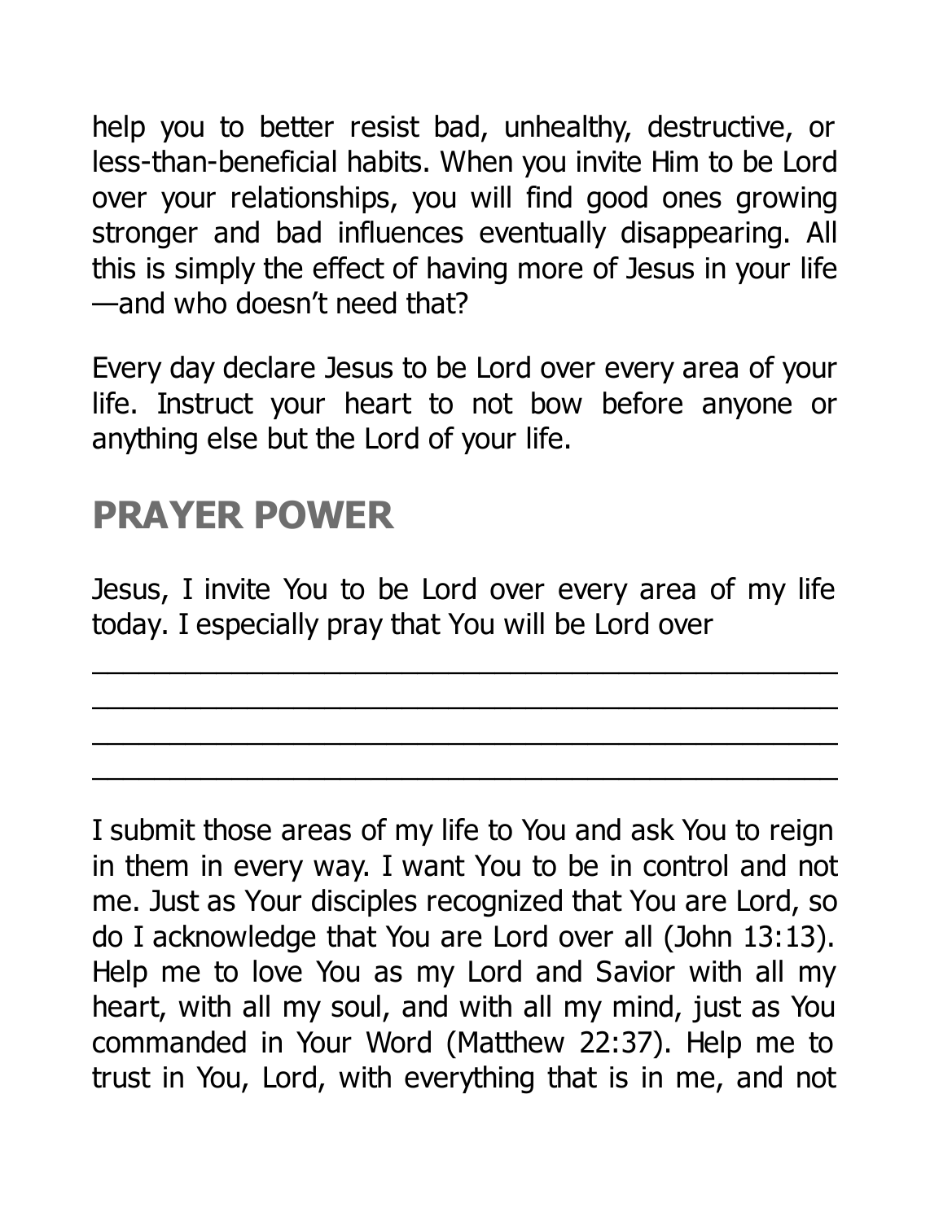help you to better resist bad, unhealthy, destructive, or less-than-beneficial habits. When you invite Him to be Lord over your relationships, you will find good ones growing stronger and bad influences eventually disappearing. All this is simply the effect of having more of Jesus in your life—and who doesn't need that?

Every day declare Jesus to be Lord over every area of your life. Instruct your heart to not bow before anyone or anything else but the Lord of your life.

## PRAYER POWER

Jesus, I invite You to be Lord over every area of my life today. I especially pray that You will be Lord over

______________________________________________
______________________________________________
______________________________________________
______________________________________________

I submit those areas of my life to You and ask You to reign in them in every way. I want You to be in control and not me. Just as Your disciples recognized that You are Lord, so do I acknowledge that You are Lord over all (John 13:13). Help me to love You as my Lord and Savior with all my heart, with all my soul, and with all my mind, just as You commanded in Your Word (Matthew 22:37). Help me to trust in You, Lord, with everything that is in me, and not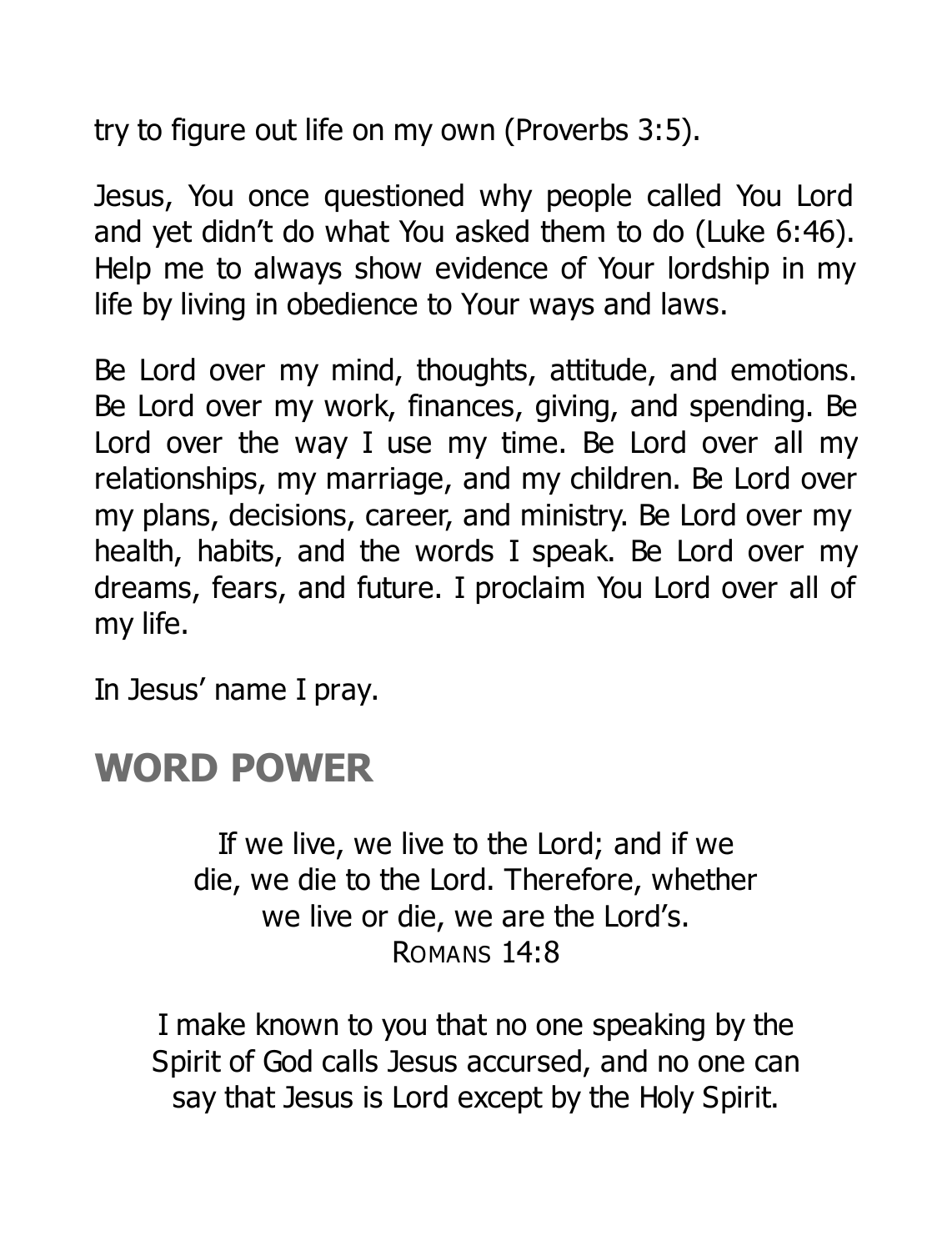try to figure out life on my own (Proverbs 3:5).

Jesus, You once questioned why people called You Lord and yet didn't do what You asked them to do (Luke 6:46). Help me to always show evidence of Your lordship in my life by living in obedience to Your ways and laws.

Be Lord over my mind, thoughts, attitude, and emotions. Be Lord over my work, finances, giving, and spending. Be Lord over the way I use my time. Be Lord over all my relationships, my marriage, and my children. Be Lord over my plans, decisions, career, and ministry. Be Lord over my health, habits, and the words I speak. Be Lord over my dreams, fears, and future. I proclaim You Lord over all of my life.

In Jesus' name I pray.

## WORD POWER

If we live, we live to the Lord; and if we die, we die to the Lord. Therefore, whether we live or die, we are the Lord's.
ROMANS 14:8

I make known to you that no one speaking by the Spirit of God calls Jesus accursed, and no one can say that Jesus is Lord except by the Holy Spirit.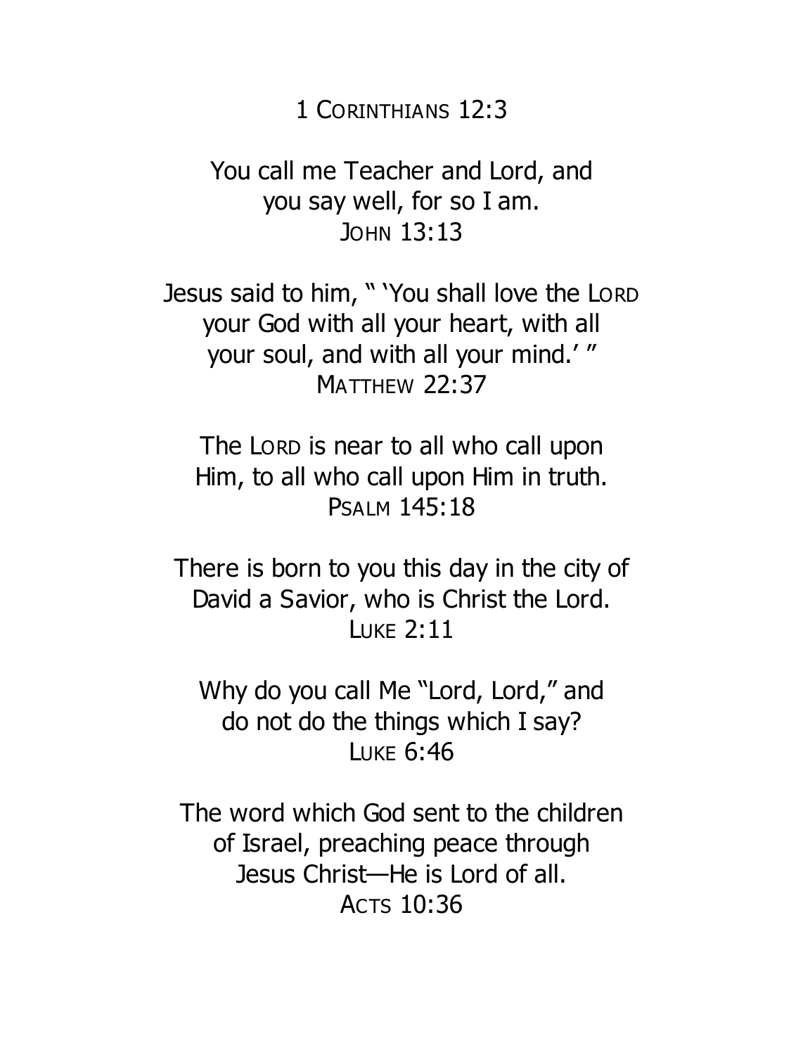1 CORINTHIANS 12:3

You call me Teacher and Lord, and you say well, for so I am.
JOHN 13:13

Jesus said to him, " 'You shall love the LORD your God with all your heart, with all your soul, and with all your mind.' "
MATTHEW 22:37

The LORD is near to all who call upon Him, to all who call upon Him in truth.
PSALM 145:18

There is born to you this day in the city of David a Savior, who is Christ the Lord.
LUKE 2:11

Why do you call Me "Lord, Lord," and do not do the things which I say?
LUKE 6:46

The word which God sent to the children of Israel, preaching peace through Jesus Christ—He is Lord of all.
ACTS 10:36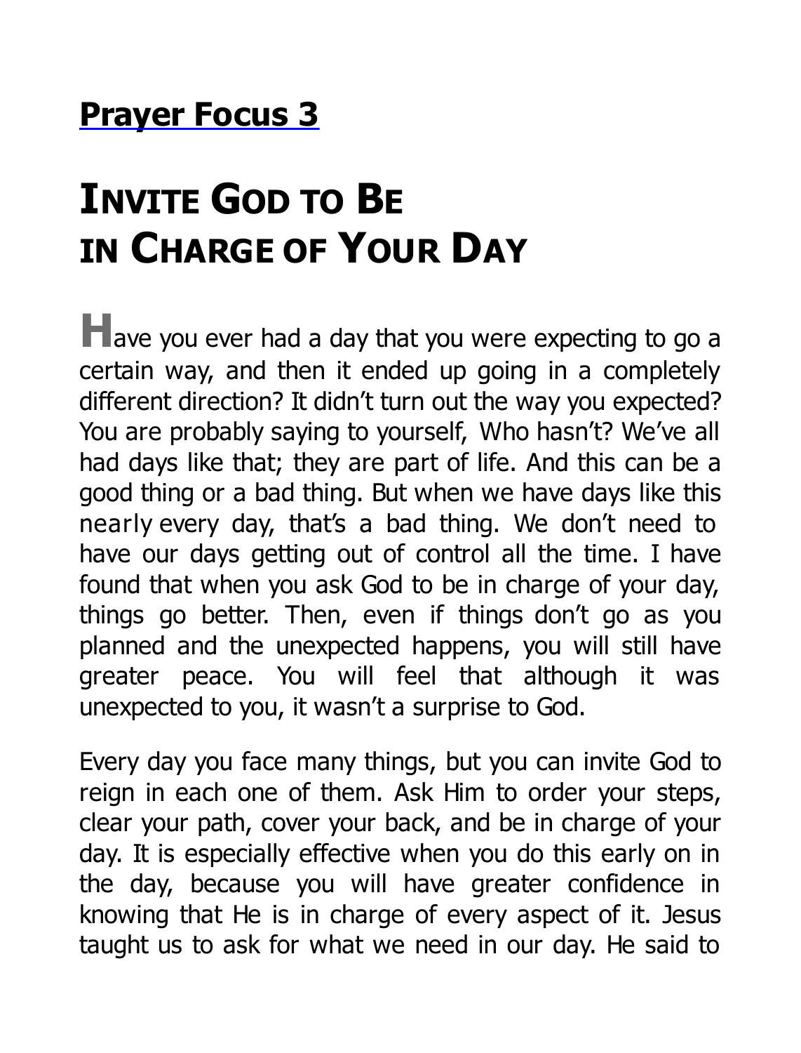## Prayer Focus 3

# INVITE GOD TO BE IN CHARGE OF YOUR DAY

Have you ever had a day that you were expecting to go a certain way, and then it ended up going in a completely different direction? It didn't turn out the way you expected? You are probably saying to yourself, Who hasn't? We've all had days like that; they are part of life. And this can be a good thing or a bad thing. But when we have days like this nearly every day, that's a bad thing. We don't need to have our days getting out of control all the time. I have found that when you ask God to be in charge of your day, things go better. Then, even if things don't go as you planned and the unexpected happens, you will still have greater peace. You will feel that although it was unexpected to you, it wasn't a surprise to God.

Every day you face many things, but you can invite God to reign in each one of them. Ask Him to order your steps, clear your path, cover your back, and be in charge of your day. It is especially effective when you do this early on in the day, because you will have greater confidence in knowing that He is in charge of every aspect of it. Jesus taught us to ask for what we need in our day. He said to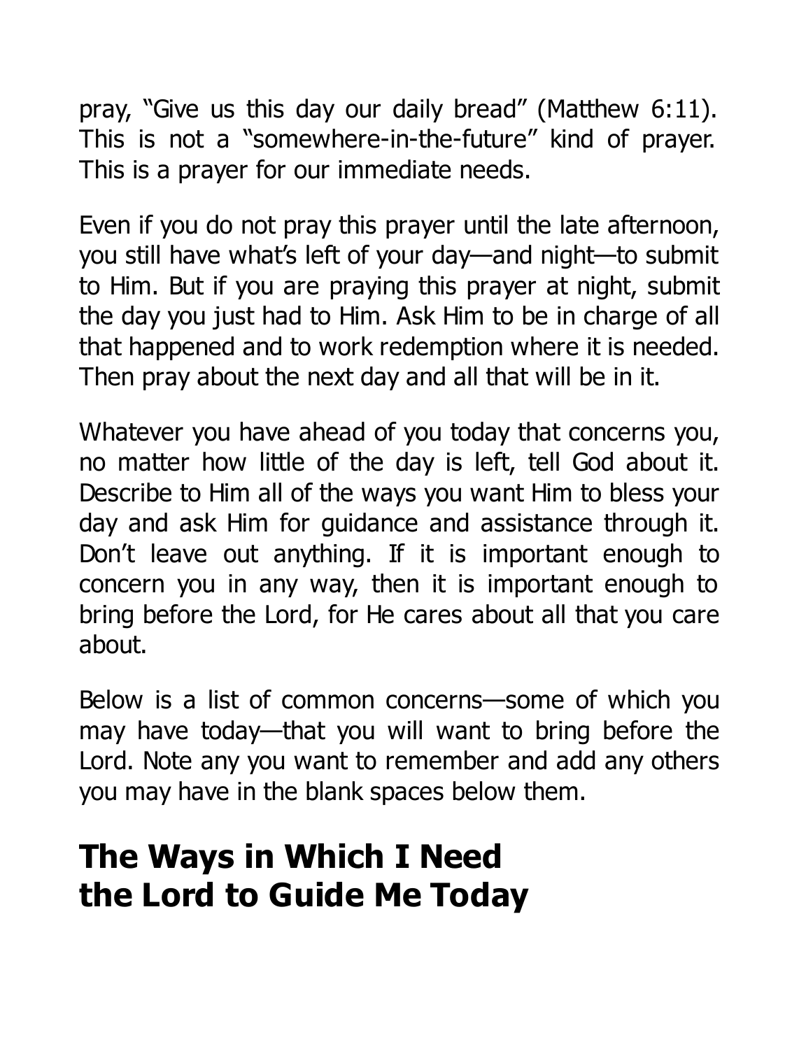pray, "Give us this day our daily bread" (Matthew 6:11). This is not a "somewhere-in-the-future" kind of prayer. This is a prayer for our immediate needs.

Even if you do not pray this prayer until the late afternoon, you still have what's left of your day—and night—to submit to Him. But if you are praying this prayer at night, submit the day you just had to Him. Ask Him to be in charge of all that happened and to work redemption where it is needed. Then pray about the next day and all that will be in it.

Whatever you have ahead of you today that concerns you, no matter how little of the day is left, tell God about it. Describe to Him all of the ways you want Him to bless your day and ask Him for guidance and assistance through it. Don't leave out anything. If it is important enough to concern you in any way, then it is important enough to bring before the Lord, for He cares about all that you care about.

Below is a list of common concerns—some of which you may have today—that you will want to bring before the Lord. Note any you want to remember and add any others you may have in the blank spaces below them.

## The Ways in Which I Need the Lord to Guide Me Today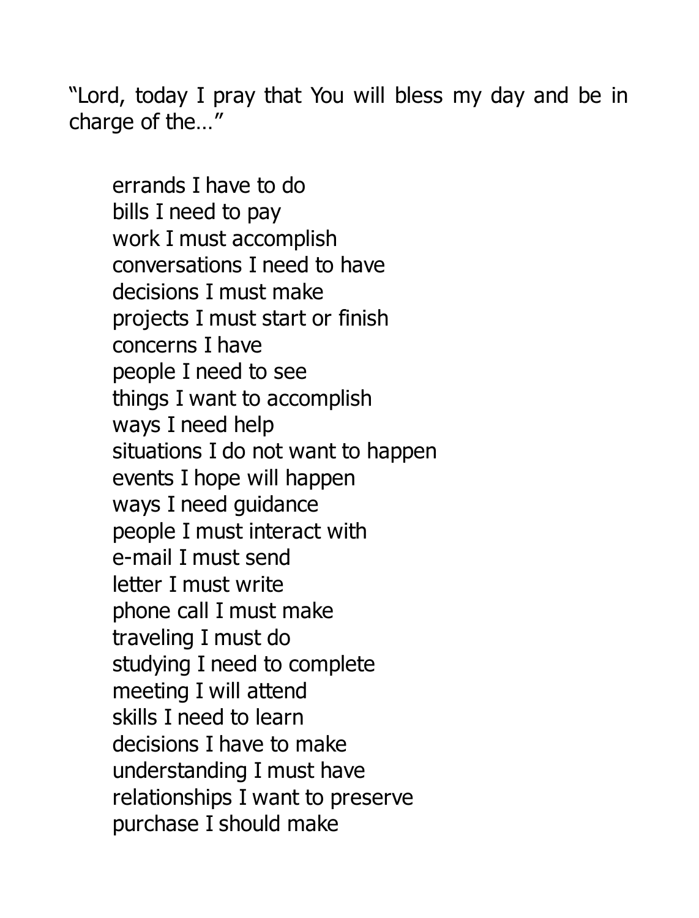"Lord, today I pray that You will bless my day and be in charge of the…"

errands I have to do
bills I need to pay
work I must accomplish
conversations I need to have
decisions I must make
projects I must start or finish
concerns I have
people I need to see
things I want to accomplish
ways I need help
situations I do not want to happen
events I hope will happen
ways I need guidance
people I must interact with
e-mail I must send
letter I must write
phone call I must make
traveling I must do
studying I need to complete
meeting I will attend
skills I need to learn
decisions I have to make
understanding I must have
relationships I want to preserve
purchase I should make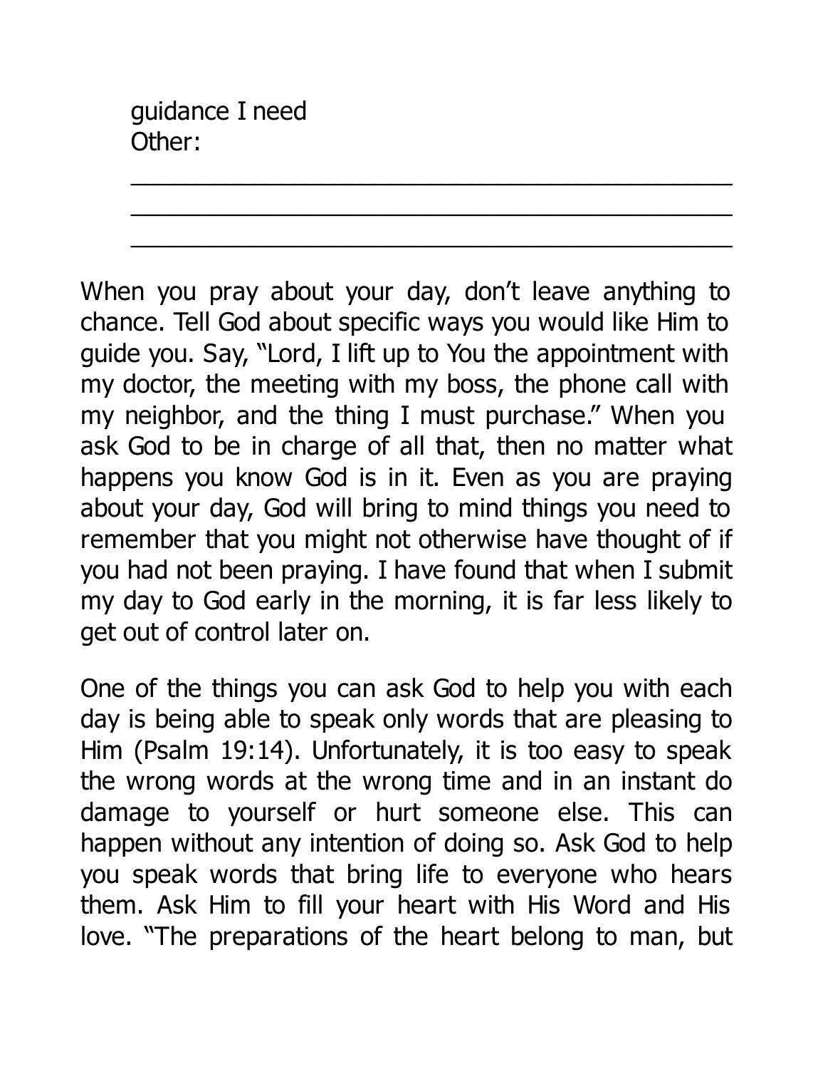guidance I need
Other:

______________________________________________
______________________________________________
______________________________________________

When you pray about your day, don't leave anything to chance. Tell God about specific ways you would like Him to guide you. Say, "Lord, I lift up to You the appointment with my doctor, the meeting with my boss, the phone call with my neighbor, and the thing I must purchase." When you ask God to be in charge of all that, then no matter what happens you know God is in it. Even as you are praying about your day, God will bring to mind things you need to remember that you might not otherwise have thought of if you had not been praying. I have found that when I submit my day to God early in the morning, it is far less likely to get out of control later on.

One of the things you can ask God to help you with each day is being able to speak only words that are pleasing to Him (Psalm 19:14). Unfortunately, it is too easy to speak the wrong words at the wrong time and in an instant do damage to yourself or hurt someone else. This can happen without any intention of doing so. Ask God to help you speak words that bring life to everyone who hears them. Ask Him to fill your heart with His Word and His love. "The preparations of the heart belong to man, but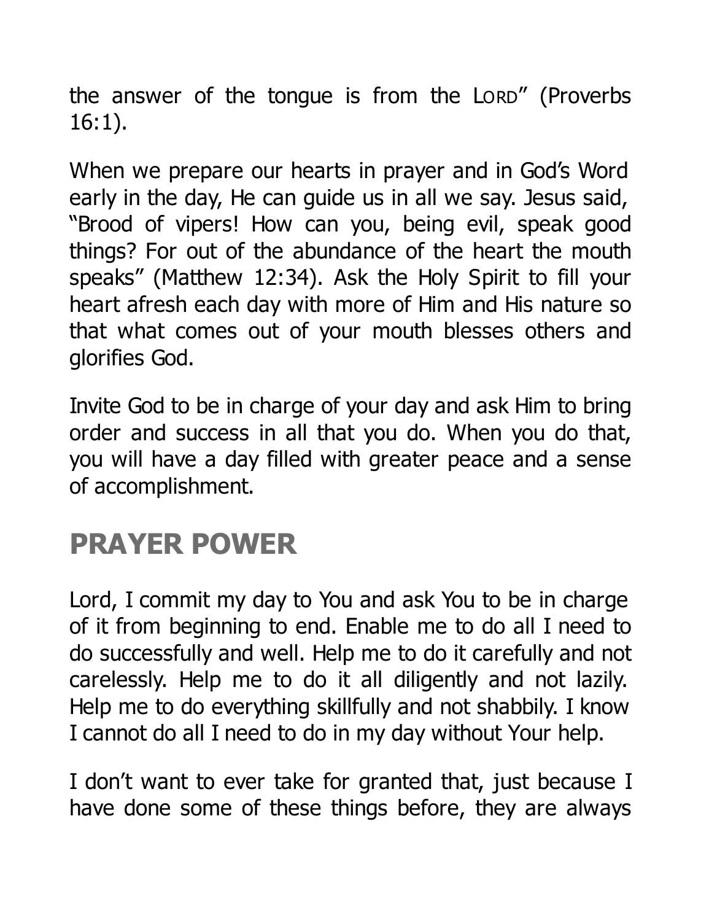the answer of the tongue is from the LORD" (Proverbs 16:1).

When we prepare our hearts in prayer and in God's Word early in the day, He can guide us in all we say. Jesus said, "Brood of vipers! How can you, being evil, speak good things? For out of the abundance of the heart the mouth speaks" (Matthew 12:34). Ask the Holy Spirit to fill your heart afresh each day with more of Him and His nature so that what comes out of your mouth blesses others and glorifies God.

Invite God to be in charge of your day and ask Him to bring order and success in all that you do. When you do that, you will have a day filled with greater peace and a sense of accomplishment.

## PRAYER POWER

Lord, I commit my day to You and ask You to be in charge of it from beginning to end. Enable me to do all I need to do successfully and well. Help me to do it carefully and not carelessly. Help me to do it all diligently and not lazily. Help me to do everything skillfully and not shabbily. I know I cannot do all I need to do in my day without Your help.

I don't want to ever take for granted that, just because I have done some of these things before, they are always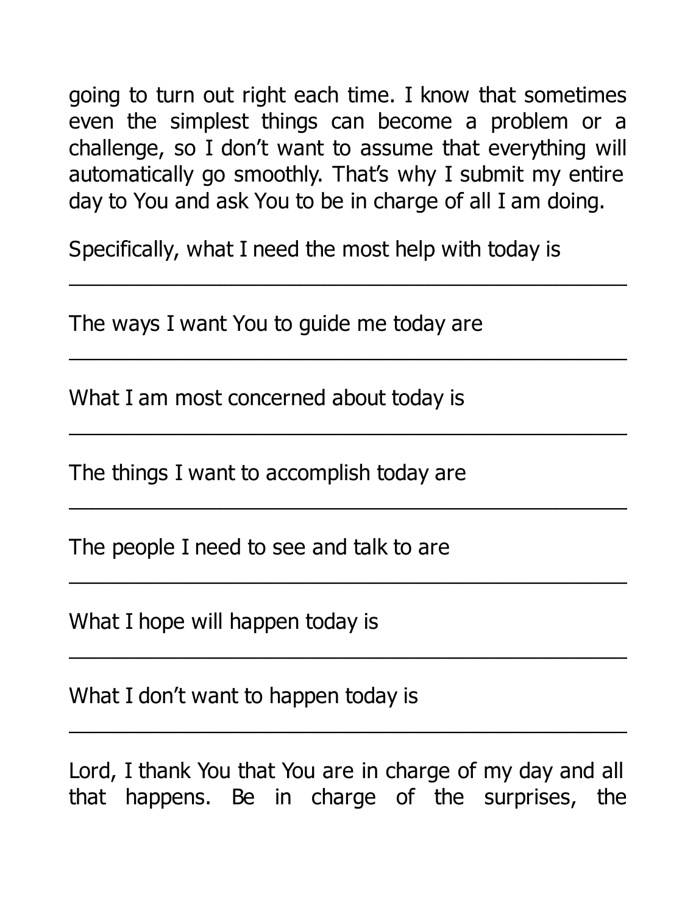going to turn out right each time. I know that sometimes even the simplest things can become a problem or a challenge, so I don't want to assume that everything will automatically go smoothly. That's why I submit my entire day to You and ask You to be in charge of all I am doing.

Specifically, what I need the most help with today is

\_\_\_\_\_\_\_\_\_\_\_\_\_\_\_\_\_\_\_\_\_\_\_\_\_\_\_\_\_\_\_\_\_\_\_\_\_\_\_\_\_\_\_\_\_\_\_\_

The ways I want You to guide me today are

\_\_\_\_\_\_\_\_\_\_\_\_\_\_\_\_\_\_\_\_\_\_\_\_\_\_\_\_\_\_\_\_\_\_\_\_\_\_\_\_\_\_\_\_\_\_\_\_

What I am most concerned about today is

\_\_\_\_\_\_\_\_\_\_\_\_\_\_\_\_\_\_\_\_\_\_\_\_\_\_\_\_\_\_\_\_\_\_\_\_\_\_\_\_\_\_\_\_\_\_\_\_

The things I want to accomplish today are

\_\_\_\_\_\_\_\_\_\_\_\_\_\_\_\_\_\_\_\_\_\_\_\_\_\_\_\_\_\_\_\_\_\_\_\_\_\_\_\_\_\_\_\_\_\_\_\_

The people I need to see and talk to are

\_\_\_\_\_\_\_\_\_\_\_\_\_\_\_\_\_\_\_\_\_\_\_\_\_\_\_\_\_\_\_\_\_\_\_\_\_\_\_\_\_\_\_\_\_\_\_\_

What I hope will happen today is

\_\_\_\_\_\_\_\_\_\_\_\_\_\_\_\_\_\_\_\_\_\_\_\_\_\_\_\_\_\_\_\_\_\_\_\_\_\_\_\_\_\_\_\_\_\_\_\_

What I don't want to happen today is

\_\_\_\_\_\_\_\_\_\_\_\_\_\_\_\_\_\_\_\_\_\_\_\_\_\_\_\_\_\_\_\_\_\_\_\_\_\_\_\_\_\_\_\_\_\_\_\_

Lord, I thank You that You are in charge of my day and all that happens. Be in charge of the surprises, the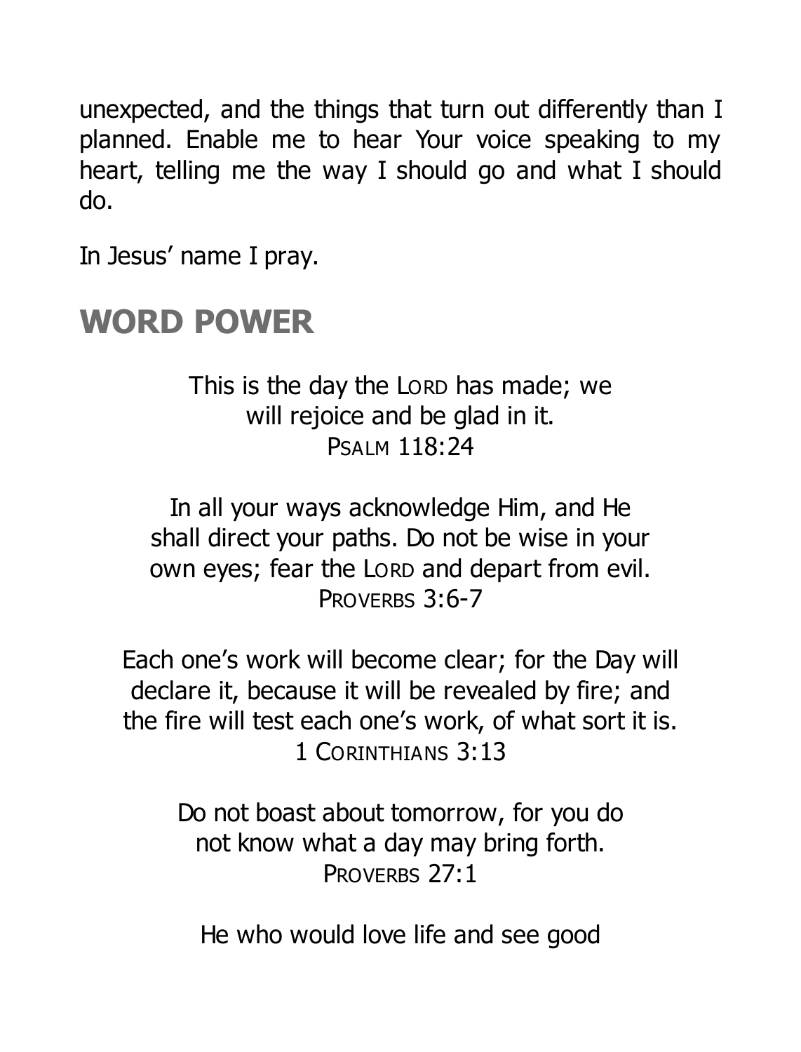unexpected, and the things that turn out differently than I planned. Enable me to hear Your voice speaking to my heart, telling me the way I should go and what I should do.

In Jesus' name I pray.

## WORD POWER

This is the day the LORD has made; we will rejoice and be glad in it.
PSALM 118:24

In all your ways acknowledge Him, and He shall direct your paths. Do not be wise in your own eyes; fear the LORD and depart from evil.
PROVERBS 3:6-7

Each one's work will become clear; for the Day will declare it, because it will be revealed by fire; and the fire will test each one's work, of what sort it is.
1 CORINTHIANS 3:13

Do not boast about tomorrow, for you do not know what a day may bring forth.
PROVERBS 27:1

He who would love life and see good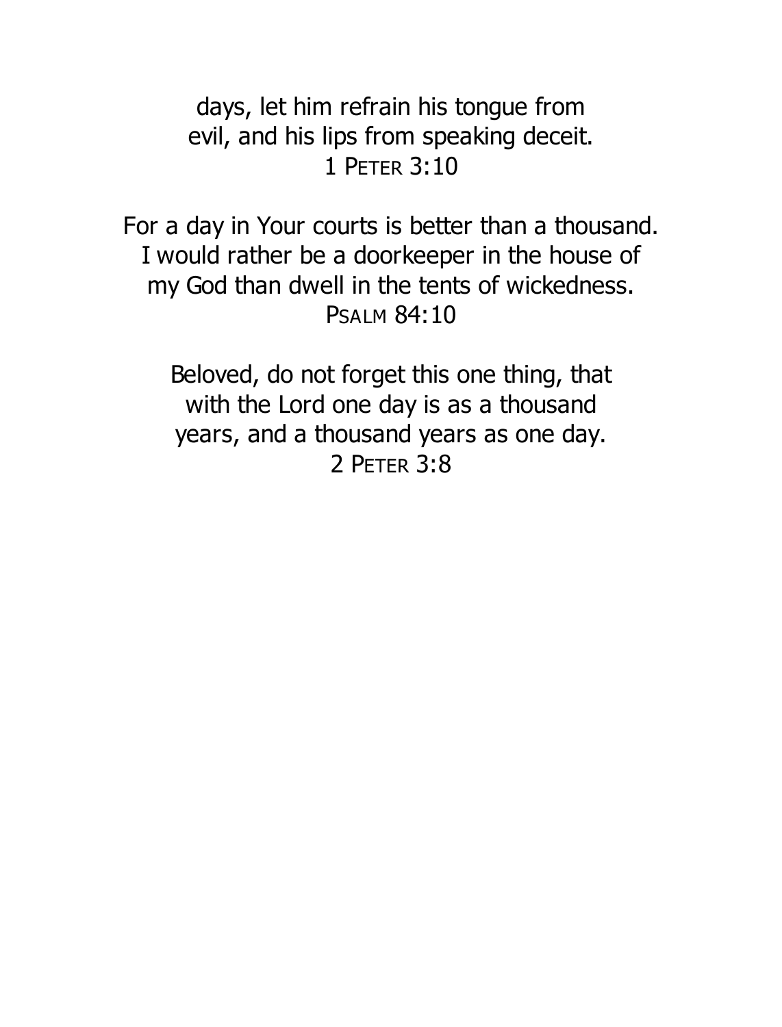days, let him refrain his tongue from
evil, and his lips from speaking deceit.
1 PETER 3:10

For a day in Your courts is better than a thousand.
I would rather be a doorkeeper in the house of
my God than dwell in the tents of wickedness.
PSALM 84:10

Beloved, do not forget this one thing, that
with the Lord one day is as a thousand
years, and a thousand years as one day.
2 PETER 3:8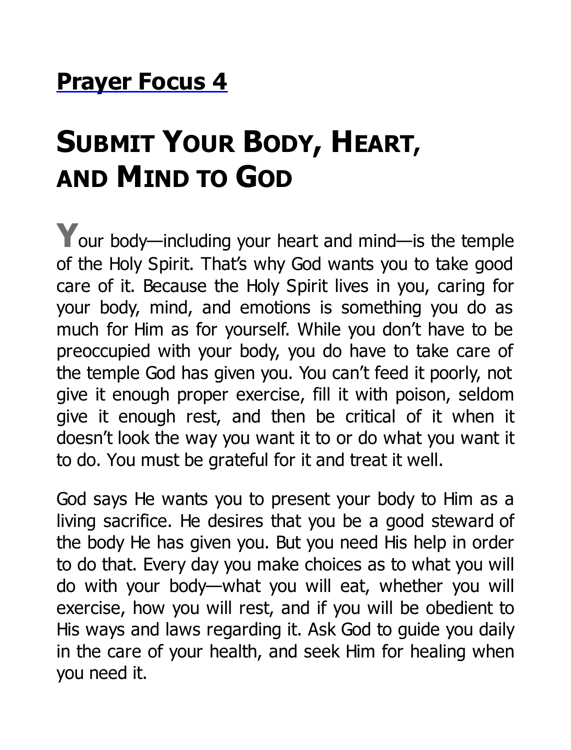## Prayer Focus 4

# Submit Your Body, Heart, and Mind to God

Your body—including your heart and mind—is the temple of the Holy Spirit. That's why God wants you to take good care of it. Because the Holy Spirit lives in you, caring for your body, mind, and emotions is something you do as much for Him as for yourself. While you don't have to be preoccupied with your body, you do have to take care of the temple God has given you. You can't feed it poorly, not give it enough proper exercise, fill it with poison, seldom give it enough rest, and then be critical of it when it doesn't look the way you want it to or do what you want it to do. You must be grateful for it and treat it well.

God says He wants you to present your body to Him as a living sacrifice. He desires that you be a good steward of the body He has given you. But you need His help in order to do that. Every day you make choices as to what you will do with your body—what you will eat, whether you will exercise, how you will rest, and if you will be obedient to His ways and laws regarding it. Ask God to guide you daily in the care of your health, and seek Him for healing when you need it.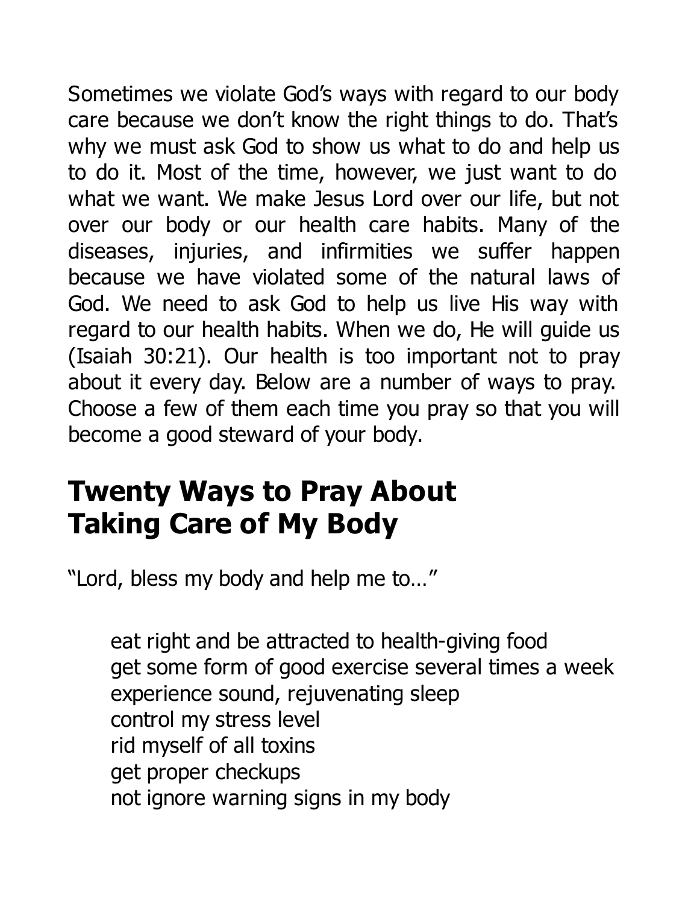Sometimes we violate God's ways with regard to our body care because we don't know the right things to do. That's why we must ask God to show us what to do and help us to do it. Most of the time, however, we just want to do what we want. We make Jesus Lord over our life, but not over our body or our health care habits. Many of the diseases, injuries, and infirmities we suffer happen because we have violated some of the natural laws of God. We need to ask God to help us live His way with regard to our health habits. When we do, He will guide us (Isaiah 30:21). Our health is too important not to pray about it every day. Below are a number of ways to pray. Choose a few of them each time you pray so that you will become a good steward of your body.

## Twenty Ways to Pray About Taking Care of My Body

"Lord, bless my body and help me to…"

- eat right and be attracted to health-giving food
- get some form of good exercise several times a week
- experience sound, rejuvenating sleep
- control my stress level
- rid myself of all toxins
- get proper checkups
- not ignore warning signs in my body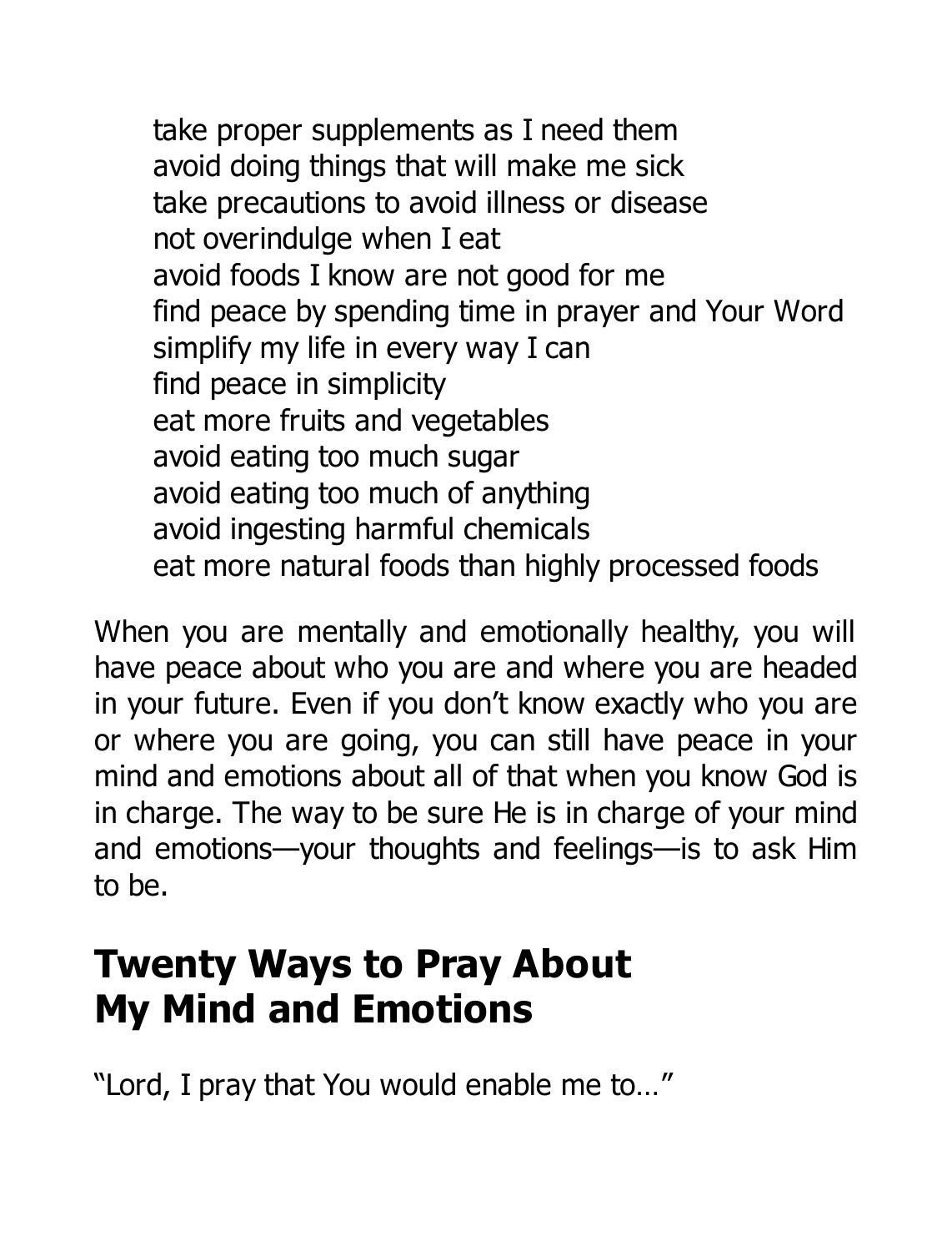take proper supplements as I need them  
avoid doing things that will make me sick  
take precautions to avoid illness or disease  
not overindulge when I eat  
avoid foods I know are not good for me  
find peace by spending time in prayer and Your Word  
simplify my life in every way I can  
find peace in simplicity  
eat more fruits and vegetables  
avoid eating too much sugar  
avoid eating too much of anything  
avoid ingesting harmful chemicals  
eat more natural foods than highly processed foods

When you are mentally and emotionally healthy, you will have peace about who you are and where you are headed in your future. Even if you don't know exactly who you are or where you are going, you can still have peace in your mind and emotions about all of that when you know God is in charge. The way to be sure He is in charge of your mind and emotions—your thoughts and feelings—is to ask Him to be.

## Twenty Ways to Pray About My Mind and Emotions

"Lord, I pray that You would enable me to…"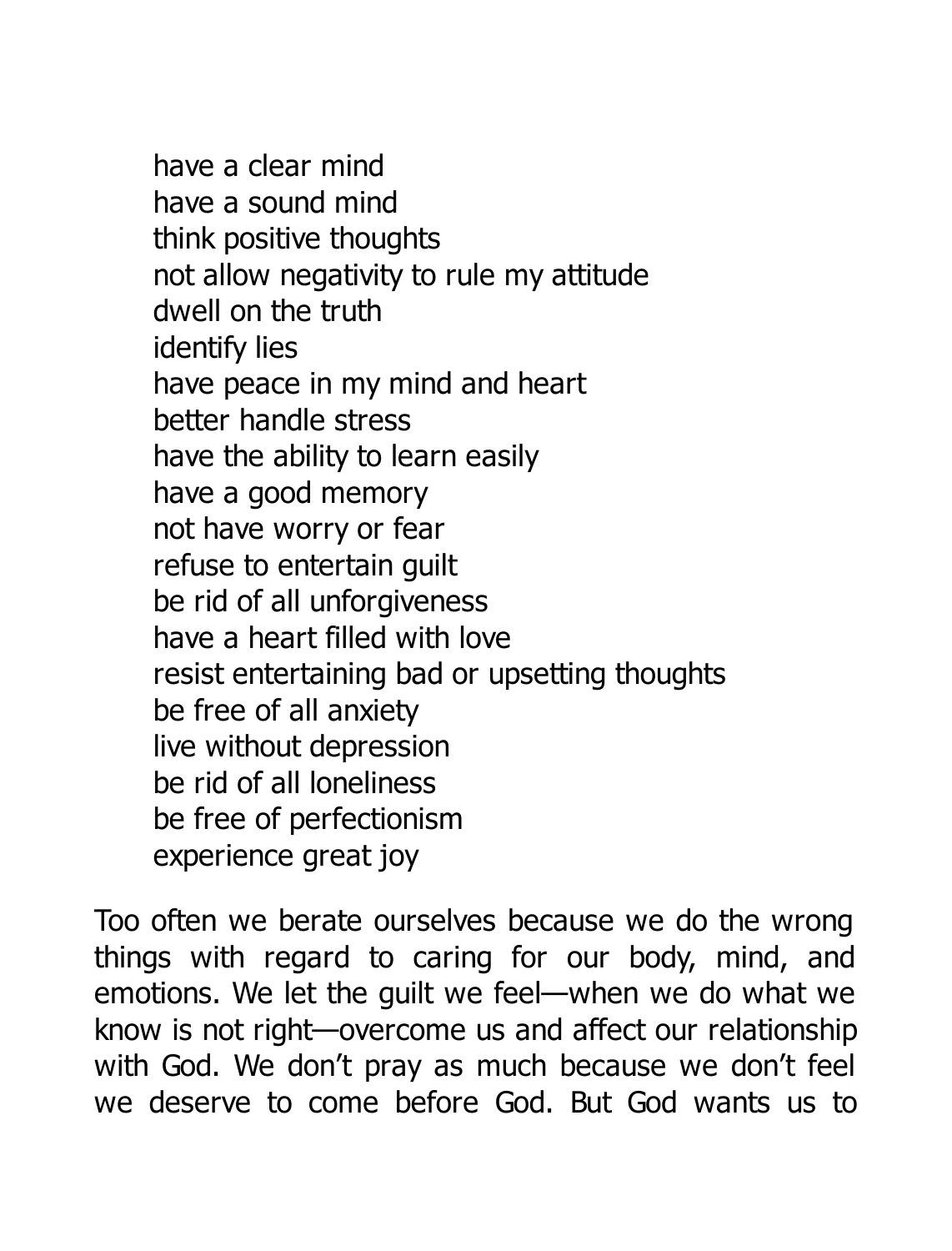have a clear mind
have a sound mind
think positive thoughts
not allow negativity to rule my attitude
dwell on the truth
identify lies
have peace in my mind and heart
better handle stress
have the ability to learn easily
have a good memory
not have worry or fear
refuse to entertain guilt
be rid of all unforgiveness
have a heart filled with love
resist entertaining bad or upsetting thoughts
be free of all anxiety
live without depression
be rid of all loneliness
be free of perfectionism
experience great joy

Too often we berate ourselves because we do the wrong things with regard to caring for our body, mind, and emotions. We let the guilt we feel—when we do what we know is not right—overcome us and affect our relationship with God. We don't pray as much because we don't feel we deserve to come before God. But God wants us to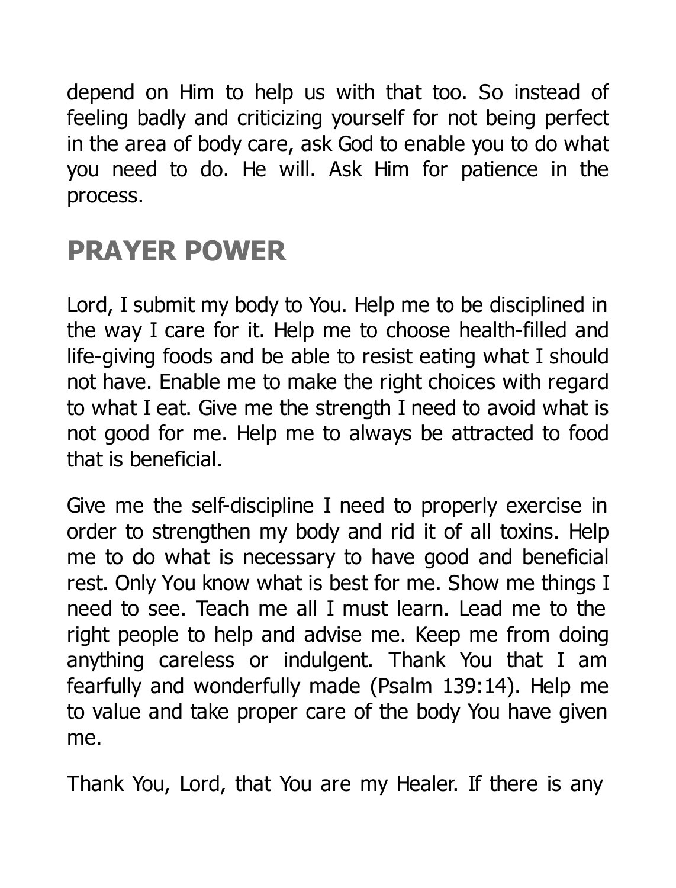depend on Him to help us with that too. So instead of feeling badly and criticizing yourself for not being perfect in the area of body care, ask God to enable you to do what you need to do. He will. Ask Him for patience in the process.

## PRAYER POWER

Lord, I submit my body to You. Help me to be disciplined in the way I care for it. Help me to choose health-filled and life-giving foods and be able to resist eating what I should not have. Enable me to make the right choices with regard to what I eat. Give me the strength I need to avoid what is not good for me. Help me to always be attracted to food that is beneficial.

Give me the self-discipline I need to properly exercise in order to strengthen my body and rid it of all toxins. Help me to do what is necessary to have good and beneficial rest. Only You know what is best for me. Show me things I need to see. Teach me all I must learn. Lead me to the right people to help and advise me. Keep me from doing anything careless or indulgent. Thank You that I am fearfully and wonderfully made (Psalm 139:14). Help me to value and take proper care of the body You have given me.

Thank You, Lord, that You are my Healer. If there is any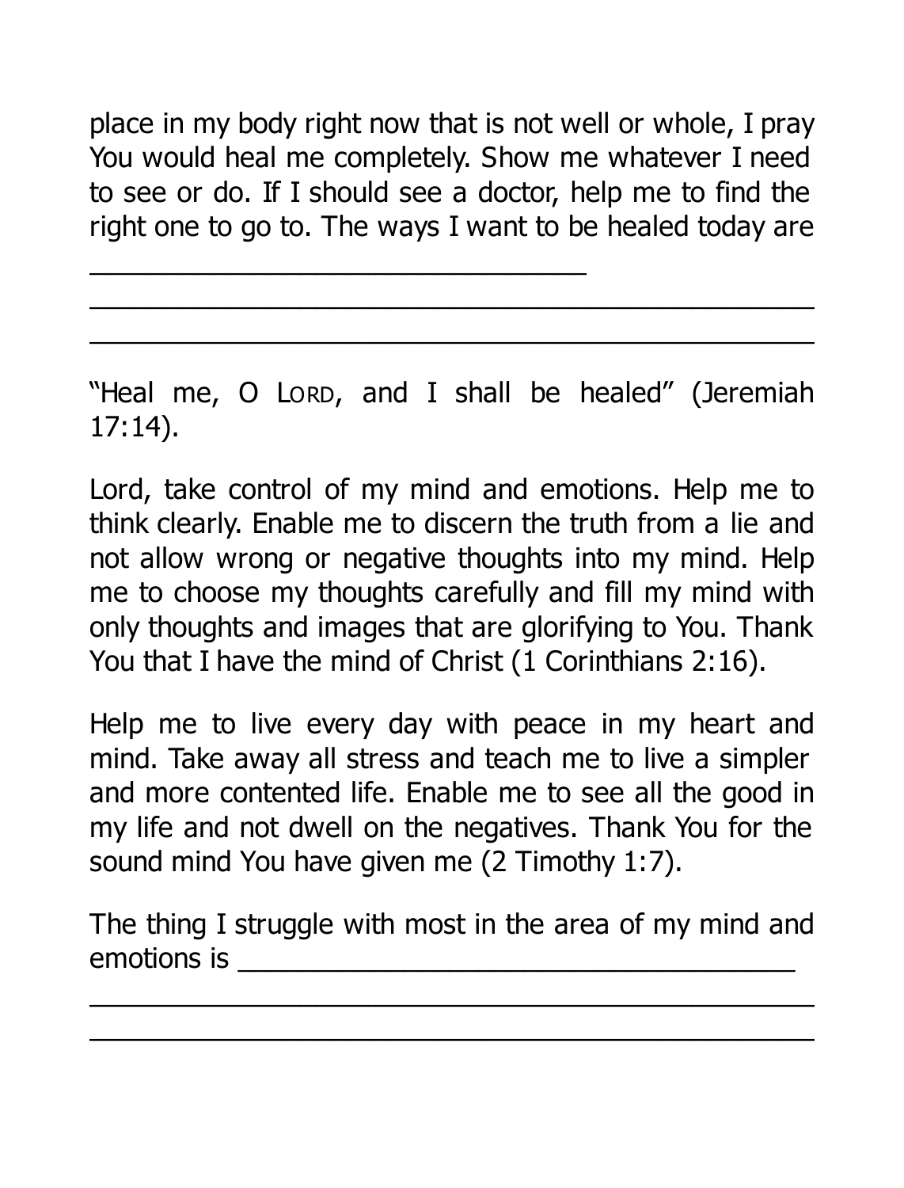place in my body right now that is not well or whole, I pray You would heal me completely. Show me whatever I need to see or do. If I should see a doctor, help me to find the right one to go to. The ways I want to be healed today are

________________________________

____________________________________________

____________________________________________

"Heal me, O LORD, and I shall be healed" (Jeremiah 17:14).

Lord, take control of my mind and emotions. Help me to think clearly. Enable me to discern the truth from a lie and not allow wrong or negative thoughts into my mind. Help me to choose my thoughts carefully and fill my mind with only thoughts and images that are glorifying to You. Thank You that I have the mind of Christ (1 Corinthians 2:16).

Help me to live every day with peace in my heart and mind. Take away all stress and teach me to live a simpler and more contented life. Enable me to see all the good in my life and not dwell on the negatives. Thank You for the sound mind You have given me (2 Timothy 1:7).

The thing I struggle with most in the area of my mind and emotions is ____________________________________

____________________________________________

____________________________________________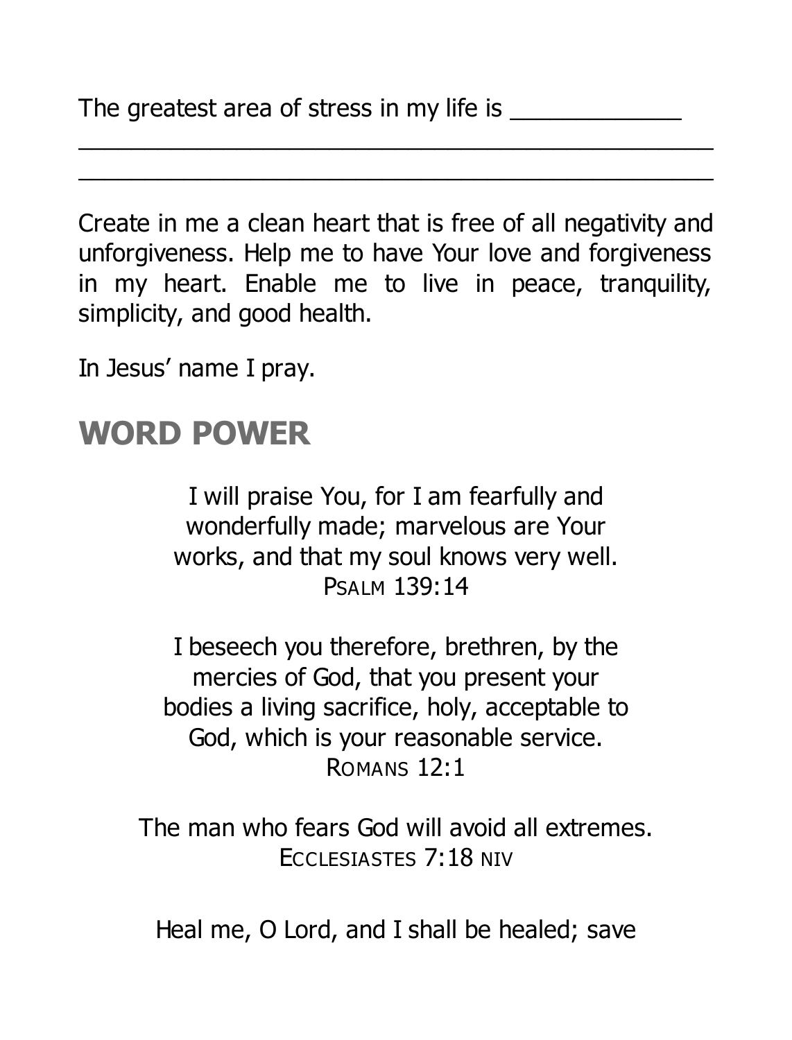The greatest area of stress in my life is ____________
_____________________________________________
_____________________________________________

Create in me a clean heart that is free of all negativity and unforgiveness. Help me to have Your love and forgiveness in my heart. Enable me to live in peace, tranquility, simplicity, and good health.

In Jesus' name I pray.

## WORD POWER

I will praise You, for I am fearfully and wonderfully made; marvelous are Your works, and that my soul knows very well.
PSALM 139:14

I beseech you therefore, brethren, by the mercies of God, that you present your bodies a living sacrifice, holy, acceptable to God, which is your reasonable service.
ROMANS 12:1

The man who fears God will avoid all extremes.
ECCLESIASTES 7:18 NIV

Heal me, O Lord, and I shall be healed; save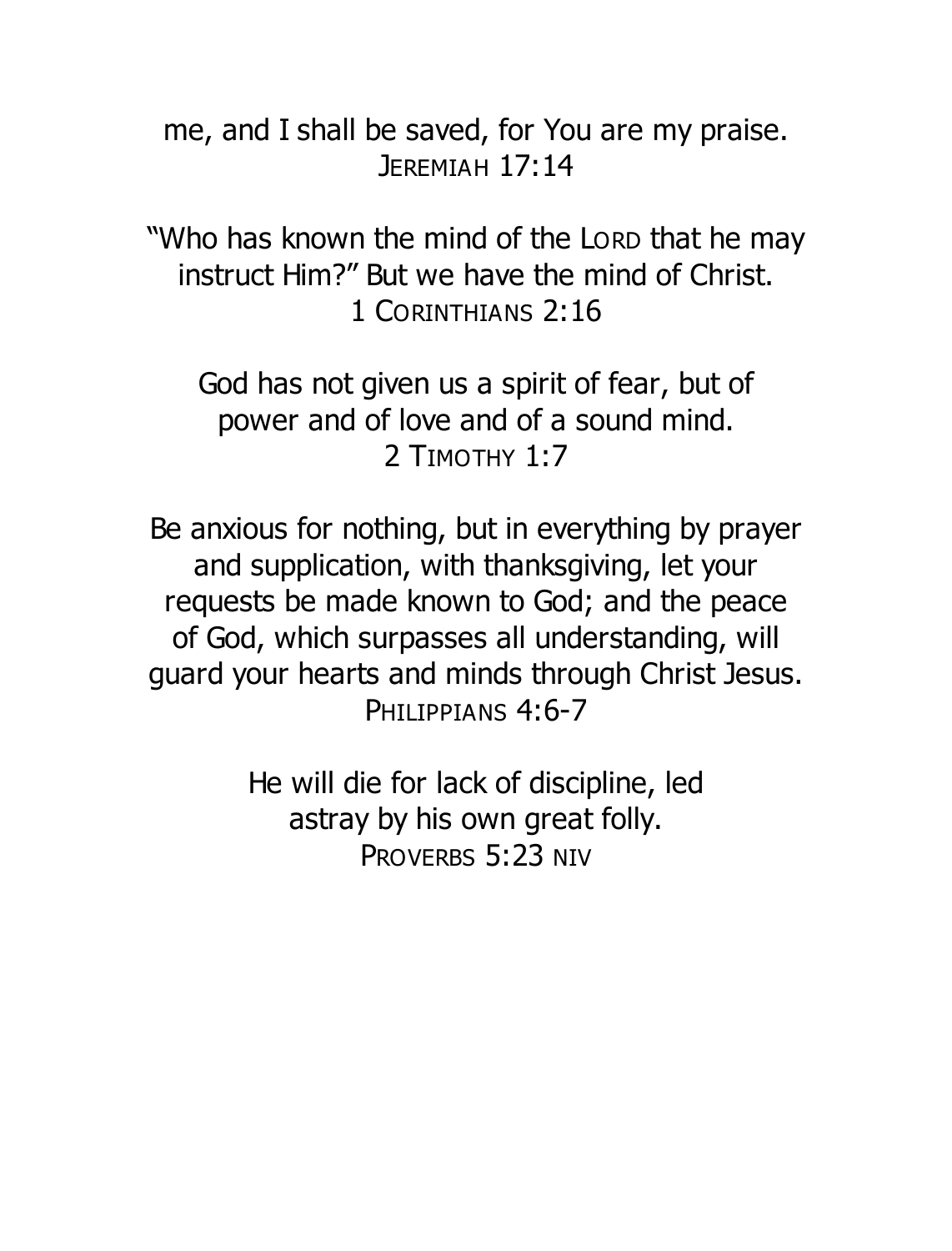me, and I shall be saved, for You are my praise.
JEREMIAH 17:14

"Who has known the mind of the LORD that he may instruct Him?" But we have the mind of Christ.
1 CORINTHIANS 2:16

God has not given us a spirit of fear, but of power and of love and of a sound mind.
2 TIMOTHY 1:7

Be anxious for nothing, but in everything by prayer and supplication, with thanksgiving, let your requests be made known to God; and the peace of God, which surpasses all understanding, will guard your hearts and minds through Christ Jesus.
PHILIPPIANS 4:6-7

He will die for lack of discipline, led astray by his own great folly.
PROVERBS 5:23 NIV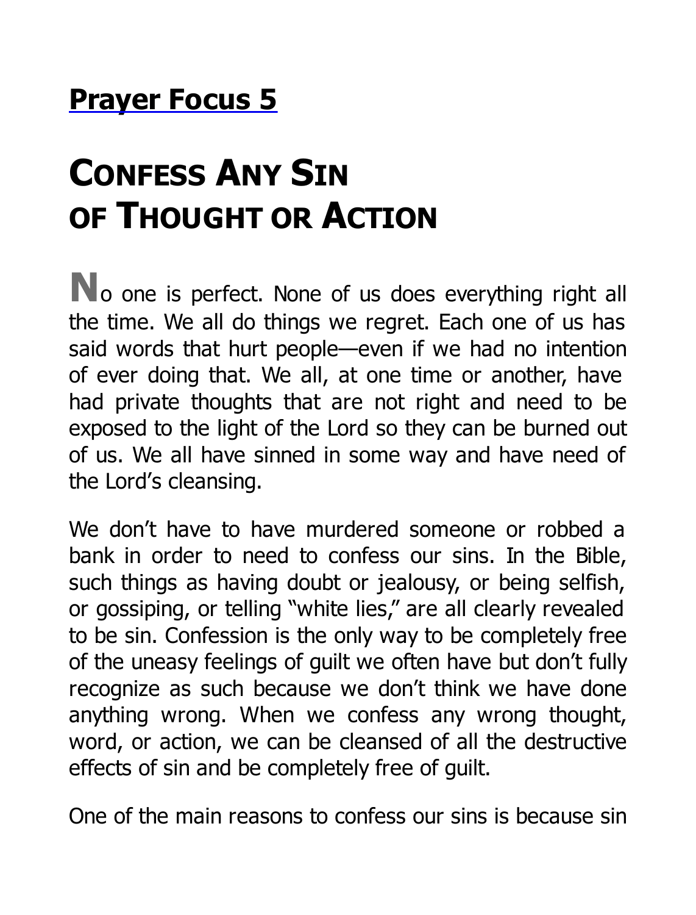## Prayer Focus 5

# Confess Any Sin of Thought or Action

No one is perfect. None of us does everything right all the time. We all do things we regret. Each one of us has said words that hurt people—even if we had no intention of ever doing that. We all, at one time or another, have had private thoughts that are not right and need to be exposed to the light of the Lord so they can be burned out of us. We all have sinned in some way and have need of the Lord's cleansing.

We don't have to have murdered someone or robbed a bank in order to need to confess our sins. In the Bible, such things as having doubt or jealousy, or being selfish, or gossiping, or telling "white lies," are all clearly revealed to be sin. Confession is the only way to be completely free of the uneasy feelings of guilt we often have but don't fully recognize as such because we don't think we have done anything wrong. When we confess any wrong thought, word, or action, we can be cleansed of all the destructive effects of sin and be completely free of guilt.

One of the main reasons to confess our sins is because sin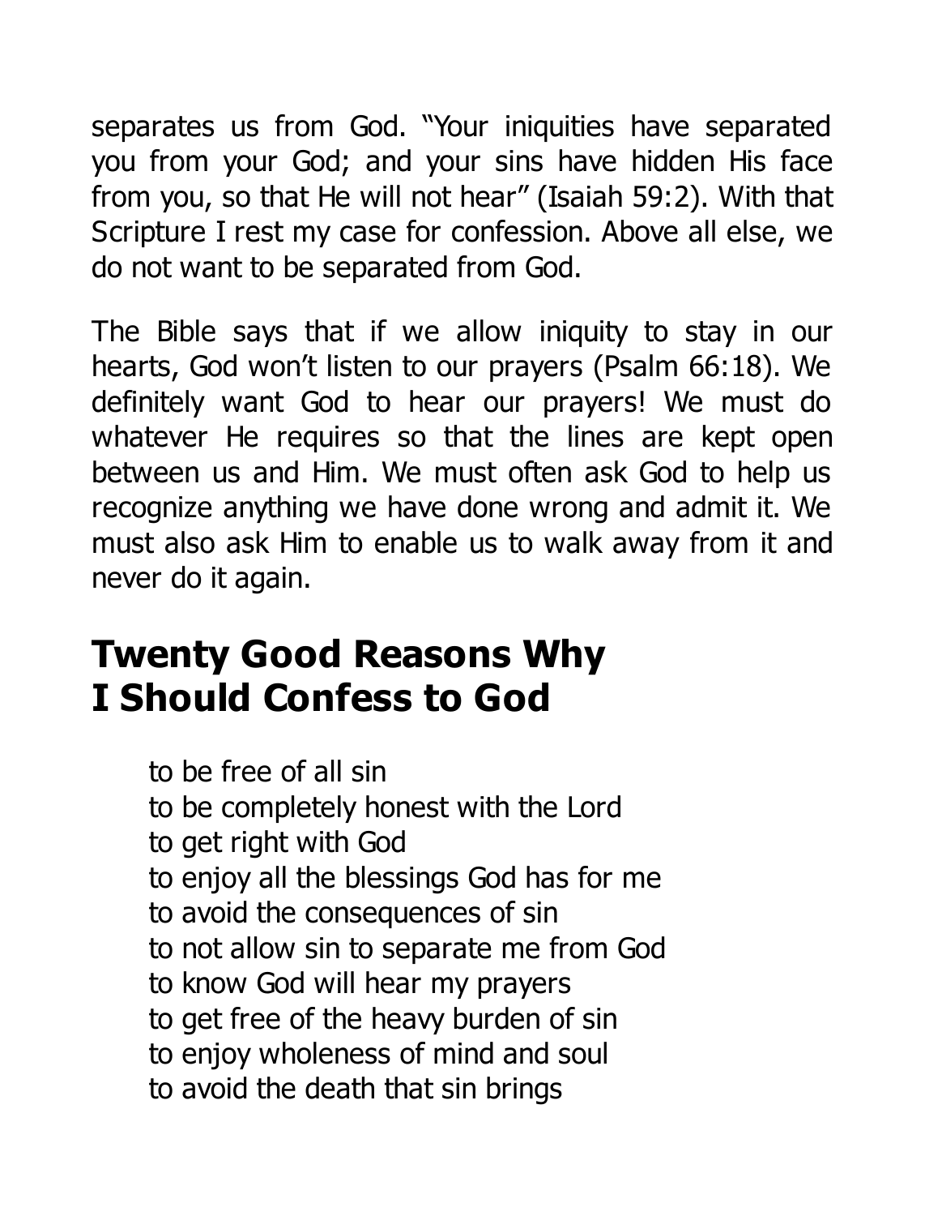separates us from God. "Your iniquities have separated you from your God; and your sins have hidden His face from you, so that He will not hear" (Isaiah 59:2). With that Scripture I rest my case for confession. Above all else, we do not want to be separated from God.

The Bible says that if we allow iniquity to stay in our hearts, God won't listen to our prayers (Psalm 66:18). We definitely want God to hear our prayers! We must do whatever He requires so that the lines are kept open between us and Him. We must often ask God to help us recognize anything we have done wrong and admit it. We must also ask Him to enable us to walk away from it and never do it again.

## Twenty Good Reasons Why I Should Confess to God

to be free of all sin
to be completely honest with the Lord
to get right with God
to enjoy all the blessings God has for me
to avoid the consequences of sin
to not allow sin to separate me from God
to know God will hear my prayers
to get free of the heavy burden of sin
to enjoy wholeness of mind and soul
to avoid the death that sin brings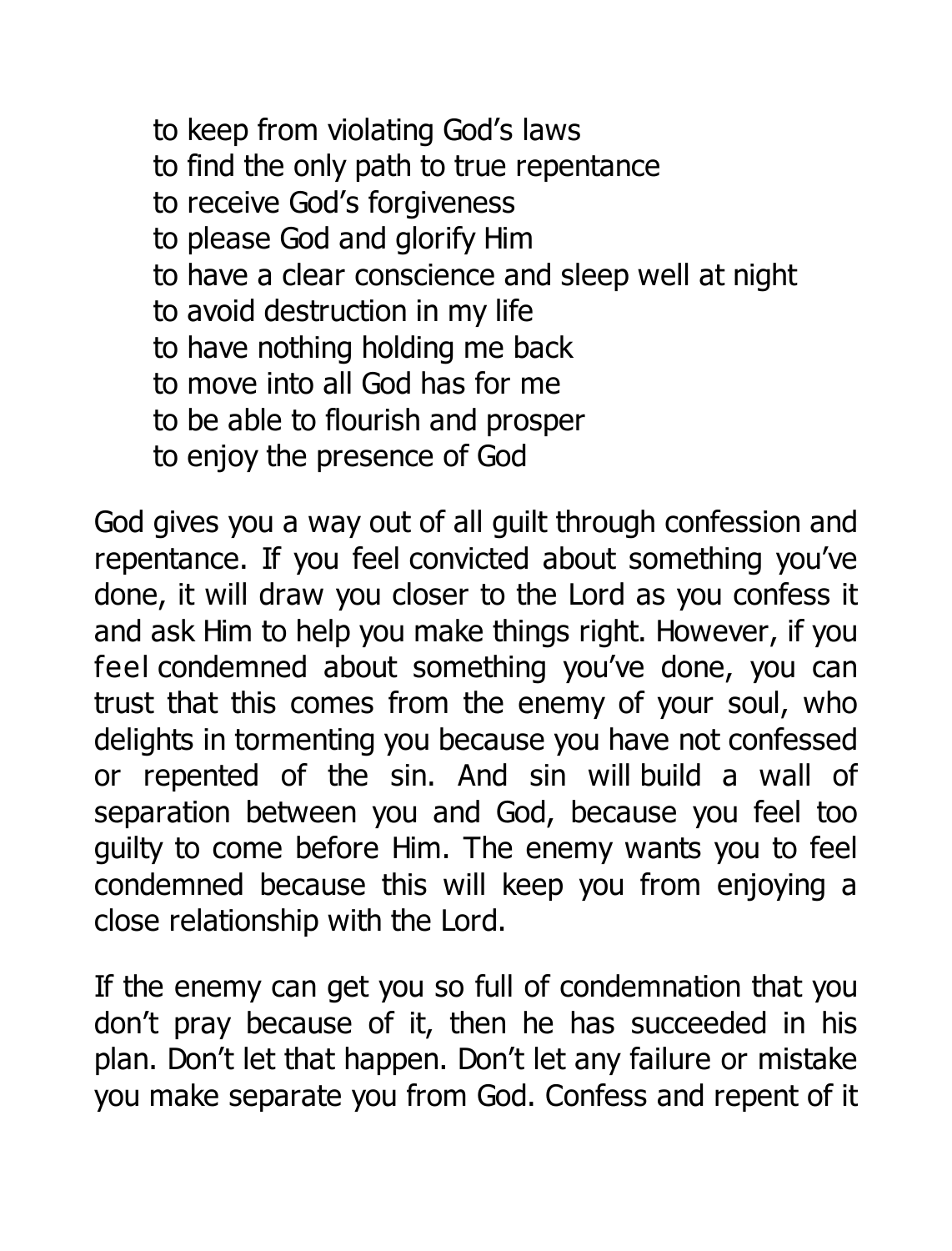to keep from violating God's laws  
to find the only path to true repentance  
to receive God's forgiveness  
to please God and glorify Him  
to have a clear conscience and sleep well at night  
to avoid destruction in my life  
to have nothing holding me back  
to move into all God has for me  
to be able to flourish and prosper  
to enjoy the presence of God

God gives you a way out of all guilt through confession and repentance. If you feel convicted about something you've done, it will draw you closer to the Lord as you confess it and ask Him to help you make things right. However, if you feel condemned about something you've done, you can trust that this comes from the enemy of your soul, who delights in tormenting you because you have not confessed or repented of the sin. And sin will build a wall of separation between you and God, because you feel too guilty to come before Him. The enemy wants you to feel condemned because this will keep you from enjoying a close relationship with the Lord.

If the enemy can get you so full of condemnation that you don't pray because of it, then he has succeeded in his plan. Don't let that happen. Don't let any failure or mistake you make separate you from God. Confess and repent of it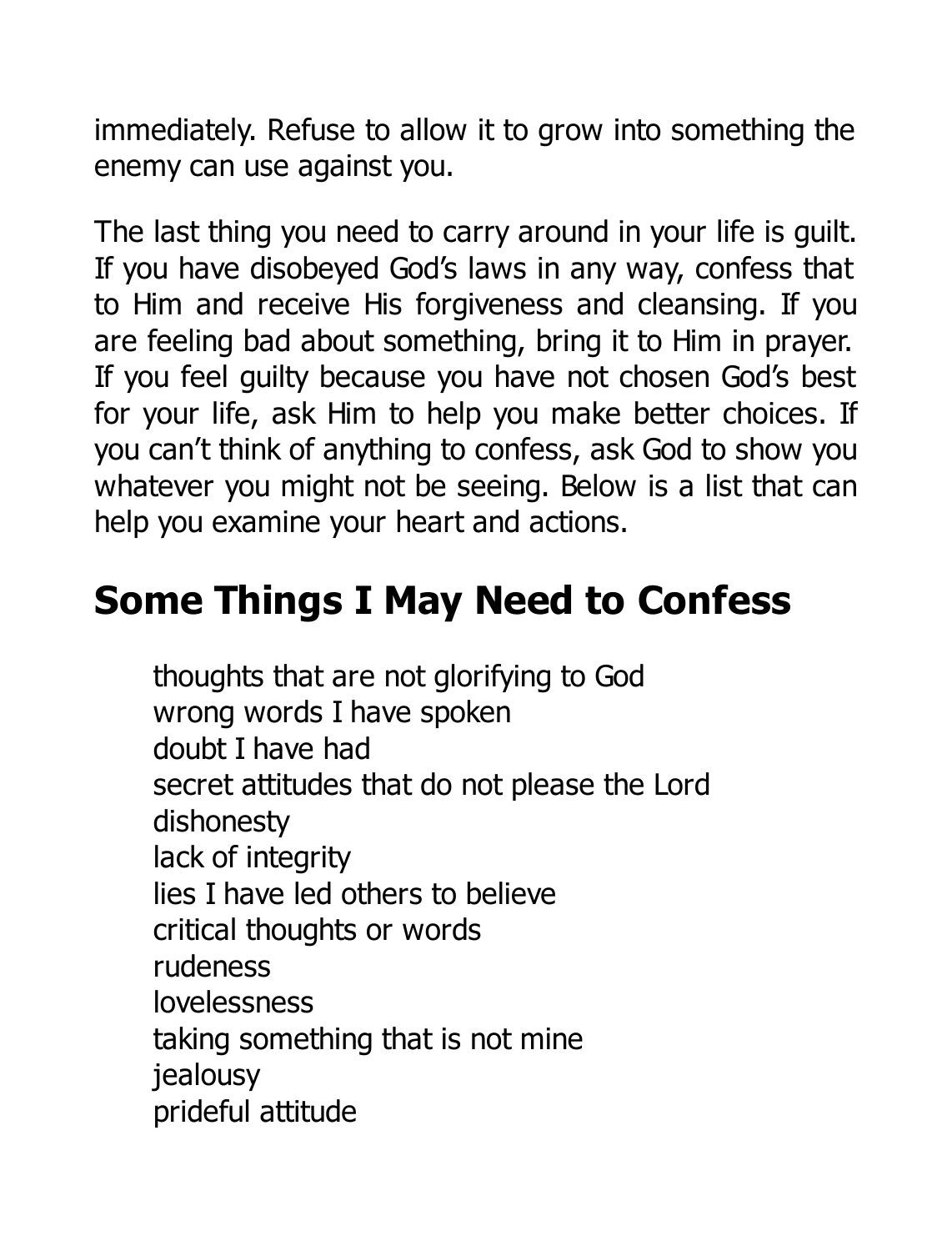immediately. Refuse to allow it to grow into something the enemy can use against you.

The last thing you need to carry around in your life is guilt. If you have disobeyed God's laws in any way, confess that to Him and receive His forgiveness and cleansing. If you are feeling bad about something, bring it to Him in prayer. If you feel guilty because you have not chosen God's best for your life, ask Him to help you make better choices. If you can't think of anything to confess, ask God to show you whatever you might not be seeing. Below is a list that can help you examine your heart and actions.

## Some Things I May Need to Confess

thoughts that are not glorifying to God
wrong words I have spoken
doubt I have had
secret attitudes that do not please the Lord
dishonesty
lack of integrity
lies I have led others to believe
critical thoughts or words
rudeness
lovelessness
taking something that is not mine
jealousy
prideful attitude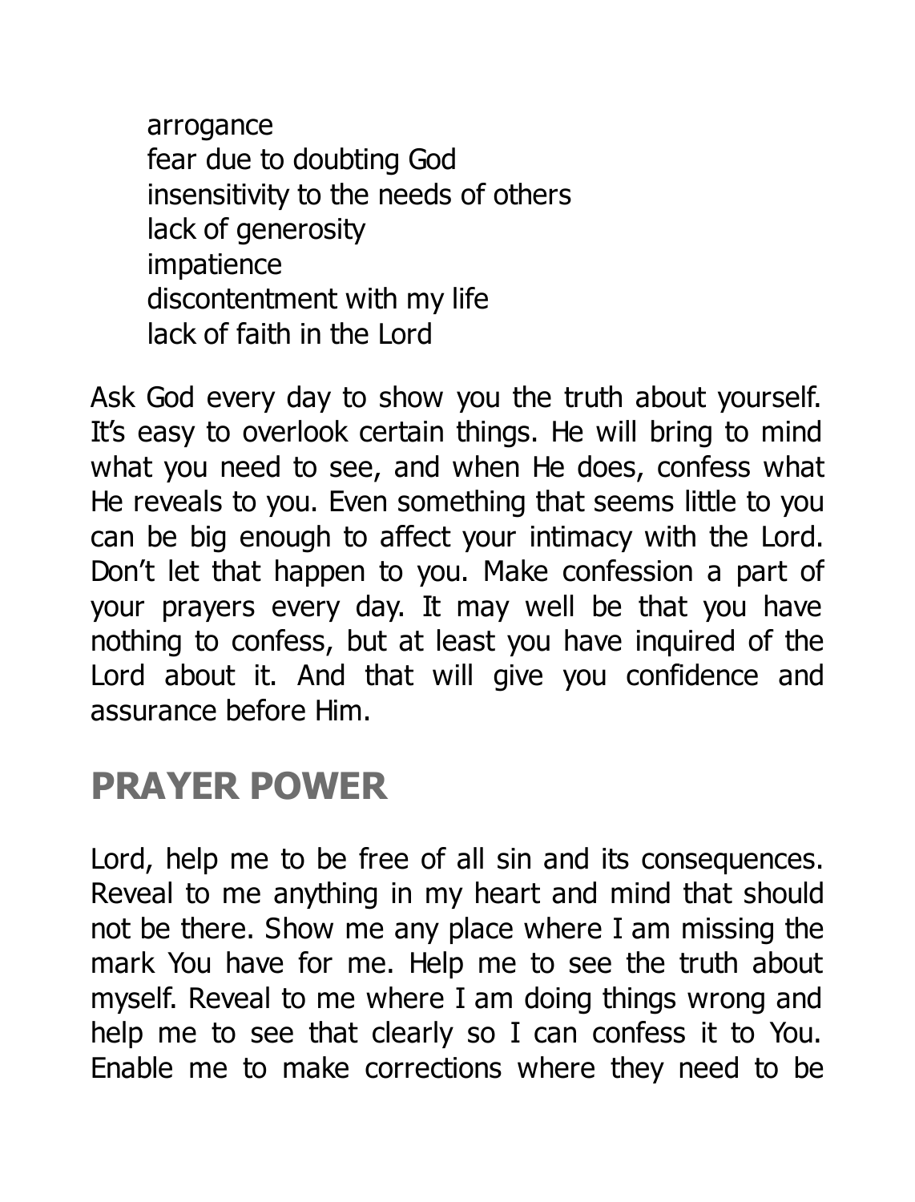arrogance
fear due to doubting God
insensitivity to the needs of others
lack of generosity
impatience
discontentment with my life
lack of faith in the Lord

Ask God every day to show you the truth about yourself. It's easy to overlook certain things. He will bring to mind what you need to see, and when He does, confess what He reveals to you. Even something that seems little to you can be big enough to affect your intimacy with the Lord. Don't let that happen to you. Make confession a part of your prayers every day. It may well be that you have nothing to confess, but at least you have inquired of the Lord about it. And that will give you confidence and assurance before Him.

## PRAYER POWER

Lord, help me to be free of all sin and its consequences. Reveal to me anything in my heart and mind that should not be there. Show me any place where I am missing the mark You have for me. Help me to see the truth about myself. Reveal to me where I am doing things wrong and help me to see that clearly so I can confess it to You. Enable me to make corrections where they need to be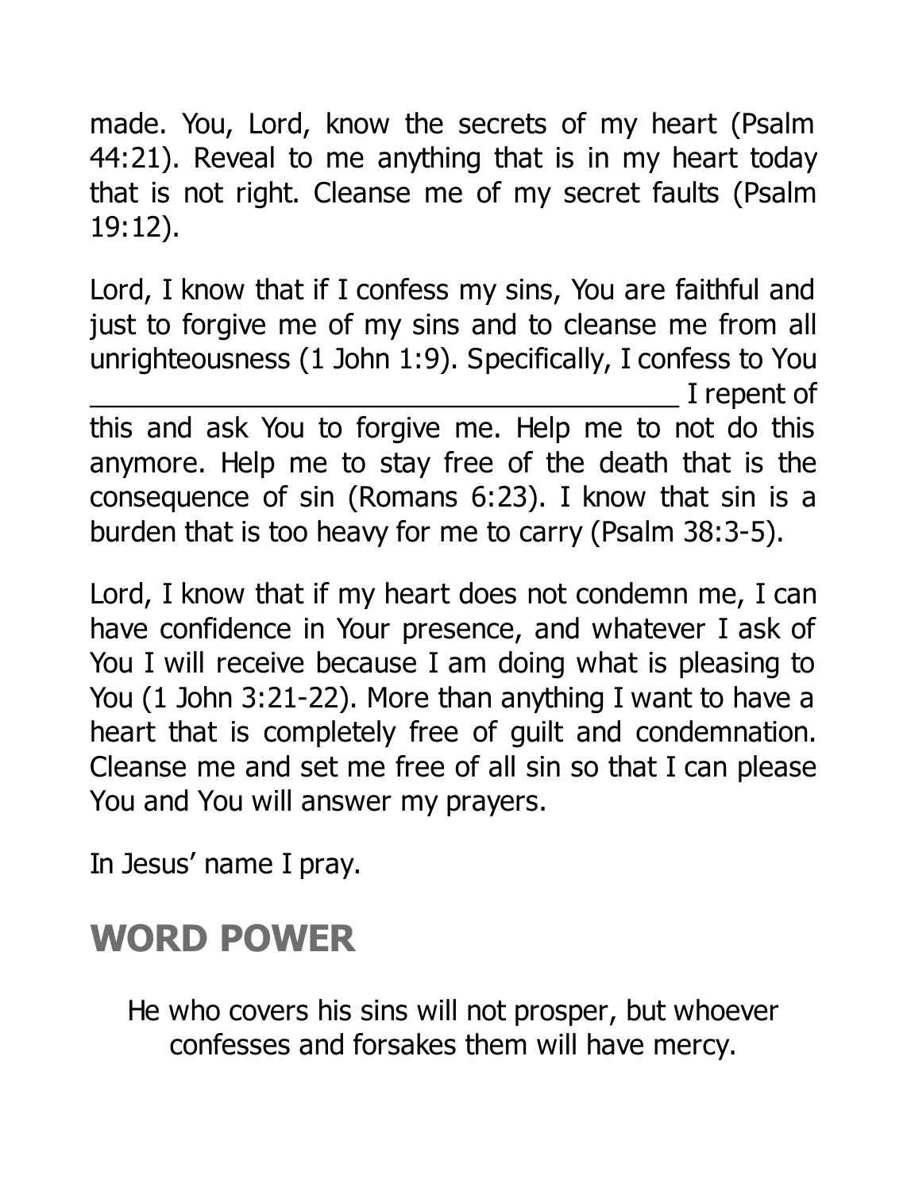made. You, Lord, know the secrets of my heart (Psalm 44:21). Reveal to me anything that is in my heart today that is not right. Cleanse me of my secret faults (Psalm 19:12).

Lord, I know that if I confess my sins, You are faithful and just to forgive me of my sins and to cleanse me from all unrighteousness (1 John 1:9). Specifically, I confess to You ________________________________________ I repent of this and ask You to forgive me. Help me to not do this anymore. Help me to stay free of the death that is the consequence of sin (Romans 6:23). I know that sin is a burden that is too heavy for me to carry (Psalm 38:3-5).

Lord, I know that if my heart does not condemn me, I can have confidence in Your presence, and whatever I ask of You I will receive because I am doing what is pleasing to You (1 John 3:21-22). More than anything I want to have a heart that is completely free of guilt and condemnation. Cleanse me and set me free of all sin so that I can please You and You will answer my prayers.

In Jesus' name I pray.

## WORD POWER

He who covers his sins will not prosper, but whoever confesses and forsakes them will have mercy.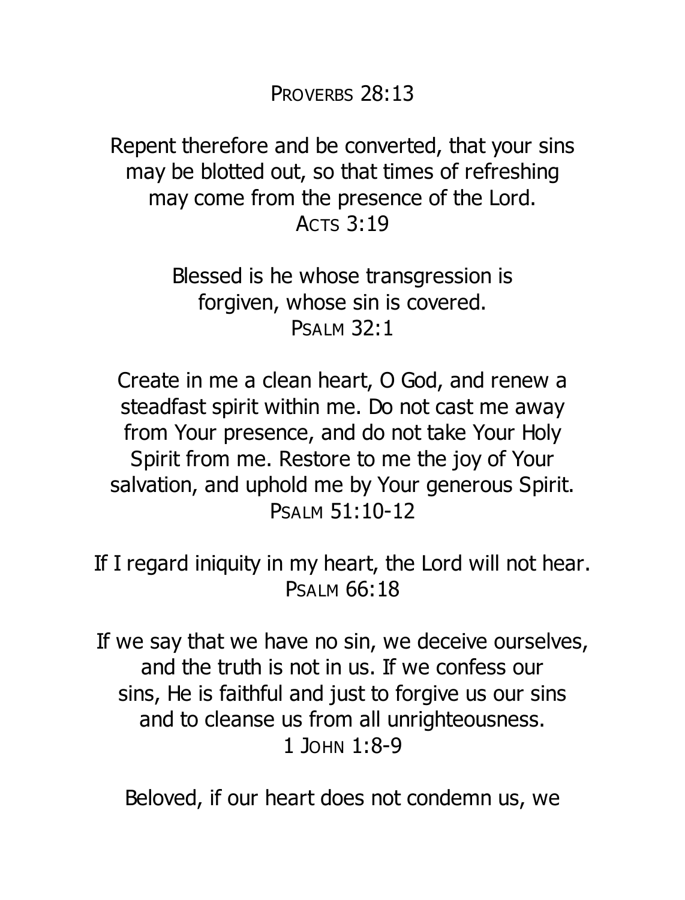PROVERBS 28:13

Repent therefore and be converted, that your sins may be blotted out, so that times of refreshing may come from the presence of the Lord.
ACTS 3:19

Blessed is he whose transgression is forgiven, whose sin is covered.
PSALM 32:1

Create in me a clean heart, O God, and renew a steadfast spirit within me. Do not cast me away from Your presence, and do not take Your Holy Spirit from me. Restore to me the joy of Your salvation, and uphold me by Your generous Spirit.
PSALM 51:10-12

If I regard iniquity in my heart, the Lord will not hear.
PSALM 66:18

If we say that we have no sin, we deceive ourselves, and the truth is not in us. If we confess our sins, He is faithful and just to forgive us our sins and to cleanse us from all unrighteousness.
1 JOHN 1:8-9

Beloved, if our heart does not condemn us, we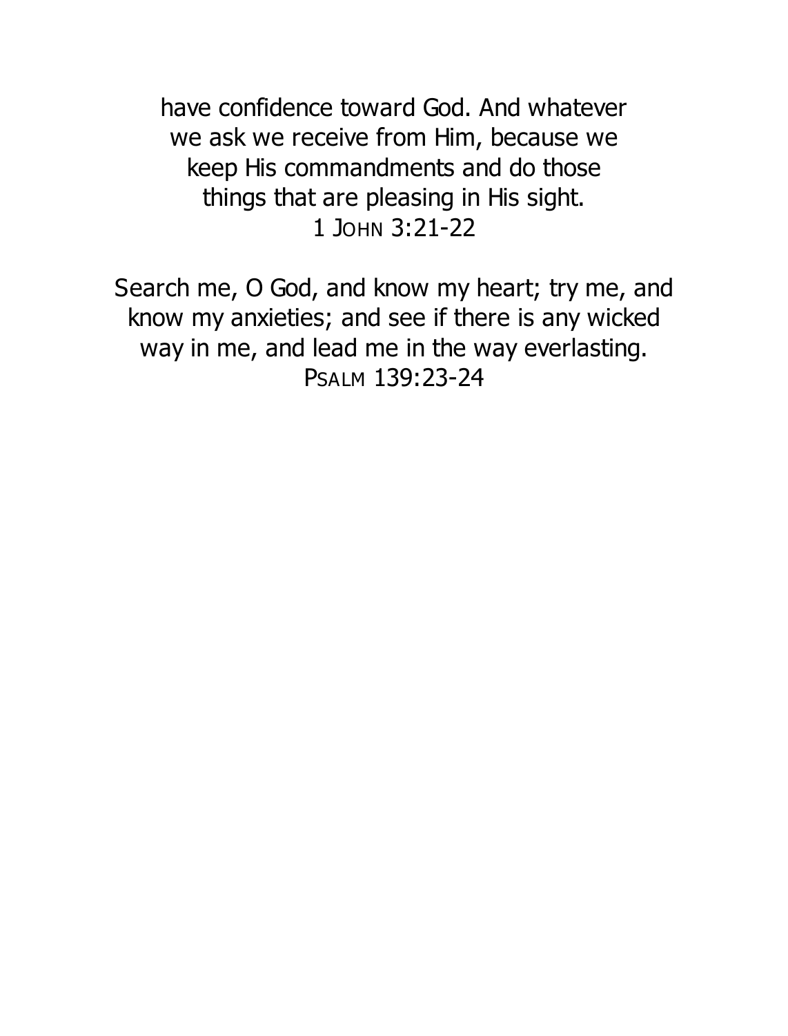have confidence toward God. And whatever we ask we receive from Him, because we keep His commandments and do those things that are pleasing in His sight.
1 John 3:21-22

Search me, O God, and know my heart; try me, and know my anxieties; and see if there is any wicked way in me, and lead me in the way everlasting.
Psalm 139:23-24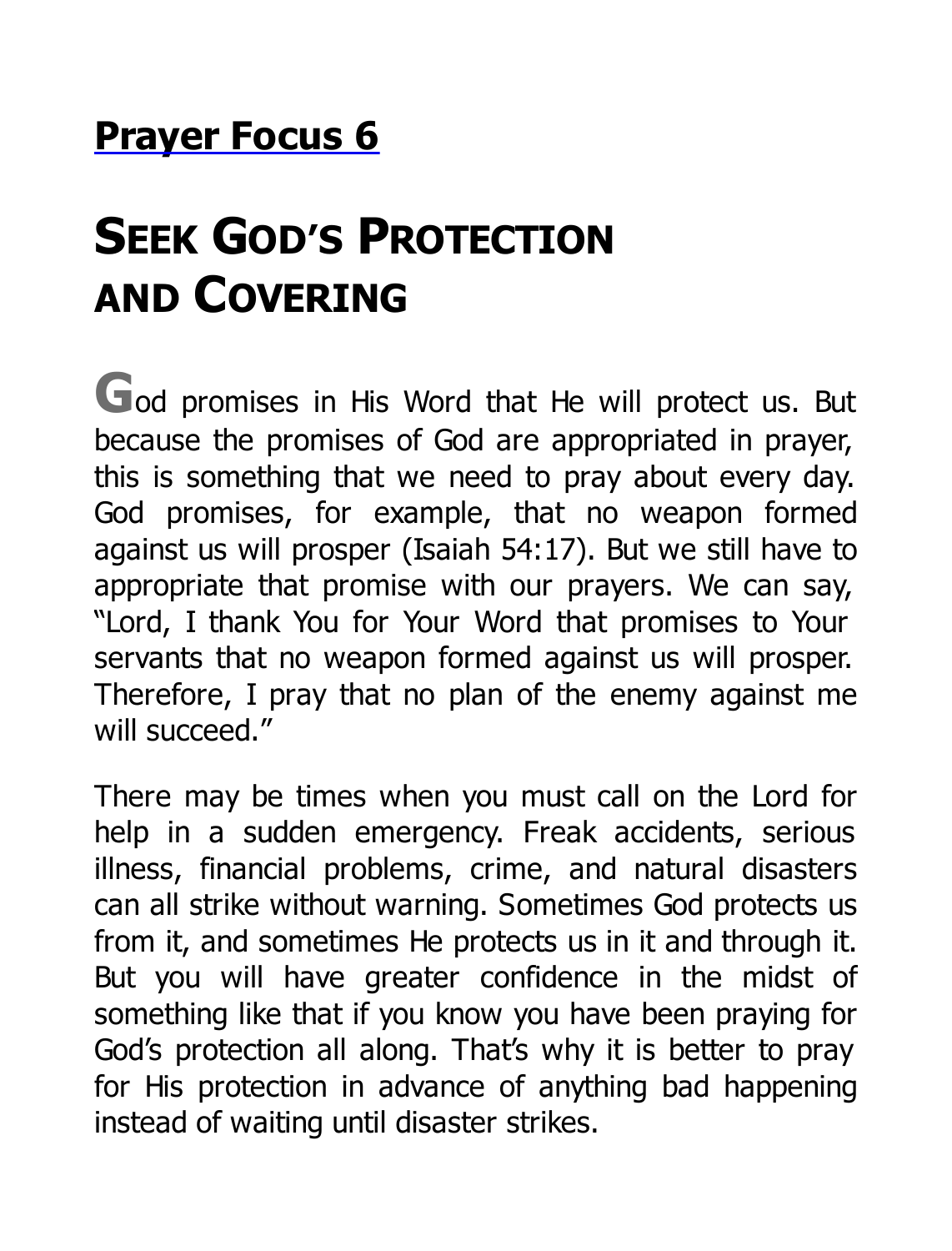## Prayer Focus 6

# SEEK GOD'S PROTECTION AND COVERING

God promises in His Word that He will protect us. But because the promises of God are appropriated in prayer, this is something that we need to pray about every day. God promises, for example, that no weapon formed against us will prosper (Isaiah 54:17). But we still have to appropriate that promise with our prayers. We can say, "Lord, I thank You for Your Word that promises to Your servants that no weapon formed against us will prosper. Therefore, I pray that no plan of the enemy against me will succeed."

There may be times when you must call on the Lord for help in a sudden emergency. Freak accidents, serious illness, financial problems, crime, and natural disasters can all strike without warning. Sometimes God protects us from it, and sometimes He protects us in it and through it. But you will have greater confidence in the midst of something like that if you know you have been praying for God's protection all along. That's why it is better to pray for His protection in advance of anything bad happening instead of waiting until disaster strikes.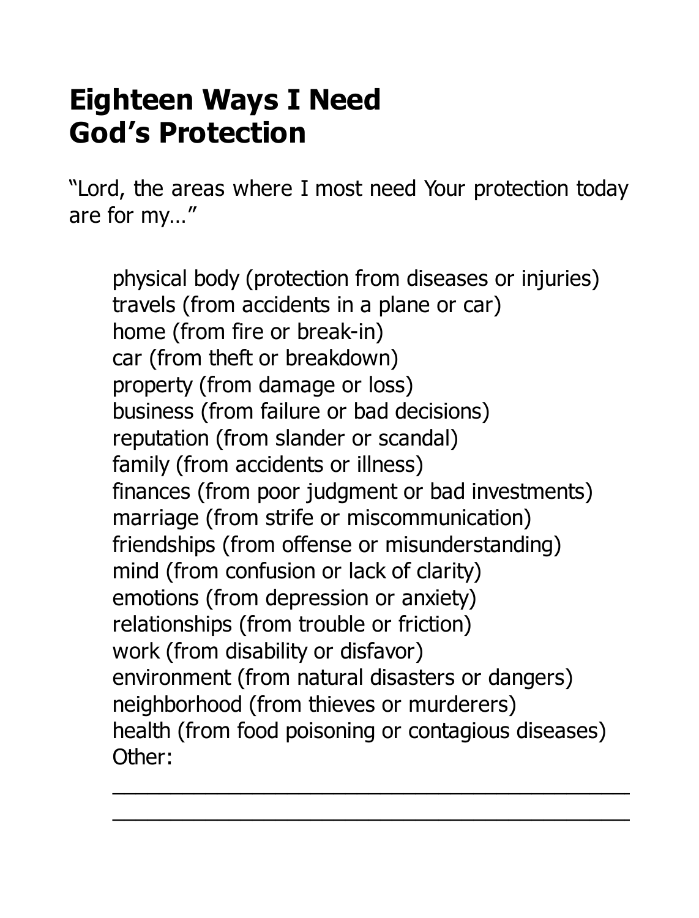# Eighteen Ways I Need God's Protection

"Lord, the areas where I most need Your protection today are for my…"

physical body (protection from diseases or injuries)
travels (from accidents in a plane or car)
home (from fire or break-in)
car (from theft or breakdown)
property (from damage or loss)
business (from failure or bad decisions)
reputation (from slander or scandal)
family (from accidents or illness)
finances (from poor judgment or bad investments)
marriage (from strife or miscommunication)
friendships (from offense or misunderstanding)
mind (from confusion or lack of clarity)
emotions (from depression or anxiety)
relationships (from trouble or friction)
work (from disability or disfavor)
environment (from natural disasters or dangers)
neighborhood (from thieves or murderers)
health (from food poisoning or contagious diseases)
Other:

\_\_\_\_\_\_\_\_\_\_\_\_\_\_\_\_\_\_\_\_\_\_\_\_\_\_\_\_\_\_\_\_\_\_\_\_\_\_\_\_\_\_\_\_

\_\_\_\_\_\_\_\_\_\_\_\_\_\_\_\_\_\_\_\_\_\_\_\_\_\_\_\_\_\_\_\_\_\_\_\_\_\_\_\_\_\_\_\_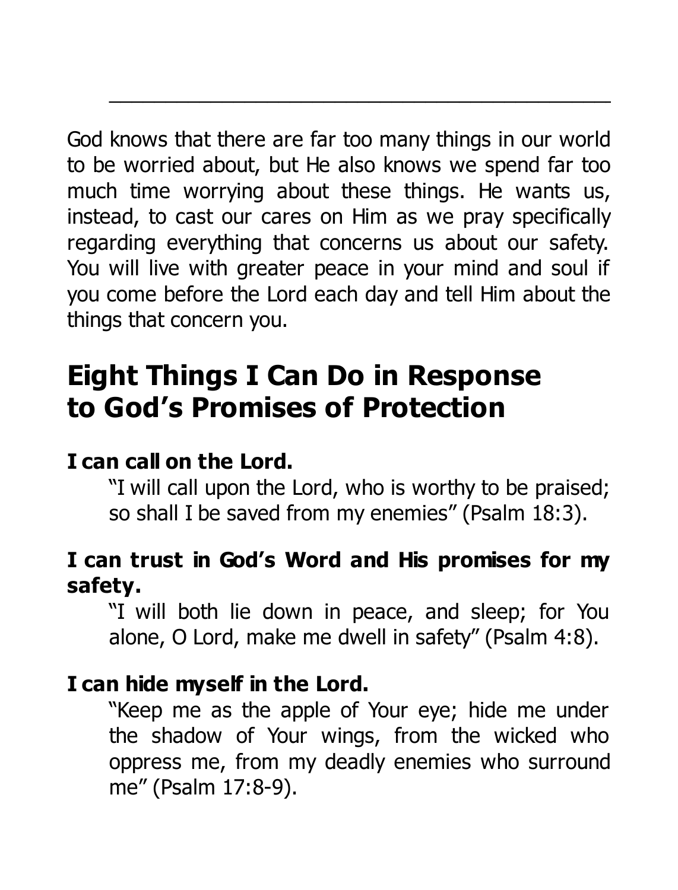God knows that there are far too many things in our world to be worried about, but He also knows we spend far too much time worrying about these things. He wants us, instead, to cast our cares on Him as we pray specifically regarding everything that concerns us about our safety. You will live with greater peace in your mind and soul if you come before the Lord each day and tell Him about the things that concern you.

## Eight Things I Can Do in Response to God's Promises of Protection

**I can call on the Lord.**

"I will call upon the Lord, who is worthy to be praised; so shall I be saved from my enemies" (Psalm 18:3).

**I can trust in God's Word and His promises for my safety.**

"I will both lie down in peace, and sleep; for You alone, O Lord, make me dwell in safety" (Psalm 4:8).

**I can hide myself in the Lord.**

"Keep me as the apple of Your eye; hide me under the shadow of Your wings, from the wicked who oppress me, from my deadly enemies who surround me" (Psalm 17:8-9).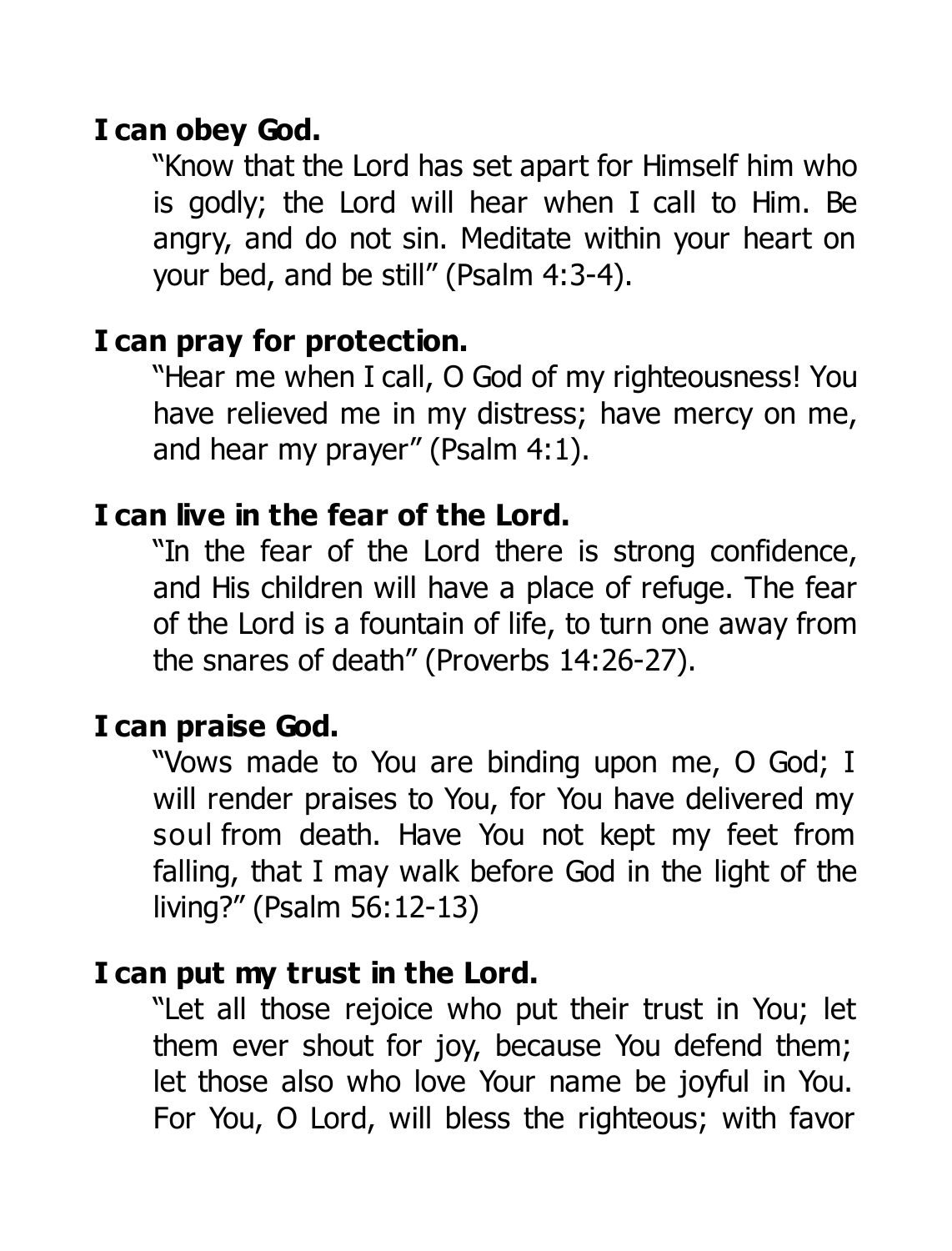**I can obey God.**

"Know that the Lord has set apart for Himself him who is godly; the Lord will hear when I call to Him. Be angry, and do not sin. Meditate within your heart on your bed, and be still" (Psalm 4:3-4).

**I can pray for protection.**

"Hear me when I call, O God of my righteousness! You have relieved me in my distress; have mercy on me, and hear my prayer" (Psalm 4:1).

**I can live in the fear of the Lord.**

"In the fear of the Lord there is strong confidence, and His children will have a place of refuge. The fear of the Lord is a fountain of life, to turn one away from the snares of death" (Proverbs 14:26-27).

**I can praise God.**

"Vows made to You are binding upon me, O God; I will render praises to You, for You have delivered my soul from death. Have You not kept my feet from falling, that I may walk before God in the light of the living?" (Psalm 56:12-13)

**I can put my trust in the Lord.**

"Let all those rejoice who put their trust in You; let them ever shout for joy, because You defend them; let those also who love Your name be joyful in You. For You, O Lord, will bless the righteous; with favor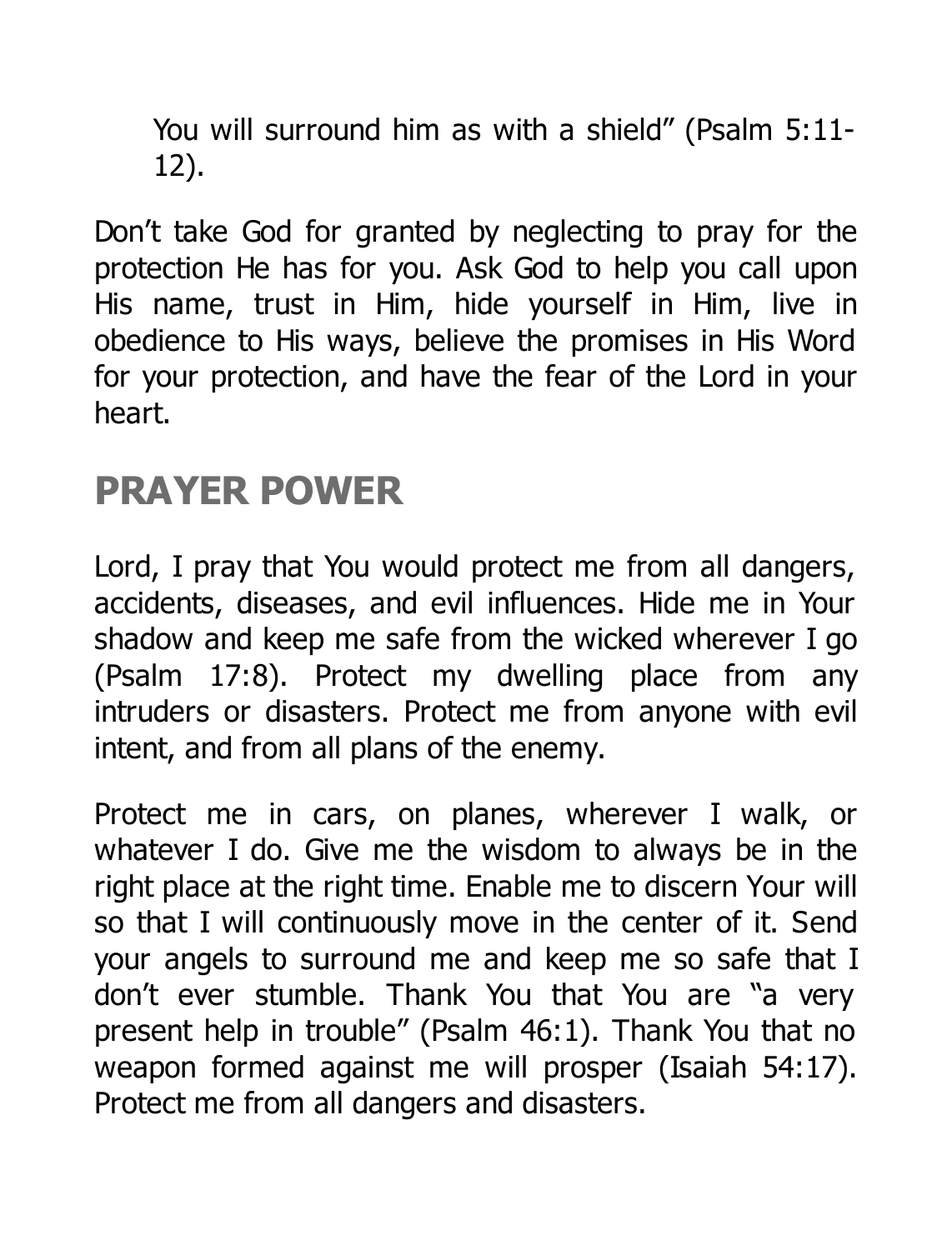> You will surround him as with a shield" (Psalm 5:11-12).

Don't take God for granted by neglecting to pray for the protection He has for you. Ask God to help you call upon His name, trust in Him, hide yourself in Him, live in obedience to His ways, believe the promises in His Word for your protection, and have the fear of the Lord in your heart.

## PRAYER POWER

Lord, I pray that You would protect me from all dangers, accidents, diseases, and evil influences. Hide me in Your shadow and keep me safe from the wicked wherever I go (Psalm 17:8). Protect my dwelling place from any intruders or disasters. Protect me from anyone with evil intent, and from all plans of the enemy.

Protect me in cars, on planes, wherever I walk, or whatever I do. Give me the wisdom to always be in the right place at the right time. Enable me to discern Your will so that I will continuously move in the center of it. Send your angels to surround me and keep me so safe that I don't ever stumble. Thank You that You are "a very present help in trouble" (Psalm 46:1). Thank You that no weapon formed against me will prosper (Isaiah 54:17). Protect me from all dangers and disasters.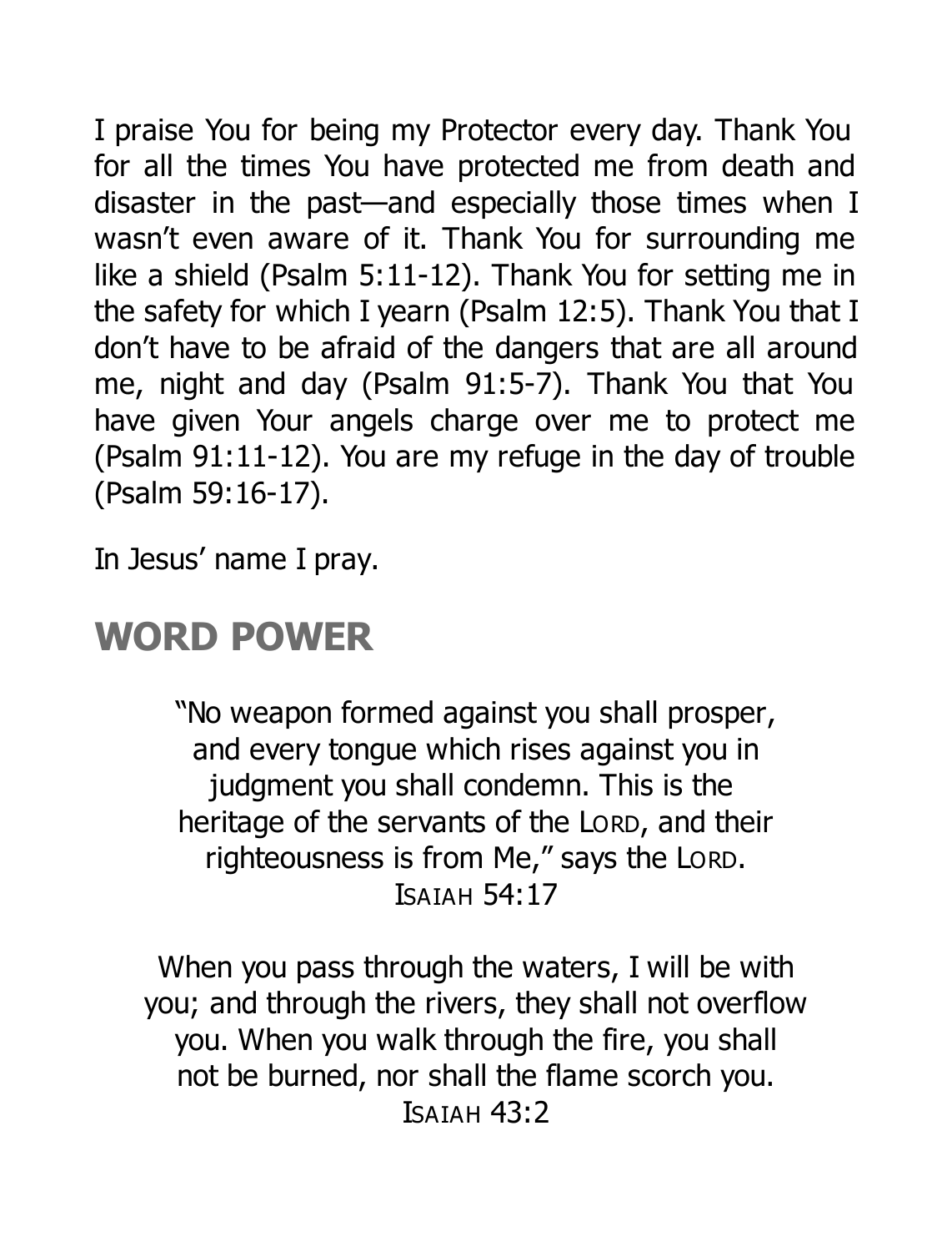I praise You for being my Protector every day. Thank You for all the times You have protected me from death and disaster in the past—and especially those times when I wasn't even aware of it. Thank You for surrounding me like a shield (Psalm 5:11-12). Thank You for setting me in the safety for which I yearn (Psalm 12:5). Thank You that I don't have to be afraid of the dangers that are all around me, night and day (Psalm 91:5-7). Thank You that You have given Your angels charge over me to protect me (Psalm 91:11-12). You are my refuge in the day of trouble (Psalm 59:16-17).

In Jesus' name I pray.

## WORD POWER

> "No weapon formed against you shall prosper, and every tongue which rises against you in judgment you shall condemn. This is the heritage of the servants of the LORD, and their righteousness is from Me," says the LORD.
>
> ISAIAH 54:17

> When you pass through the waters, I will be with you; and through the rivers, they shall not overflow you. When you walk through the fire, you shall not be burned, nor shall the flame scorch you.
>
> ISAIAH 43:2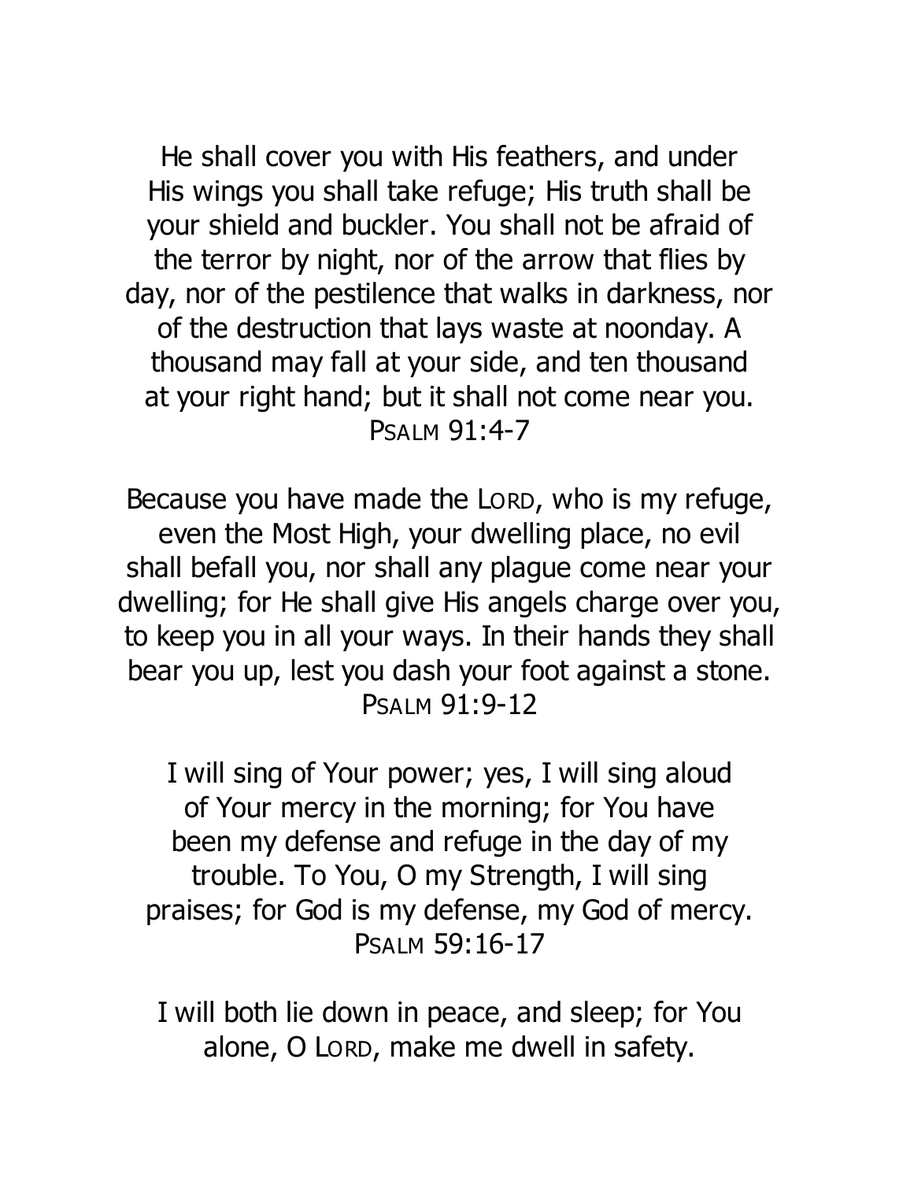He shall cover you with His feathers, and under His wings you shall take refuge; His truth shall be your shield and buckler. You shall not be afraid of the terror by night, nor of the arrow that flies by day, nor of the pestilence that walks in darkness, nor of the destruction that lays waste at noonday. A thousand may fall at your side, and ten thousand at your right hand; but it shall not come near you.
Psalm 91:4-7

Because you have made the Lord, who is my refuge, even the Most High, your dwelling place, no evil shall befall you, nor shall any plague come near your dwelling; for He shall give His angels charge over you, to keep you in all your ways. In their hands they shall bear you up, lest you dash your foot against a stone.
Psalm 91:9-12

I will sing of Your power; yes, I will sing aloud of Your mercy in the morning; for You have been my defense and refuge in the day of my trouble. To You, O my Strength, I will sing praises; for God is my defense, my God of mercy.
Psalm 59:16-17

I will both lie down in peace, and sleep; for You alone, O Lord, make me dwell in safety.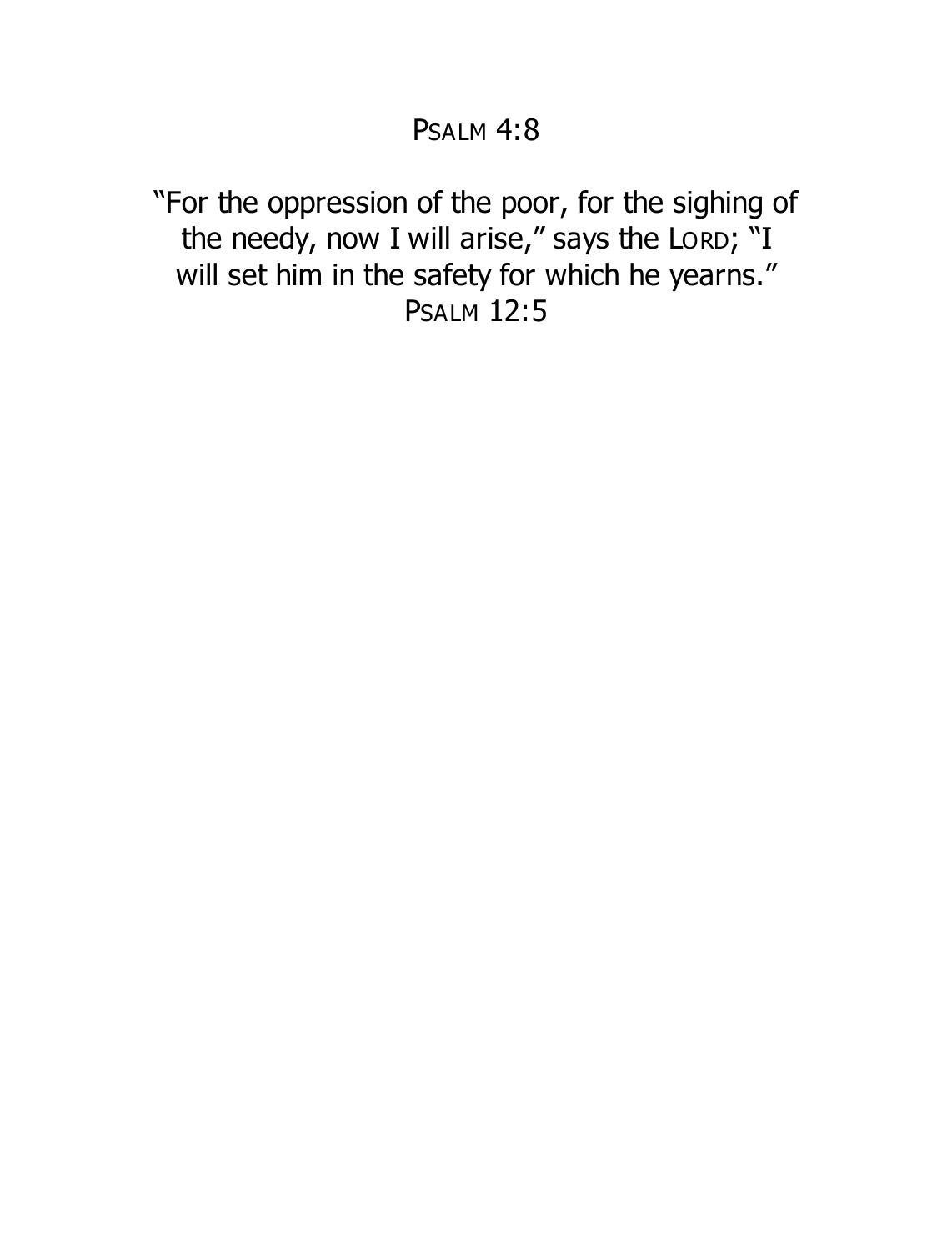PSALM 4:8

"For the oppression of the poor, for the sighing of the needy, now I will arise," says the LORD; "I will set him in the safety for which he yearns."
PSALM 12:5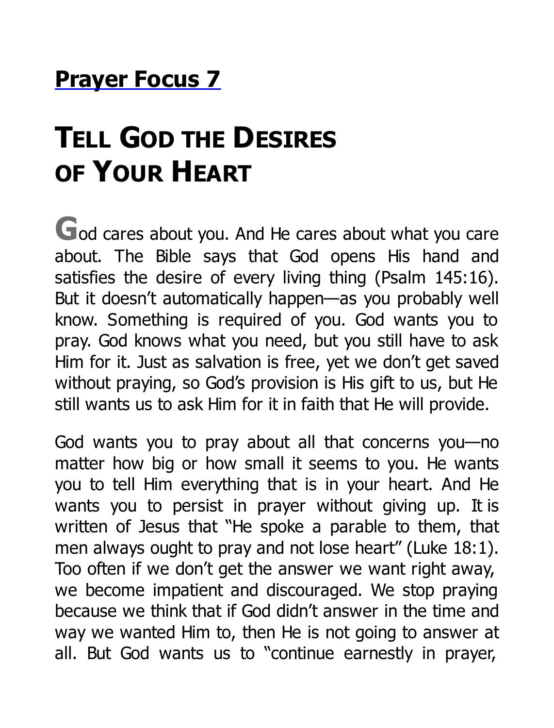## Prayer Focus 7

# TELL GOD THE DESIRES OF YOUR HEART

God cares about you. And He cares about what you care about. The Bible says that God opens His hand and satisfies the desire of every living thing (Psalm 145:16). But it doesn't automatically happen—as you probably well know. Something is required of you. God wants you to pray. God knows what you need, but you still have to ask Him for it. Just as salvation is free, yet we don't get saved without praying, so God's provision is His gift to us, but He still wants us to ask Him for it in faith that He will provide.

God wants you to pray about all that concerns you—no matter how big or how small it seems to you. He wants you to tell Him everything that is in your heart. And He wants you to persist in prayer without giving up. It is written of Jesus that "He spoke a parable to them, that men always ought to pray and not lose heart" (Luke 18:1). Too often if we don't get the answer we want right away, we become impatient and discouraged. We stop praying because we think that if God didn't answer in the time and way we wanted Him to, then He is not going to answer at all. But God wants us to "continue earnestly in prayer,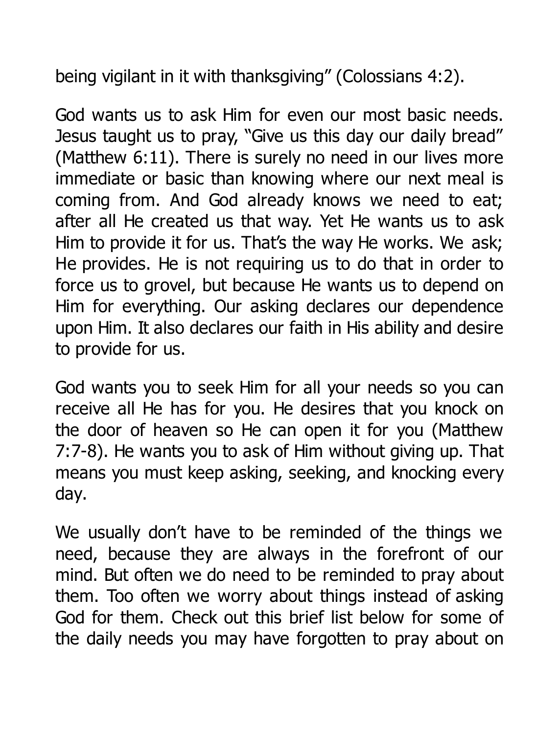being vigilant in it with thanksgiving" (Colossians 4:2).

God wants us to ask Him for even our most basic needs. Jesus taught us to pray, "Give us this day our daily bread" (Matthew 6:11). There is surely no need in our lives more immediate or basic than knowing where our next meal is coming from. And God already knows we need to eat; after all He created us that way. Yet He wants us to ask Him to provide it for us. That's the way He works. We ask; He provides. He is not requiring us to do that in order to force us to grovel, but because He wants us to depend on Him for everything. Our asking declares our dependence upon Him. It also declares our faith in His ability and desire to provide for us.

God wants you to seek Him for all your needs so you can receive all He has for you. He desires that you knock on the door of heaven so He can open it for you (Matthew 7:7-8). He wants you to ask of Him without giving up. That means you must keep asking, seeking, and knocking every day.

We usually don't have to be reminded of the things we need, because they are always in the forefront of our mind. But often we do need to be reminded to pray about them. Too often we worry about things instead of asking God for them. Check out this brief list below for some of the daily needs you may have forgotten to pray about on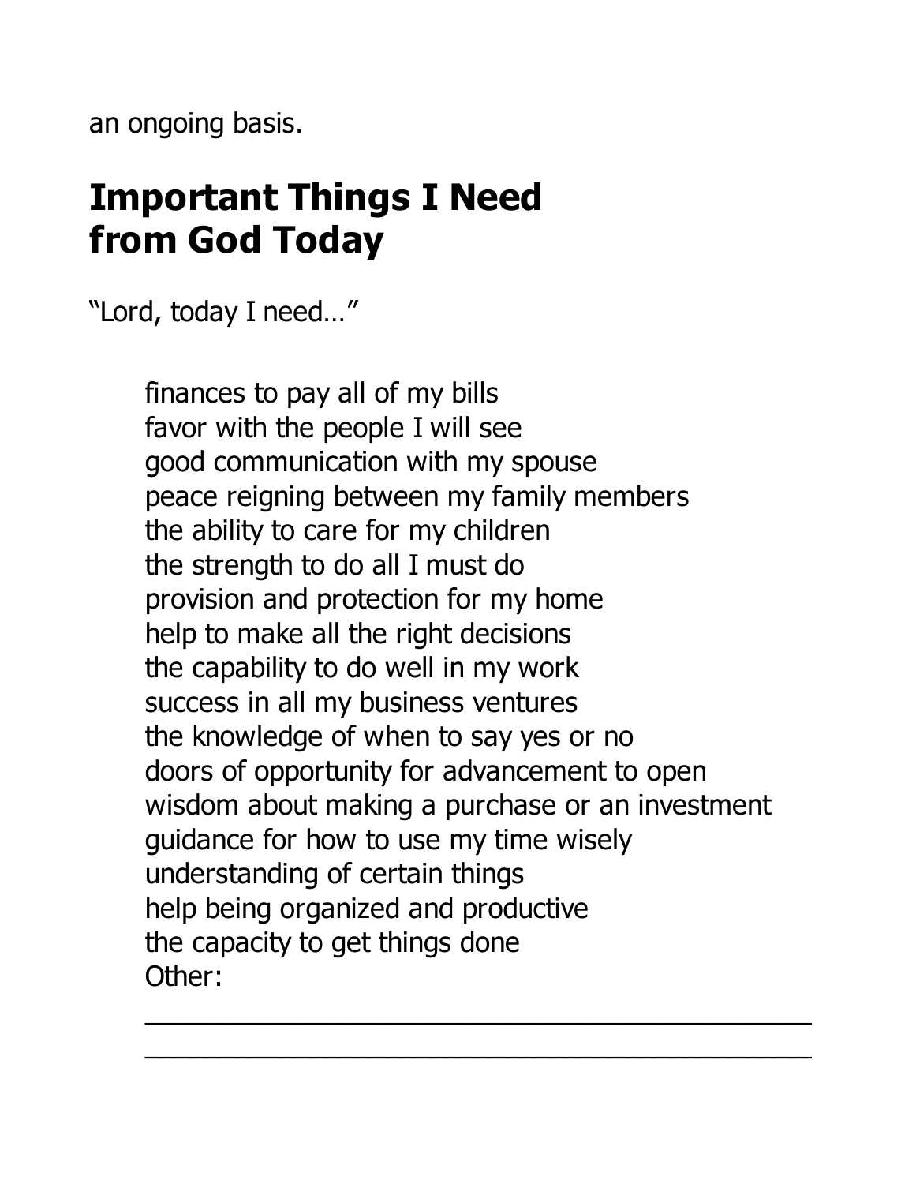an ongoing basis.

## Important Things I Need from God Today

"Lord, today I need…"

finances to pay all of my bills
favor with the people I will see
good communication with my spouse
peace reigning between my family members
the ability to care for my children
the strength to do all I must do
provision and protection for my home
help to make all the right decisions
the capability to do well in my work
success in all my business ventures
the knowledge of when to say yes or no
doors of opportunity for advancement to open
wisdom about making a purchase or an investment
guidance for how to use my time wisely
understanding of certain things
help being organized and productive
the capacity to get things done
Other:
_______________________________________________
_______________________________________________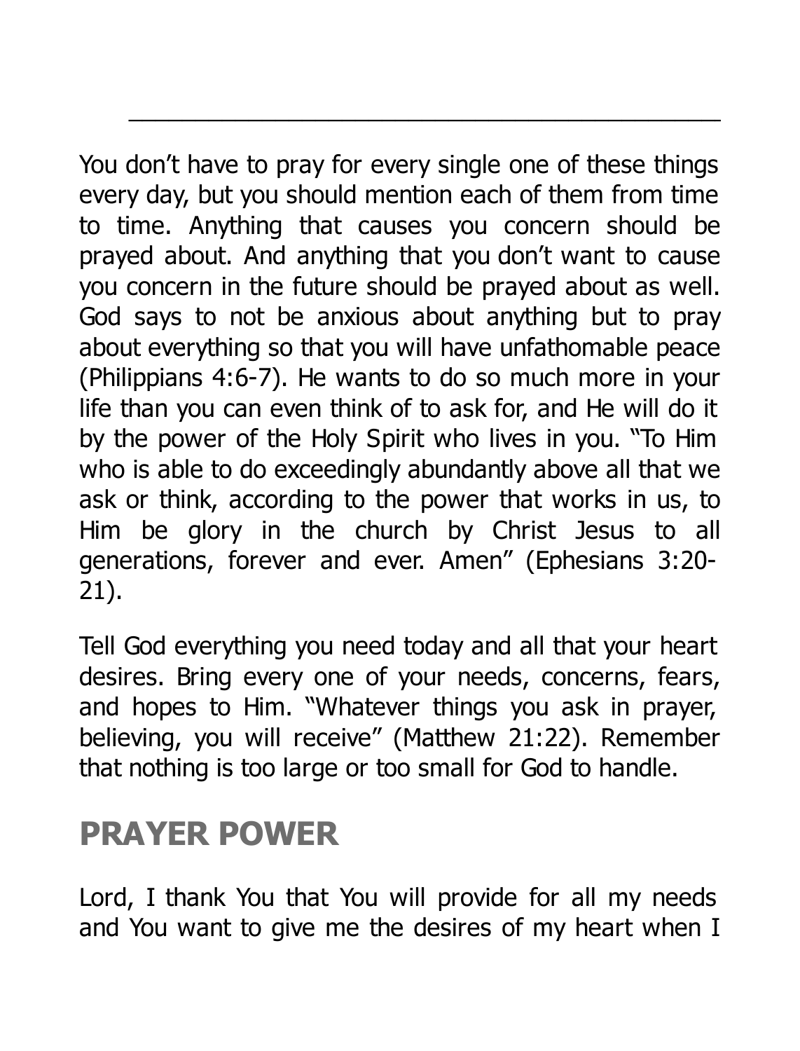---

You don't have to pray for every single one of these things every day, but you should mention each of them from time to time. Anything that causes you concern should be prayed about. And anything that you don't want to cause you concern in the future should be prayed about as well. God says to not be anxious about anything but to pray about everything so that you will have unfathomable peace (Philippians 4:6-7). He wants to do so much more in your life than you can even think of to ask for, and He will do it by the power of the Holy Spirit who lives in you. "To Him who is able to do exceedingly abundantly above all that we ask or think, according to the power that works in us, to Him be glory in the church by Christ Jesus to all generations, forever and ever. Amen" (Ephesians 3:20-21).

Tell God everything you need today and all that your heart desires. Bring every one of your needs, concerns, fears, and hopes to Him. "Whatever things you ask in prayer, believing, you will receive" (Matthew 21:22). Remember that nothing is too large or too small for God to handle.

## PRAYER POWER

Lord, I thank You that You will provide for all my needs and You want to give me the desires of my heart when I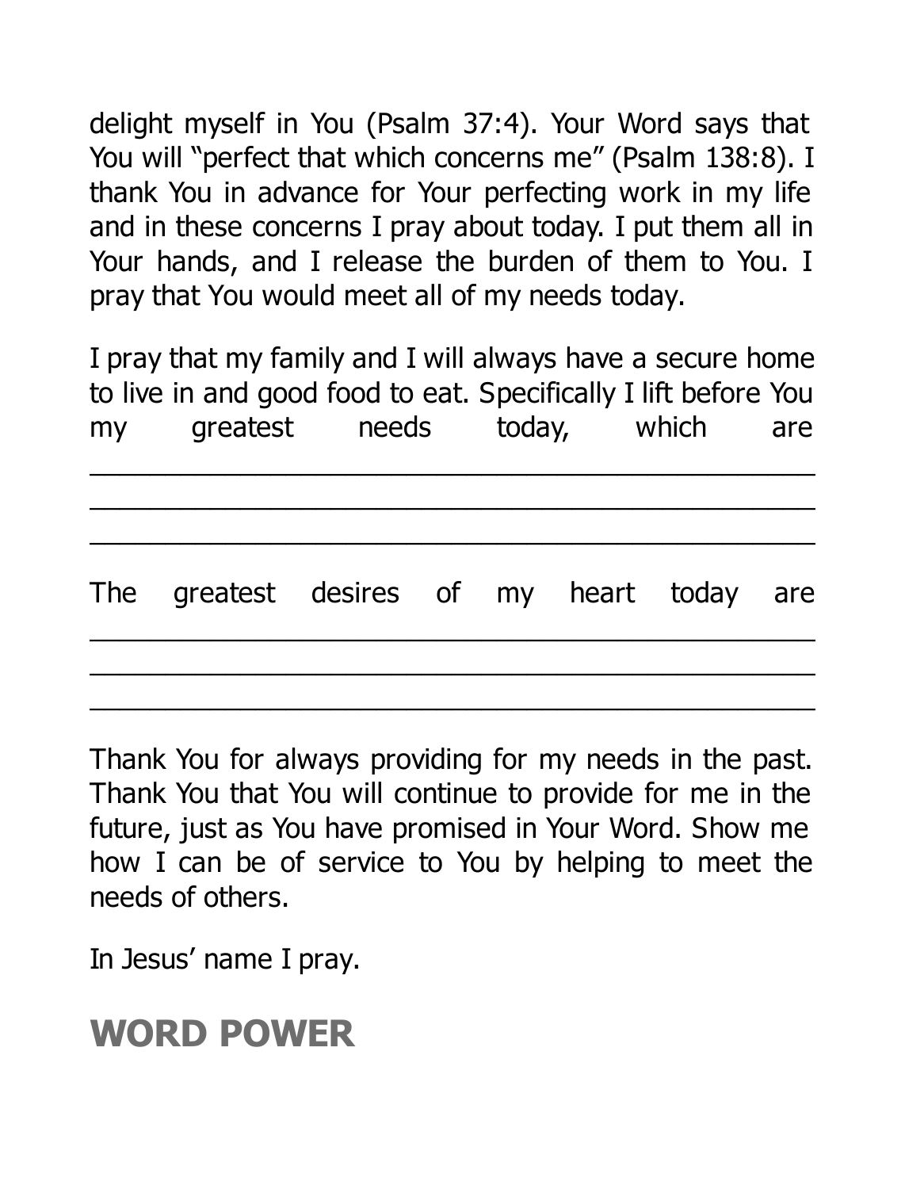delight myself in You (Psalm 37:4). Your Word says that You will "perfect that which concerns me" (Psalm 138:8). I thank You in advance for Your perfecting work in my life and in these concerns I pray about today. I put them all in Your hands, and I release the burden of them to You. I pray that You would meet all of my needs today.

I pray that my family and I will always have a secure home to live in and good food to eat. Specifically I lift before You my greatest needs today, which are _______________________________________________
_______________________________________________
_______________________________________________

The greatest desires of my heart today are _______________________________________________
_______________________________________________
_______________________________________________

Thank You for always providing for my needs in the past. Thank You that You will continue to provide for me in the future, just as You have promised in Your Word. Show me how I can be of service to You by helping to meet the needs of others.

In Jesus' name I pray.

## WORD POWER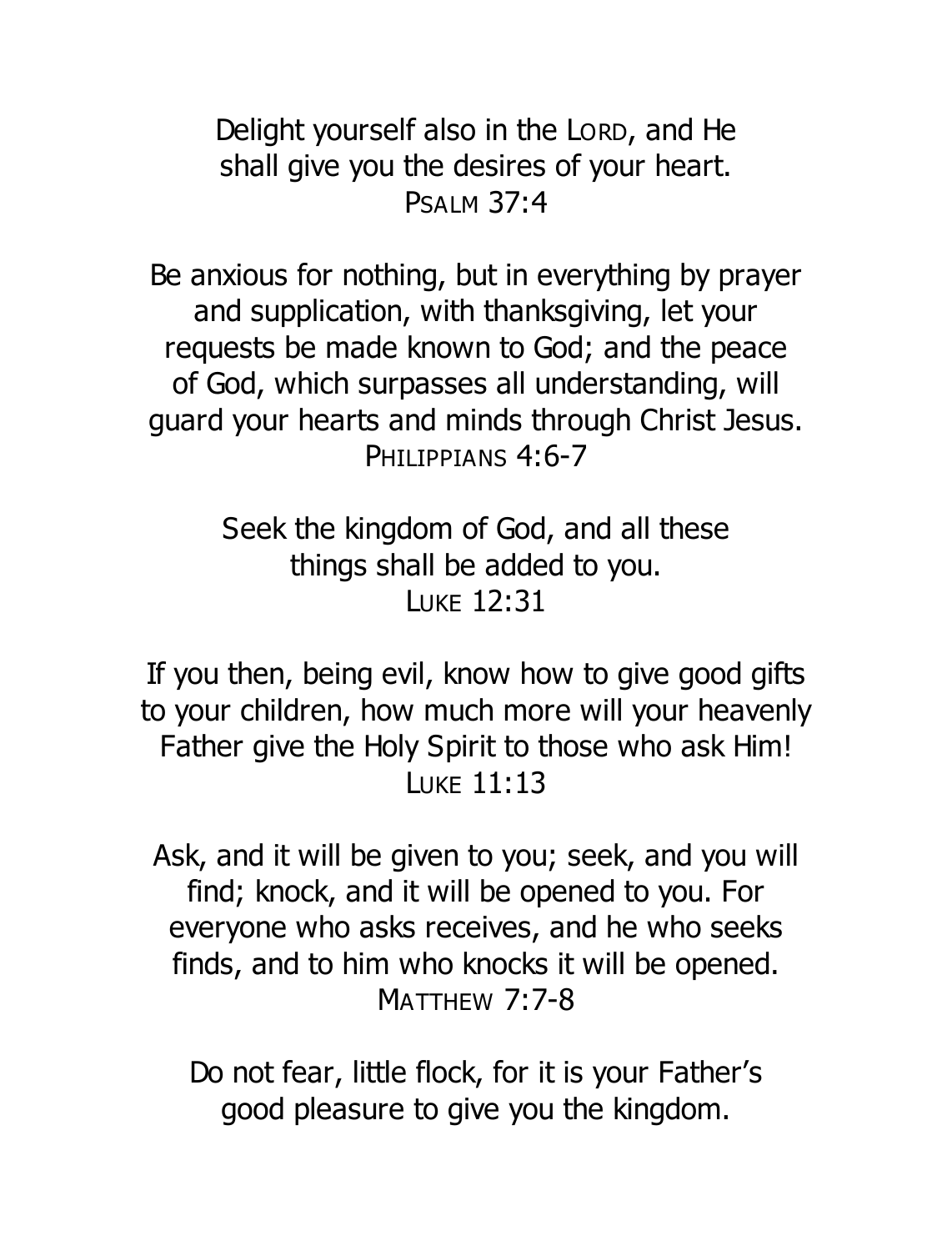Delight yourself also in the LORD, and He shall give you the desires of your heart.
PSALM 37:4

Be anxious for nothing, but in everything by prayer and supplication, with thanksgiving, let your requests be made known to God; and the peace of God, which surpasses all understanding, will guard your hearts and minds through Christ Jesus.
PHILIPPIANS 4:6-7

Seek the kingdom of God, and all these things shall be added to you.
LUKE 12:31

If you then, being evil, know how to give good gifts to your children, how much more will your heavenly Father give the Holy Spirit to those who ask Him!
LUKE 11:13

Ask, and it will be given to you; seek, and you will find; knock, and it will be opened to you. For everyone who asks receives, and he who seeks finds, and to him who knocks it will be opened.
MATTHEW 7:7-8

Do not fear, little flock, for it is your Father's good pleasure to give you the kingdom.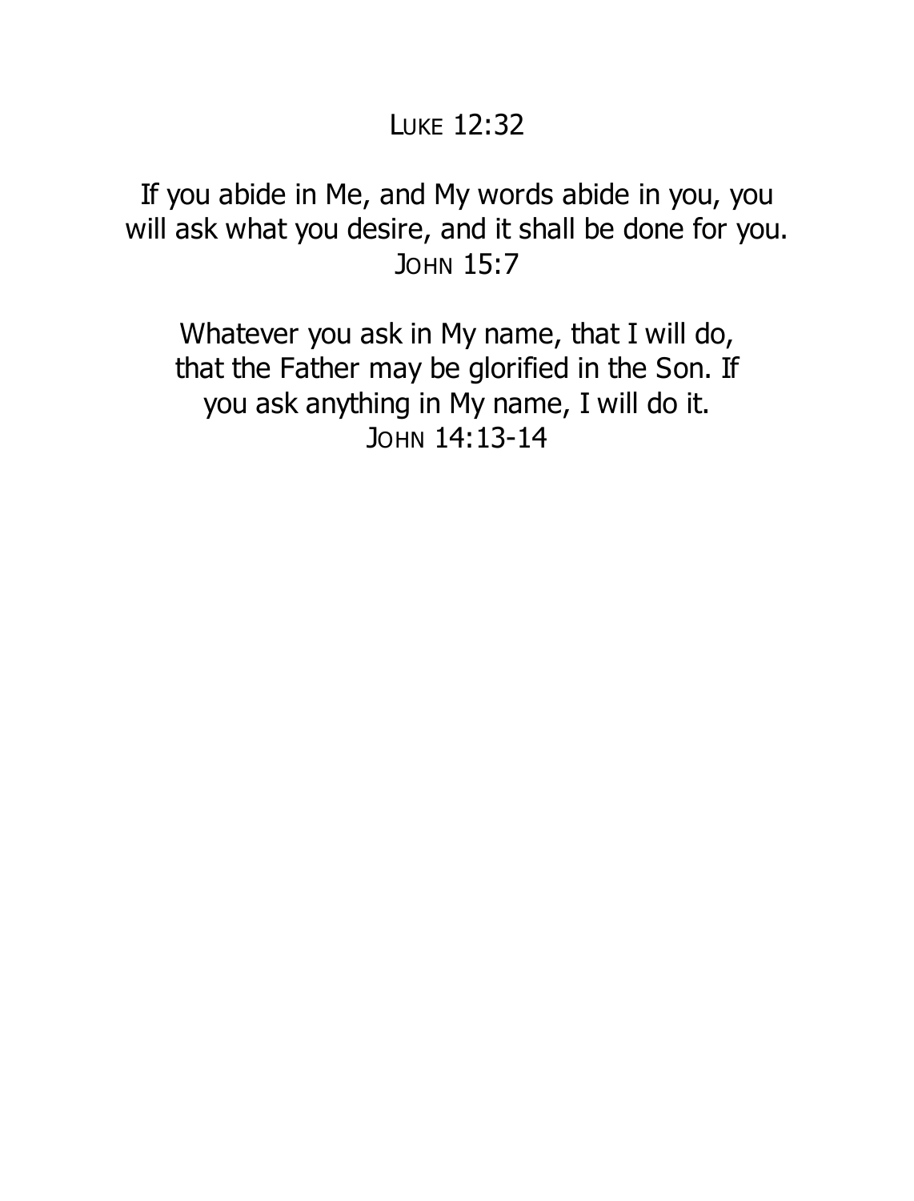LUKE 12:32

If you abide in Me, and My words abide in you, you will ask what you desire, and it shall be done for you.
JOHN 15:7

Whatever you ask in My name, that I will do, that the Father may be glorified in the Son. If you ask anything in My name, I will do it.
JOHN 14:13-14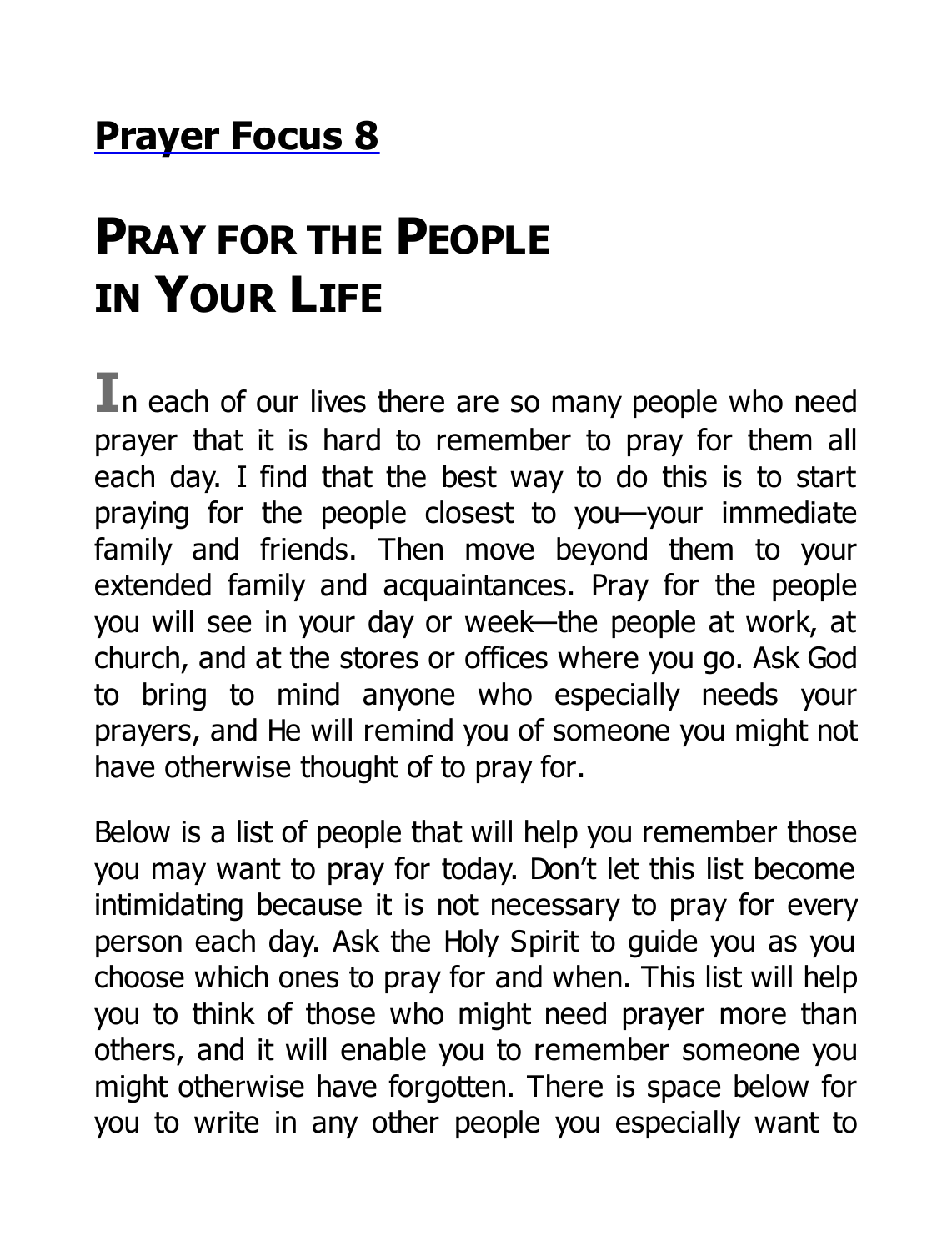## Prayer Focus 8

# Pray for the People in Your Life

In each of our lives there are so many people who need prayer that it is hard to remember to pray for them all each day. I find that the best way to do this is to start praying for the people closest to you—your immediate family and friends. Then move beyond them to your extended family and acquaintances. Pray for the people you will see in your day or week—the people at work, at church, and at the stores or offices where you go. Ask God to bring to mind anyone who especially needs your prayers, and He will remind you of someone you might not have otherwise thought of to pray for.

Below is a list of people that will help you remember those you may want to pray for today. Don't let this list become intimidating because it is not necessary to pray for every person each day. Ask the Holy Spirit to guide you as you choose which ones to pray for and when. This list will help you to think of those who might need prayer more than others, and it will enable you to remember someone you might otherwise have forgotten. There is space below for you to write in any other people you especially want to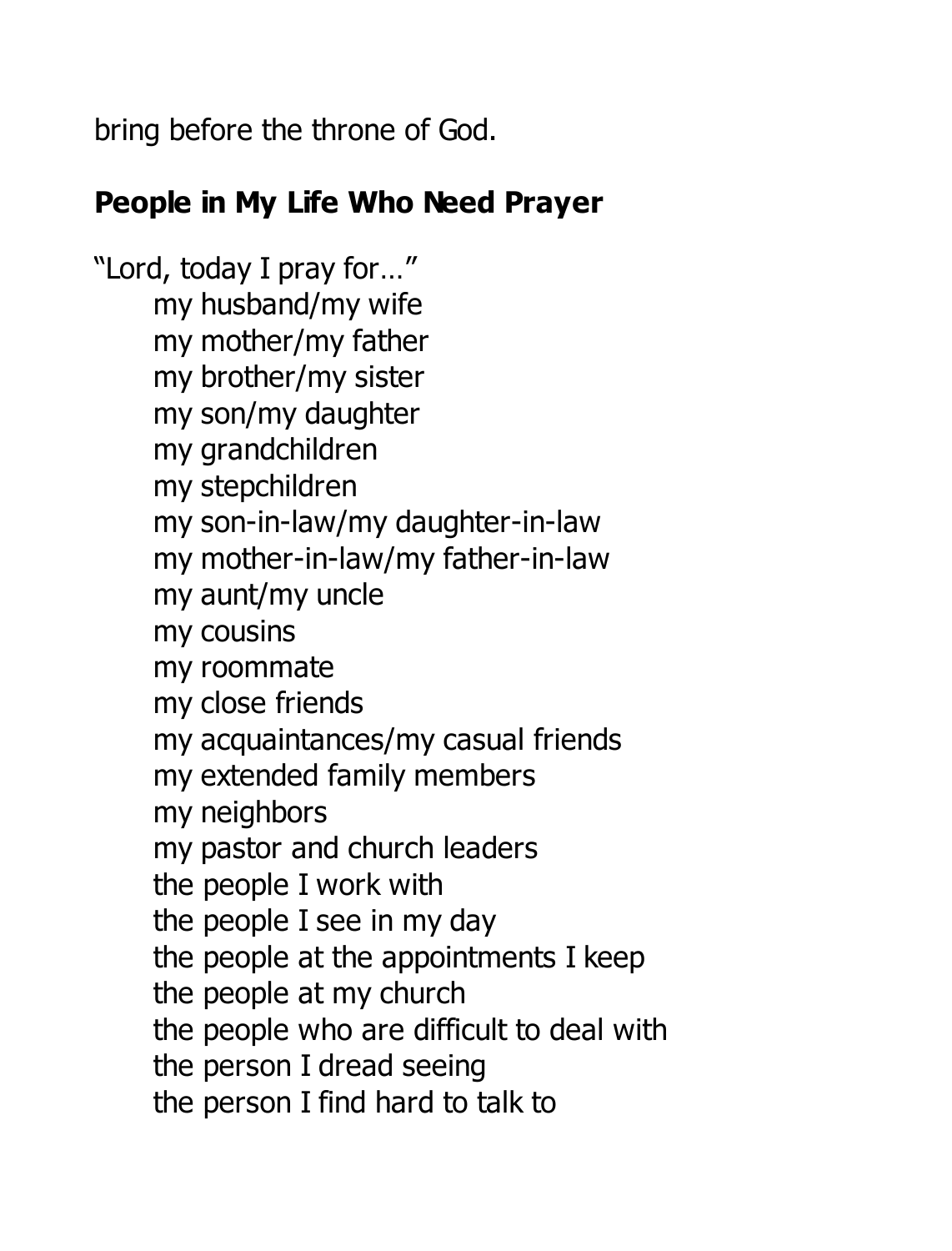bring before the throne of God.

**People in My Life Who Need Prayer**

"Lord, today I pray for…"

- my husband/my wife
- my mother/my father
- my brother/my sister
- my son/my daughter
- my grandchildren
- my stepchildren
- my son-in-law/my daughter-in-law
- my mother-in-law/my father-in-law
- my aunt/my uncle
- my cousins
- my roommate
- my close friends
- my acquaintances/my casual friends
- my extended family members
- my neighbors
- my pastor and church leaders
- the people I work with
- the people I see in my day
- the people at the appointments I keep
- the people at my church
- the people who are difficult to deal with
- the person I dread seeing
- the person I find hard to talk to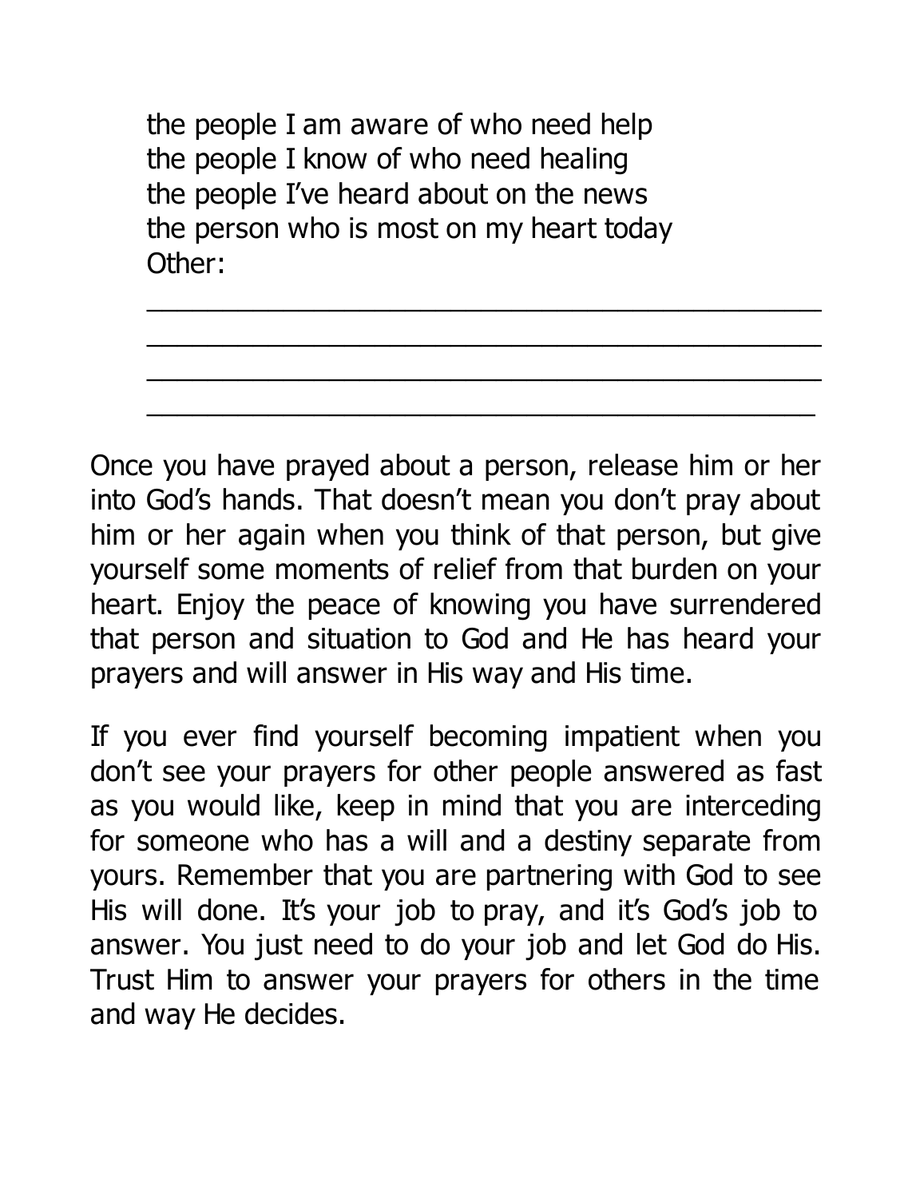the people I am aware of who need help
the people I know of who need healing
the people I've heard about on the news
the person who is most on my heart today
Other:

\_\_\_\_\_\_\_\_\_\_\_\_\_\_\_\_\_\_\_\_\_\_\_\_\_\_\_\_\_\_\_\_\_\_\_\_\_\_\_\_\_\_\_\_

\_\_\_\_\_\_\_\_\_\_\_\_\_\_\_\_\_\_\_\_\_\_\_\_\_\_\_\_\_\_\_\_\_\_\_\_\_\_\_\_\_\_\_\_

\_\_\_\_\_\_\_\_\_\_\_\_\_\_\_\_\_\_\_\_\_\_\_\_\_\_\_\_\_\_\_\_\_\_\_\_\_\_\_\_\_\_\_\_

\_\_\_\_\_\_\_\_\_\_\_\_\_\_\_\_\_\_\_\_\_\_\_\_\_\_\_\_\_\_\_\_\_\_\_\_\_\_\_\_\_\_\_\_

Once you have prayed about a person, release him or her into God's hands. That doesn't mean you don't pray about him or her again when you think of that person, but give yourself some moments of relief from that burden on your heart. Enjoy the peace of knowing you have surrendered that person and situation to God and He has heard your prayers and will answer in His way and His time.

If you ever find yourself becoming impatient when you don't see your prayers for other people answered as fast as you would like, keep in mind that you are interceding for someone who has a will and a destiny separate from yours. Remember that you are partnering with God to see His will done. It's your job to pray, and it's God's job to answer. You just need to do your job and let God do His. Trust Him to answer your prayers for others in the time and way He decides.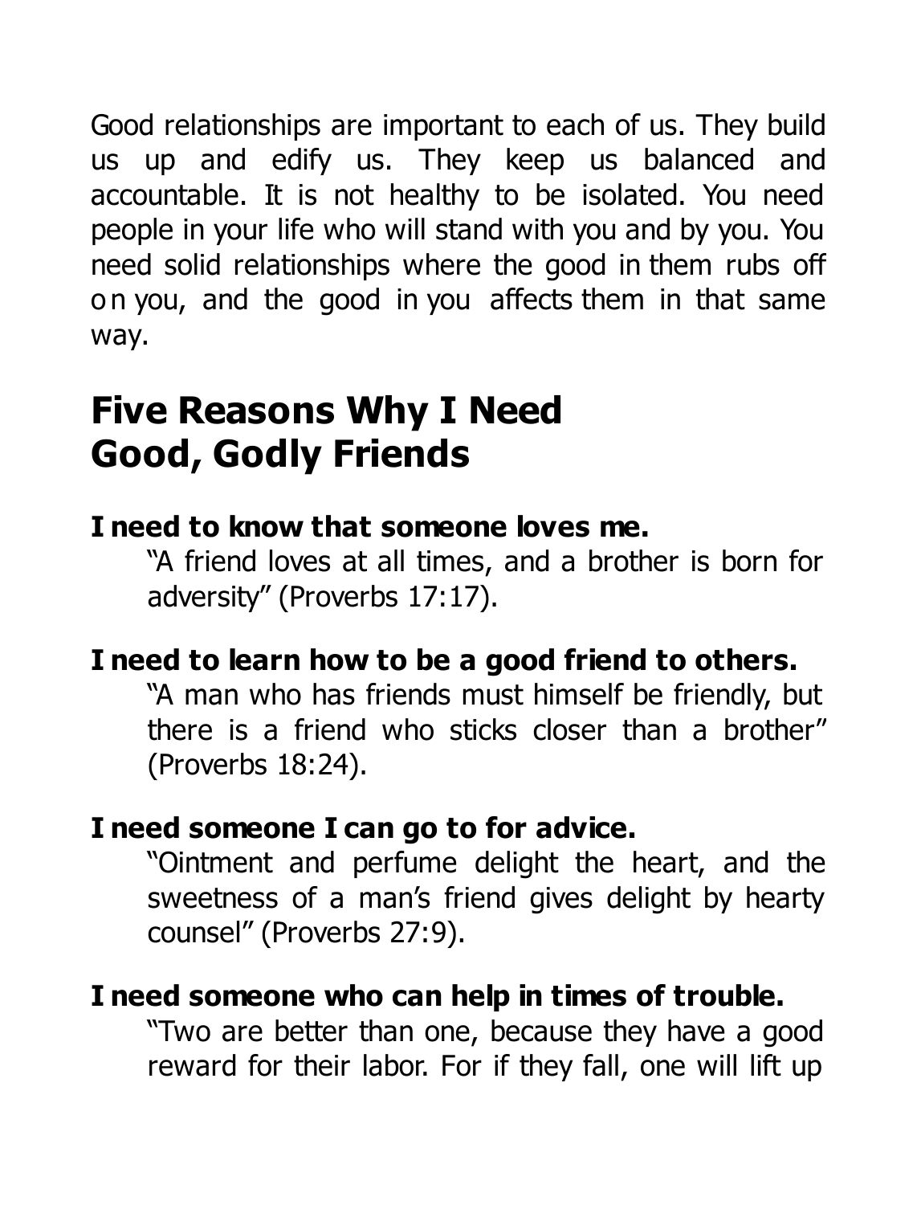Good relationships are important to each of us. They build us up and edify us. They keep us balanced and accountable. It is not healthy to be isolated. You need people in your life who will stand with you and by you. You need solid relationships where the good in them rubs off on you, and the good in you affects them in that same way.

## Five Reasons Why I Need Good, Godly Friends

**I need to know that someone loves me.**

"A friend loves at all times, and a brother is born for adversity" (Proverbs 17:17).

**I need to learn how to be a good friend to others.**

"A man who has friends must himself be friendly, but there is a friend who sticks closer than a brother" (Proverbs 18:24).

**I need someone I can go to for advice.**

"Ointment and perfume delight the heart, and the sweetness of a man's friend gives delight by hearty counsel" (Proverbs 27:9).

**I need someone who can help in times of trouble.**

"Two are better than one, because they have a good reward for their labor. For if they fall, one will lift up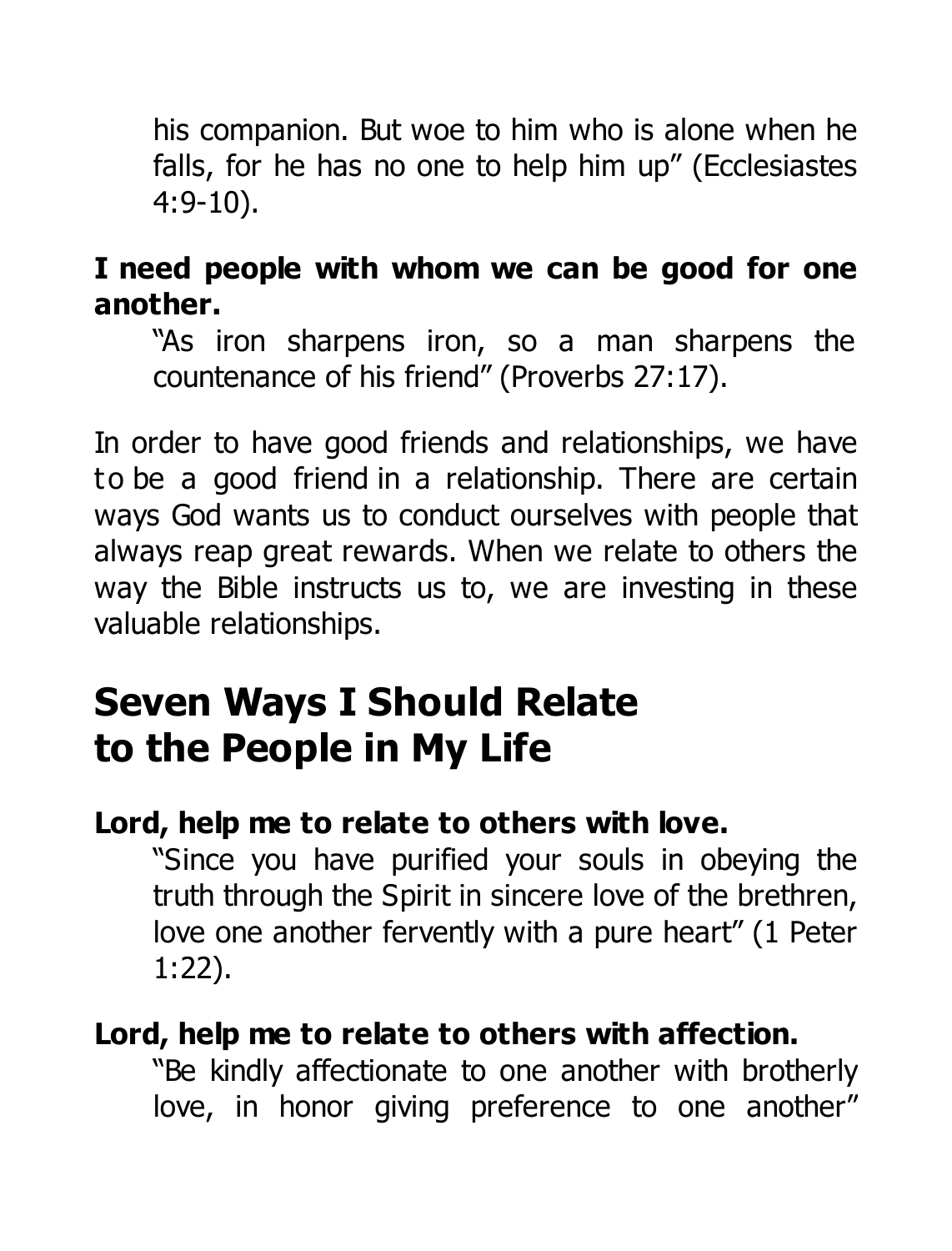his companion. But woe to him who is alone when he falls, for he has no one to help him up" (Ecclesiastes 4:9-10).

**I need people with whom we can be good for one another.**

"As iron sharpens iron, so a man sharpens the countenance of his friend" (Proverbs 27:17).

In order to have good friends and relationships, we have to be a good friend in a relationship. There are certain ways God wants us to conduct ourselves with people that always reap great rewards. When we relate to others the way the Bible instructs us to, we are investing in these valuable relationships.

## Seven Ways I Should Relate to the People in My Life

**Lord, help me to relate to others with love.**

"Since you have purified your souls in obeying the truth through the Spirit in sincere love of the brethren, love one another fervently with a pure heart" (1 Peter 1:22).

**Lord, help me to relate to others with affection.**

"Be kindly affectionate to one another with brotherly love, in honor giving preference to one another"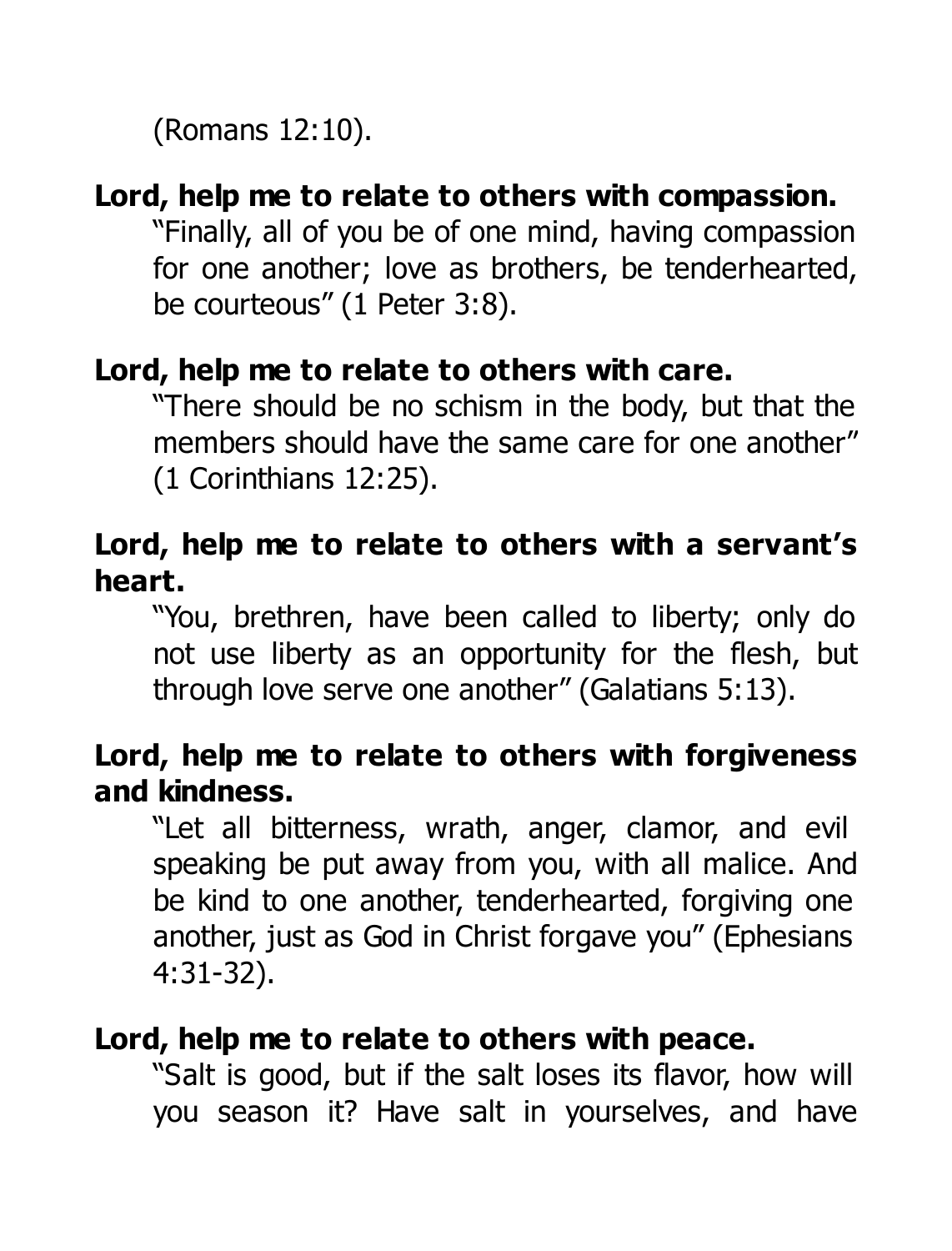(Romans 12:10).

**Lord, help me to relate to others with compassion.**

"Finally, all of you be of one mind, having compassion for one another; love as brothers, be tenderhearted, be courteous" (1 Peter 3:8).

**Lord, help me to relate to others with care.**

"There should be no schism in the body, but that the members should have the same care for one another" (1 Corinthians 12:25).

**Lord, help me to relate to others with a servant's heart.**

"You, brethren, have been called to liberty; only do not use liberty as an opportunity for the flesh, but through love serve one another" (Galatians 5:13).

**Lord, help me to relate to others with forgiveness and kindness.**

"Let all bitterness, wrath, anger, clamor, and evil speaking be put away from you, with all malice. And be kind to one another, tenderhearted, forgiving one another, just as God in Christ forgave you" (Ephesians 4:31-32).

**Lord, help me to relate to others with peace.**

"Salt is good, but if the salt loses its flavor, how will you season it? Have salt in yourselves, and have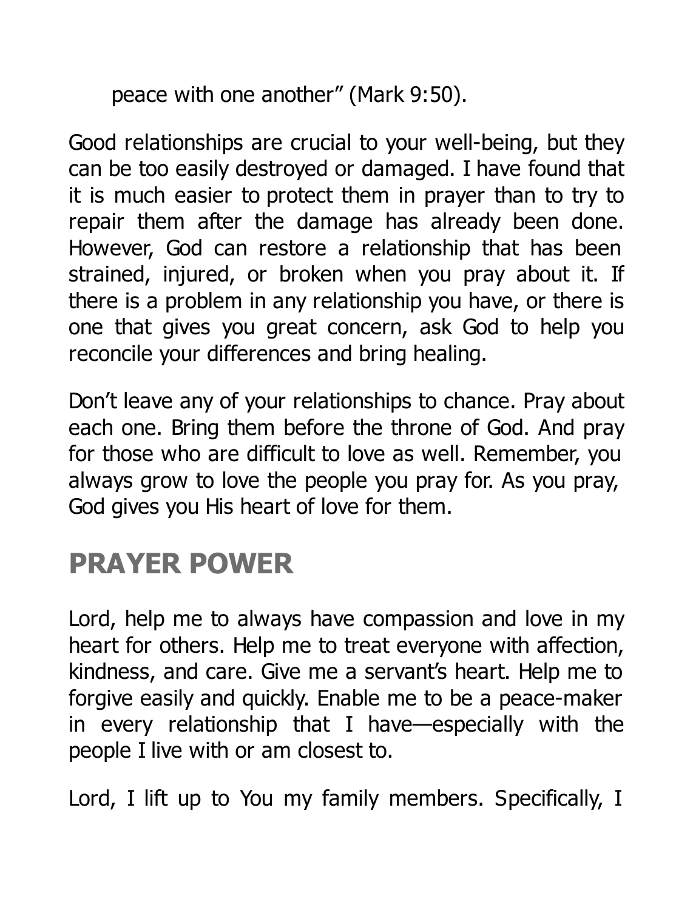peace with one another" (Mark 9:50).

Good relationships are crucial to your well-being, but they can be too easily destroyed or damaged. I have found that it is much easier to protect them in prayer than to try to repair them after the damage has already been done. However, God can restore a relationship that has been strained, injured, or broken when you pray about it. If there is a problem in any relationship you have, or there is one that gives you great concern, ask God to help you reconcile your differences and bring healing.

Don't leave any of your relationships to chance. Pray about each one. Bring them before the throne of God. And pray for those who are difficult to love as well. Remember, you always grow to love the people you pray for. As you pray, God gives you His heart of love for them.

## PRAYER POWER

Lord, help me to always have compassion and love in my heart for others. Help me to treat everyone with affection, kindness, and care. Give me a servant's heart. Help me to forgive easily and quickly. Enable me to be a peace-maker in every relationship that I have—especially with the people I live with or am closest to.

Lord, I lift up to You my family members. Specifically, I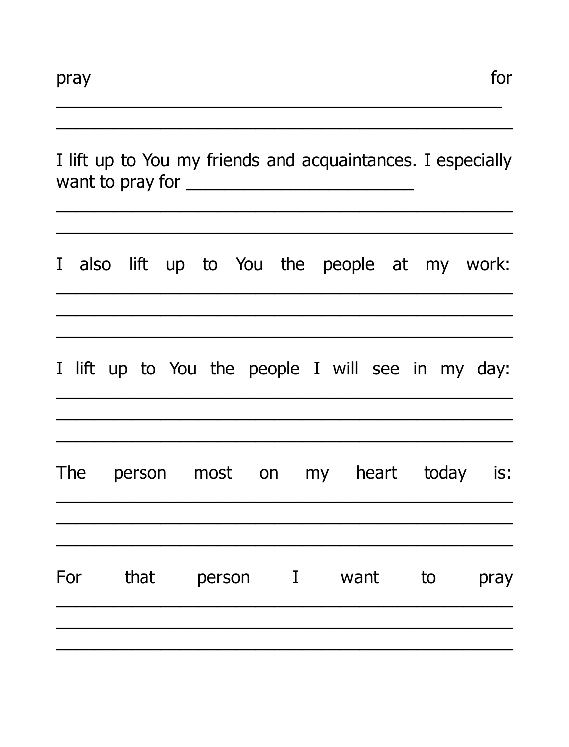pray for
_______________________________________________
_______________________________________________

I lift up to You my friends and acquaintances. I especially want to pray for ________________________
_______________________________________________
_______________________________________________

I also lift up to You the people at my work:
_______________________________________________
_______________________________________________
_______________________________________________

I lift up to You the people I will see in my day:
_______________________________________________
_______________________________________________
_______________________________________________

The person most on my heart today is:
_______________________________________________
_______________________________________________
_______________________________________________

For that person I want to pray
_______________________________________________
_______________________________________________
_______________________________________________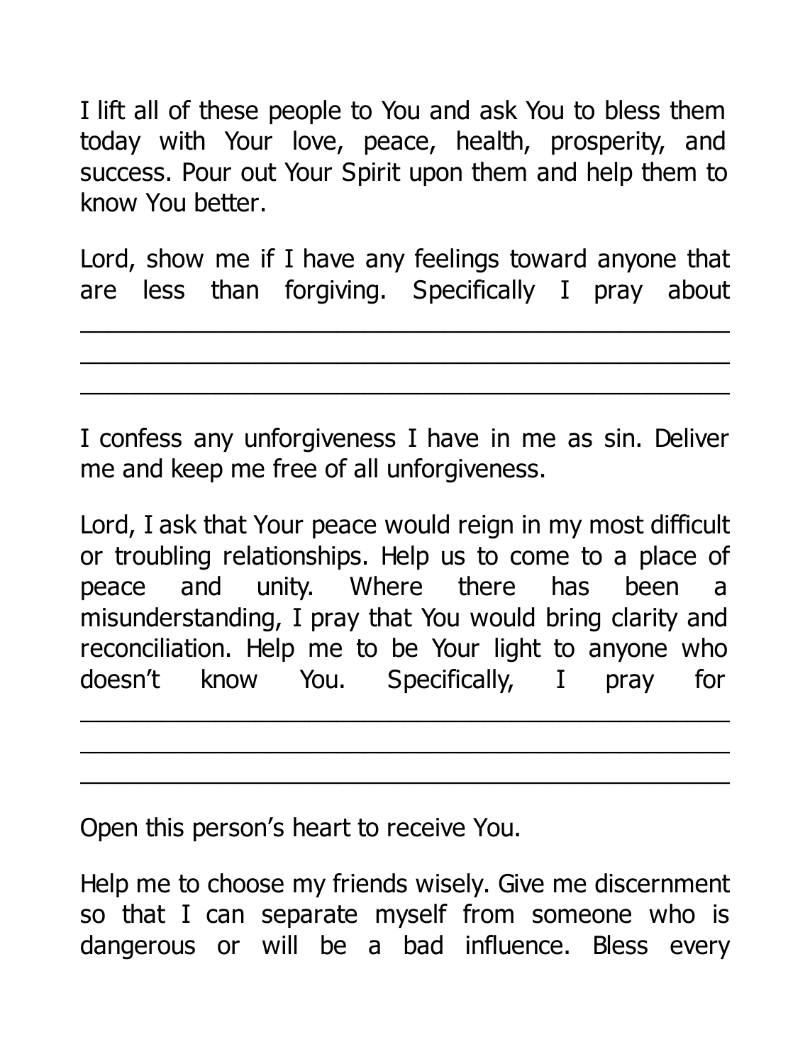I lift all of these people to You and ask You to bless them today with Your love, peace, health, prosperity, and success. Pour out Your Spirit upon them and help them to know You better.

Lord, show me if I have any feelings toward anyone that are less than forgiving. Specifically I pray about ______________________________________________
______________________________________________
______________________________________________

I confess any unforgiveness I have in me as sin. Deliver me and keep me free of all unforgiveness.

Lord, I ask that Your peace would reign in my most difficult or troubling relationships. Help us to come to a place of peace and unity. Where there has been a misunderstanding, I pray that You would bring clarity and reconciliation. Help me to be Your light to anyone who doesn't know You. Specifically, I pray for ______________________________________________
______________________________________________
______________________________________________

Open this person's heart to receive You.

Help me to choose my friends wisely. Give me discernment so that I can separate myself from someone who is dangerous or will be a bad influence. Bless every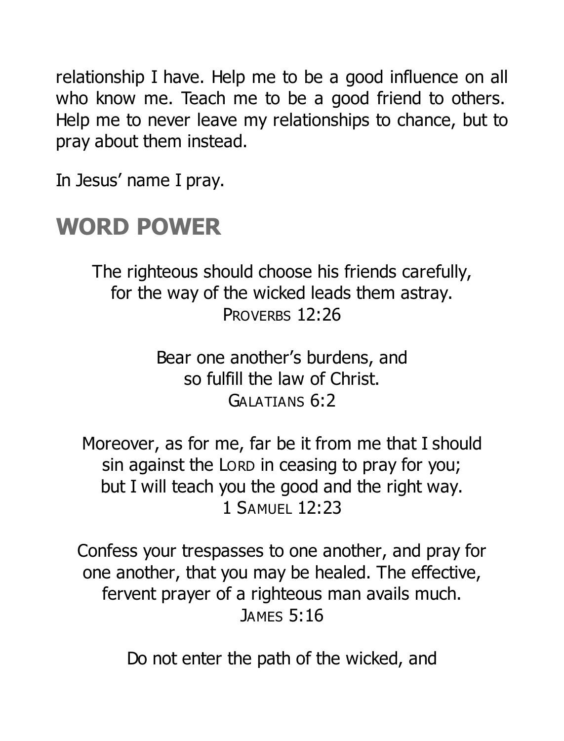relationship I have. Help me to be a good influence on all who know me. Teach me to be a good friend to others. Help me to never leave my relationships to chance, but to pray about them instead.

In Jesus' name I pray.

## WORD POWER

The righteous should choose his friends carefully,
for the way of the wicked leads them astray.
PROVERBS 12:26

Bear one another's burdens, and
so fulfill the law of Christ.
GALATIANS 6:2

Moreover, as for me, far be it from me that I should
sin against the LORD in ceasing to pray for you;
but I will teach you the good and the right way.
1 SAMUEL 12:23

Confess your trespasses to one another, and pray for
one another, that you may be healed. The effective,
fervent prayer of a righteous man avails much.
JAMES 5:16

Do not enter the path of the wicked, and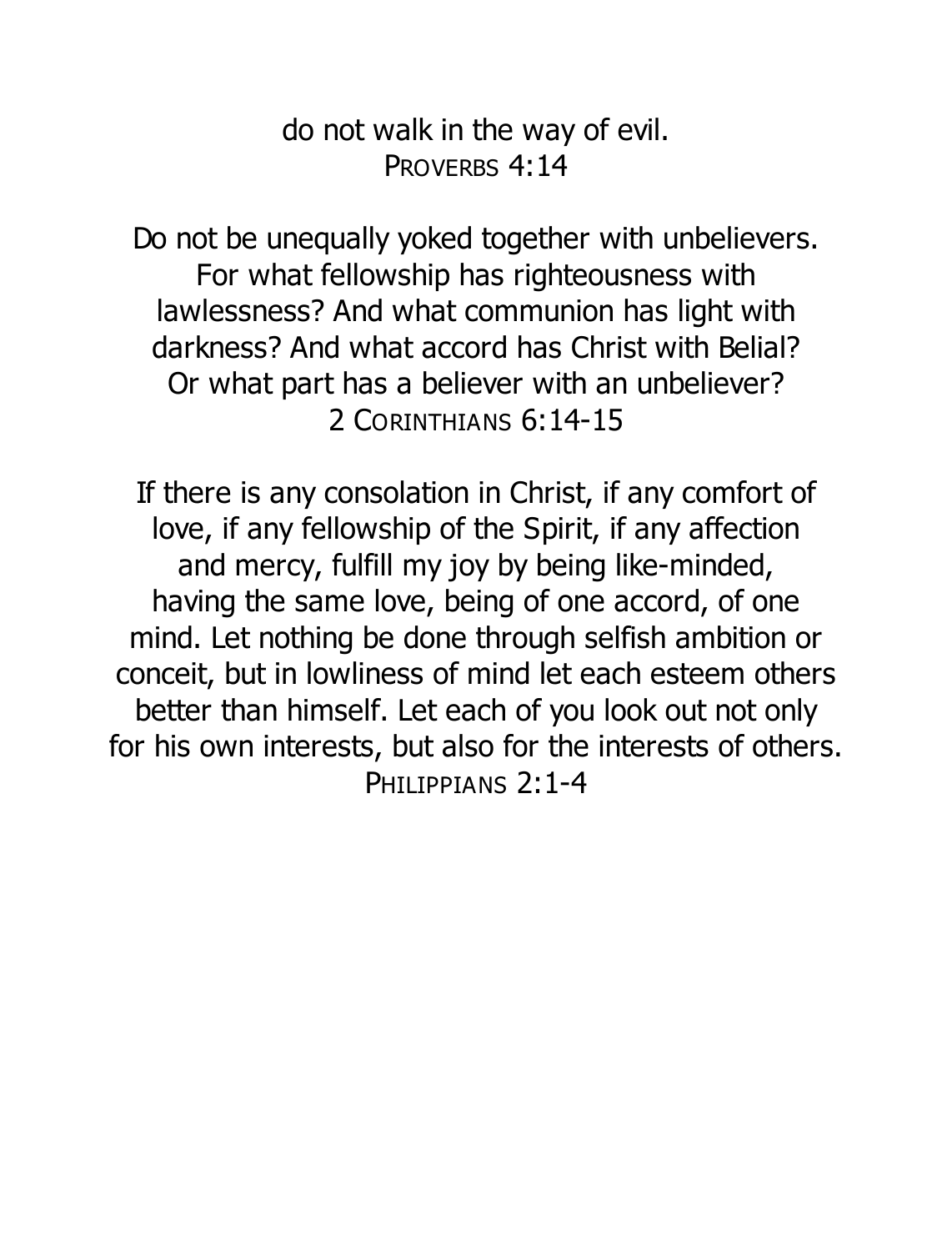do not walk in the way of evil.
PROVERBS 4:14

Do not be unequally yoked together with unbelievers. For what fellowship has righteousness with lawlessness? And what communion has light with darkness? And what accord has Christ with Belial? Or what part has a believer with an unbeliever?
2 CORINTHIANS 6:14-15

If there is any consolation in Christ, if any comfort of love, if any fellowship of the Spirit, if any affection and mercy, fulfill my joy by being like-minded, having the same love, being of one accord, of one mind. Let nothing be done through selfish ambition or conceit, but in lowliness of mind let each esteem others better than himself. Let each of you look out not only for his own interests, but also for the interests of others.
PHILIPPIANS 2:1-4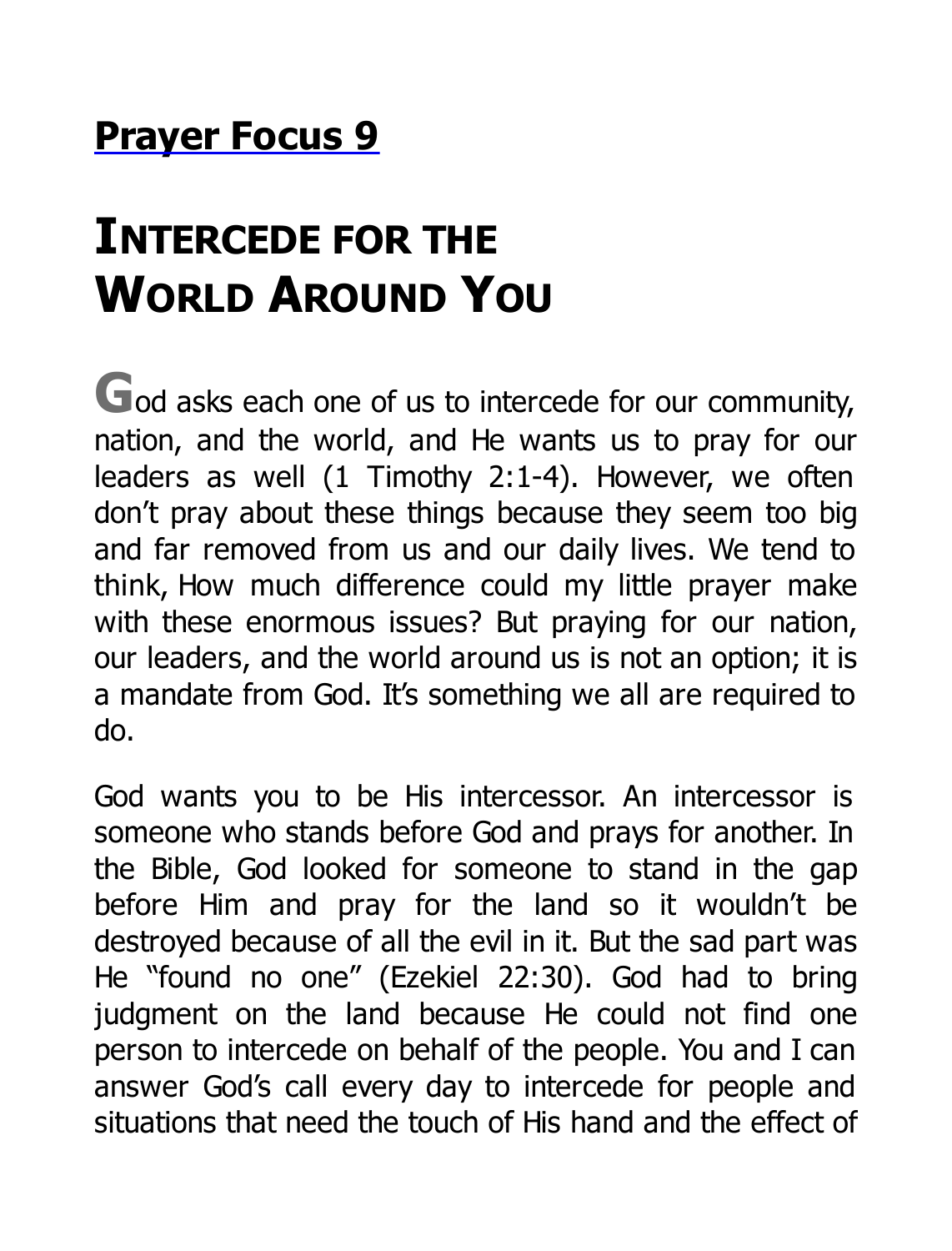## Prayer Focus 9

# Intercede for the World Around You

God asks each one of us to intercede for our community, nation, and the world, and He wants us to pray for our leaders as well (1 Timothy 2:1-4). However, we often don't pray about these things because they seem too big and far removed from us and our daily lives. We tend to think, How much difference could my little prayer make with these enormous issues? But praying for our nation, our leaders, and the world around us is not an option; it is a mandate from God. It's something we all are required to do.

God wants you to be His intercessor. An intercessor is someone who stands before God and prays for another. In the Bible, God looked for someone to stand in the gap before Him and pray for the land so it wouldn't be destroyed because of all the evil in it. But the sad part was He "found no one" (Ezekiel 22:30). God had to bring judgment on the land because He could not find one person to intercede on behalf of the people. You and I can answer God's call every day to intercede for people and situations that need the touch of His hand and the effect of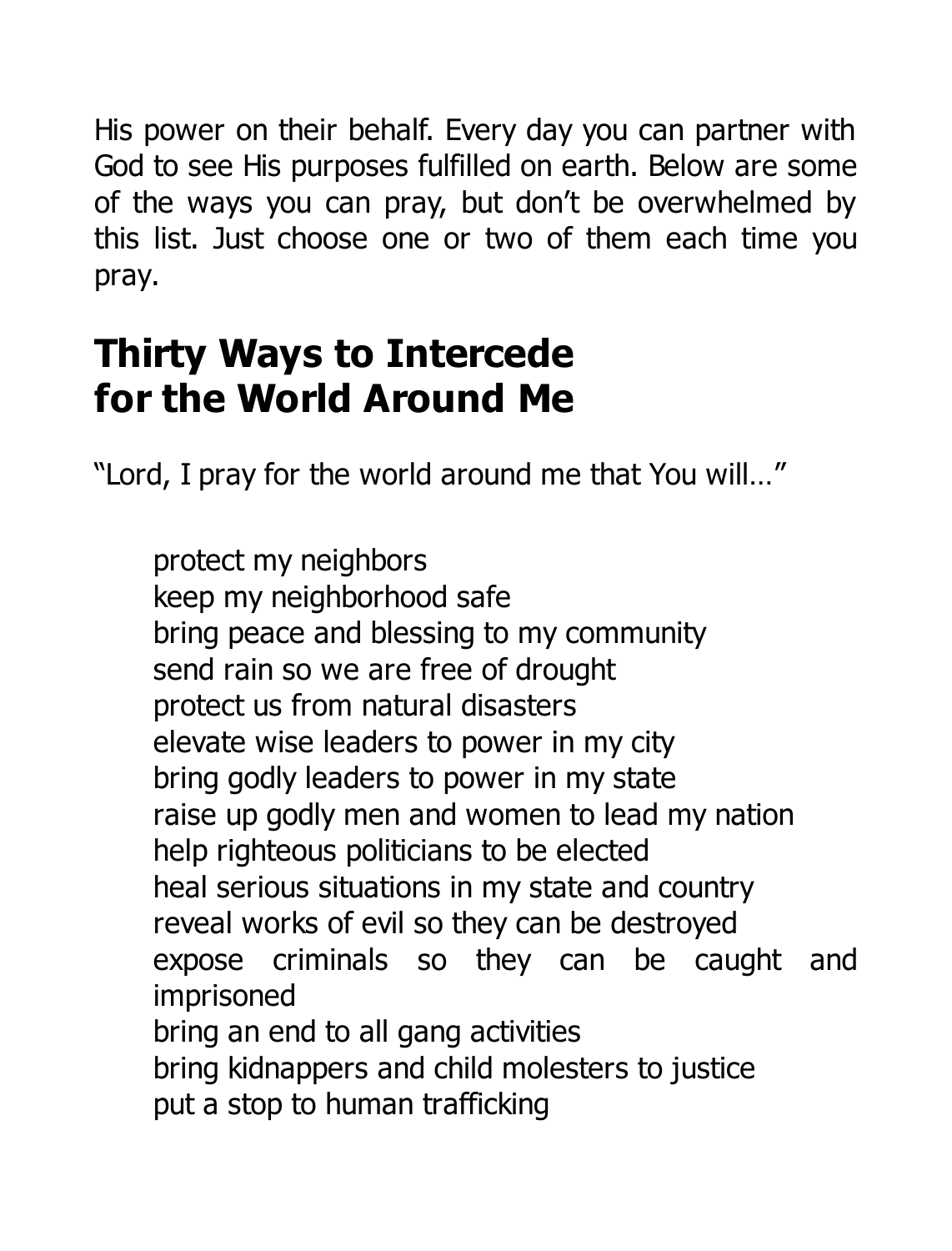His power on their behalf. Every day you can partner with God to see His purposes fulfilled on earth. Below are some of the ways you can pray, but don't be overwhelmed by this list. Just choose one or two of them each time you pray.

## Thirty Ways to Intercede for the World Around Me

"Lord, I pray for the world around me that You will…"

- protect my neighbors
- keep my neighborhood safe
- bring peace and blessing to my community
- send rain so we are free of drought
- protect us from natural disasters
- elevate wise leaders to power in my city
- bring godly leaders to power in my state
- raise up godly men and women to lead my nation
- help righteous politicians to be elected
- heal serious situations in my state and country
- reveal works of evil so they can be destroyed
- expose criminals so they can be caught and imprisoned
- bring an end to all gang activities
- bring kidnappers and child molesters to justice
- put a stop to human trafficking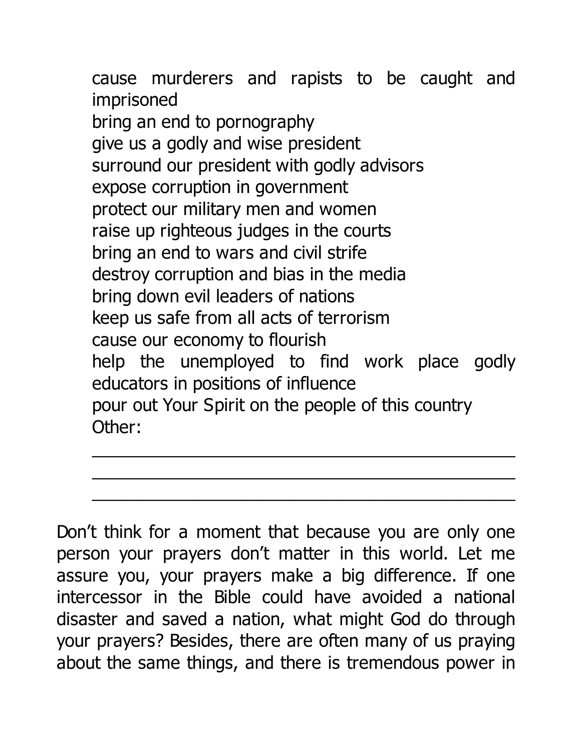cause murderers and rapists to be caught and imprisoned
bring an end to pornography
give us a godly and wise president
surround our president with godly advisors
expose corruption in government
protect our military men and women
raise up righteous judges in the courts
bring an end to wars and civil strife
destroy corruption and bias in the media
bring down evil leaders of nations
keep us safe from all acts of terrorism
cause our economy to flourish
help the unemployed to find work place godly educators in positions of influence
pour out Your Spirit on the people of this country
Other:
______________________________________________
______________________________________________
______________________________________________

Don't think for a moment that because you are only one person your prayers don't matter in this world. Let me assure you, your prayers make a big difference. If one intercessor in the Bible could have avoided a national disaster and saved a nation, what might God do through your prayers? Besides, there are often many of us praying about the same things, and there is tremendous power in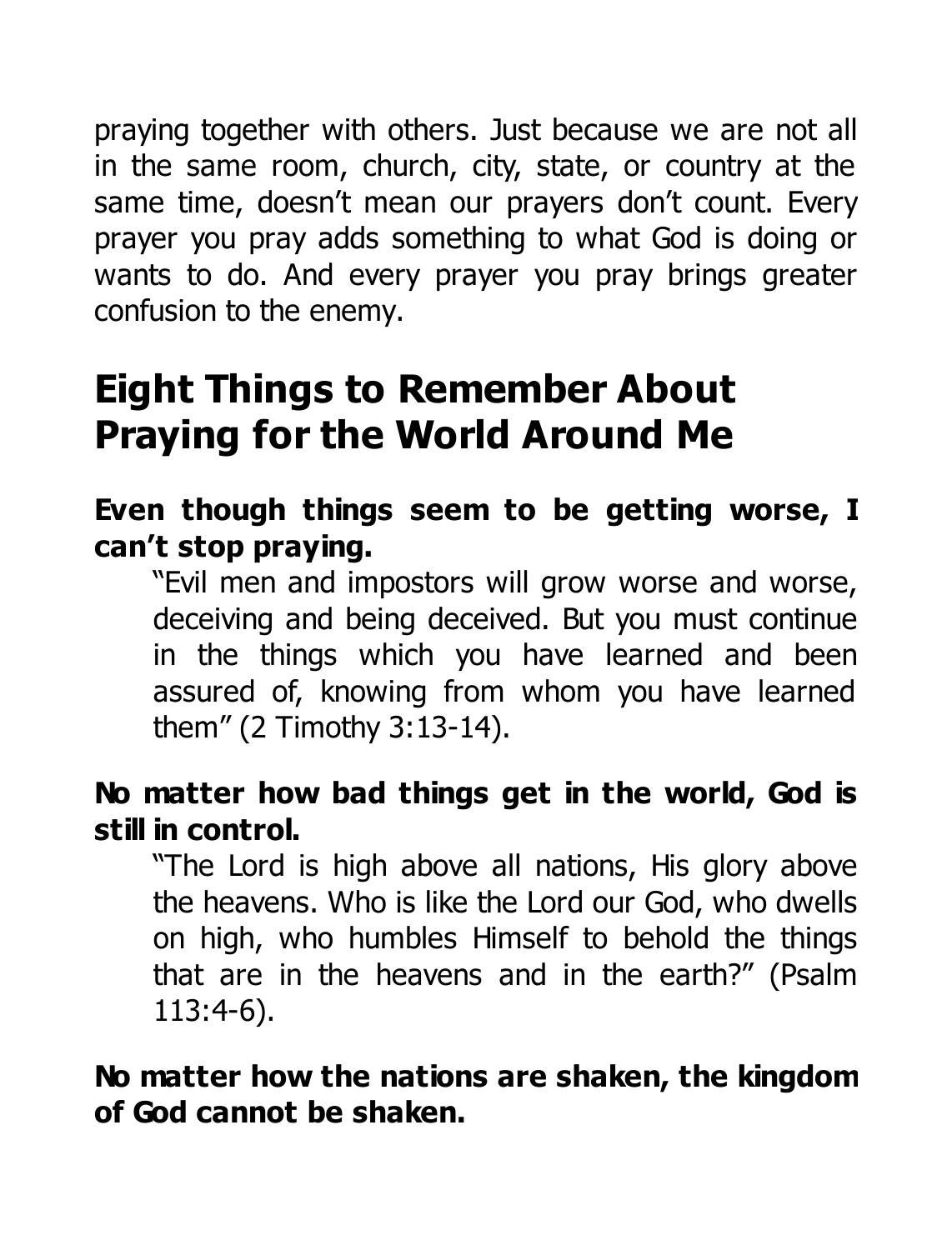praying together with others. Just because we are not all in the same room, church, city, state, or country at the same time, doesn't mean our prayers don't count. Every prayer you pray adds something to what God is doing or wants to do. And every prayer you pray brings greater confusion to the enemy.

## Eight Things to Remember About Praying for the World Around Me

**Even though things seem to be getting worse, I can't stop praying.**

> "Evil men and impostors will grow worse and worse, deceiving and being deceived. But you must continue in the things which you have learned and been assured of, knowing from whom you have learned them" (2 Timothy 3:13-14).

**No matter how bad things get in the world, God is still in control.**

> "The Lord is high above all nations, His glory above the heavens. Who is like the Lord our God, who dwells on high, who humbles Himself to behold the things that are in the heavens and in the earth?" (Psalm 113:4-6).

**No matter how the nations are shaken, the kingdom of God cannot be shaken.**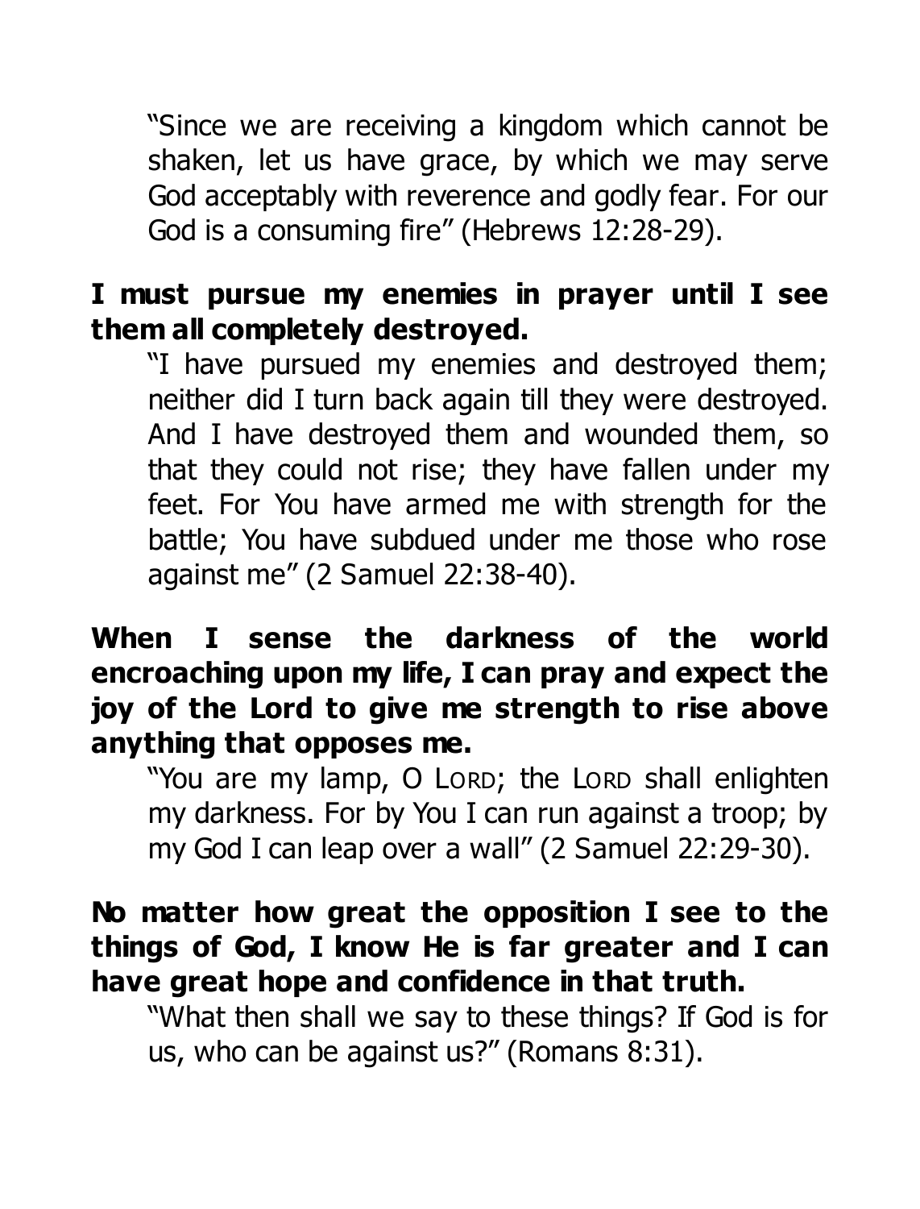"Since we are receiving a kingdom which cannot be shaken, let us have grace, by which we may serve God acceptably with reverence and godly fear. For our God is a consuming fire" (Hebrews 12:28-29).

**I must pursue my enemies in prayer until I see them all completely destroyed.**

"I have pursued my enemies and destroyed them; neither did I turn back again till they were destroyed. And I have destroyed them and wounded them, so that they could not rise; they have fallen under my feet. For You have armed me with strength for the battle; You have subdued under me those who rose against me" (2 Samuel 22:38-40).

**When I sense the darkness of the world encroaching upon my life, I can pray and expect the joy of the Lord to give me strength to rise above anything that opposes me.**

"You are my lamp, O LORD; the LORD shall enlighten my darkness. For by You I can run against a troop; by my God I can leap over a wall" (2 Samuel 22:29-30).

**No matter how great the opposition I see to the things of God, I know He is far greater and I can have great hope and confidence in that truth.**

"What then shall we say to these things? If God is for us, who can be against us?" (Romans 8:31).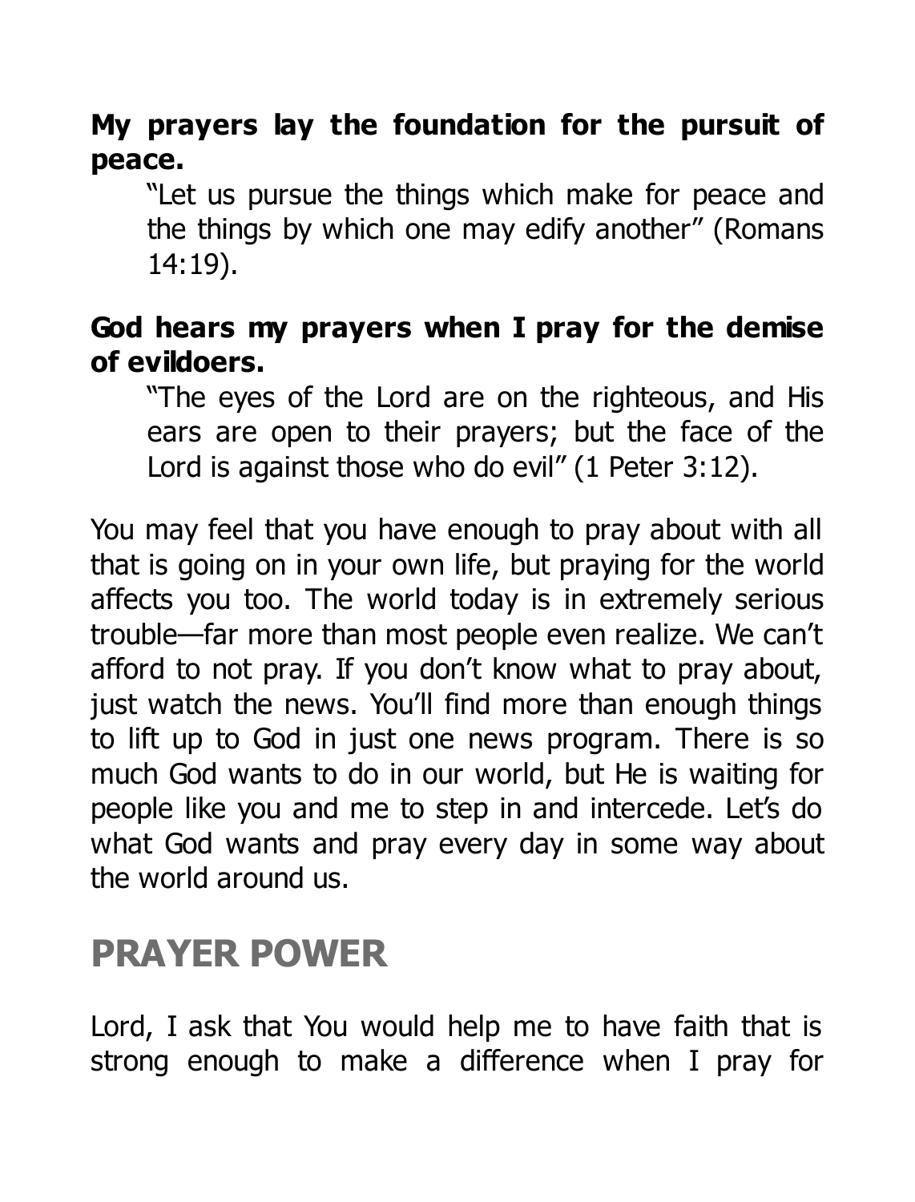**My prayers lay the foundation for the pursuit of peace.**

> "Let us pursue the things which make for peace and the things by which one may edify another" (Romans 14:19).

**God hears my prayers when I pray for the demise of evildoers.**

> "The eyes of the Lord are on the righteous, and His ears are open to their prayers; but the face of the Lord is against those who do evil" (1 Peter 3:12).

You may feel that you have enough to pray about with all that is going on in your own life, but praying for the world affects you too. The world today is in extremely serious trouble—far more than most people even realize. We can't afford to not pray. If you don't know what to pray about, just watch the news. You'll find more than enough things to lift up to God in just one news program. There is so much God wants to do in our world, but He is waiting for people like you and me to step in and intercede. Let's do what God wants and pray every day in some way about the world around us.

## PRAYER POWER

Lord, I ask that You would help me to have faith that is strong enough to make a difference when I pray for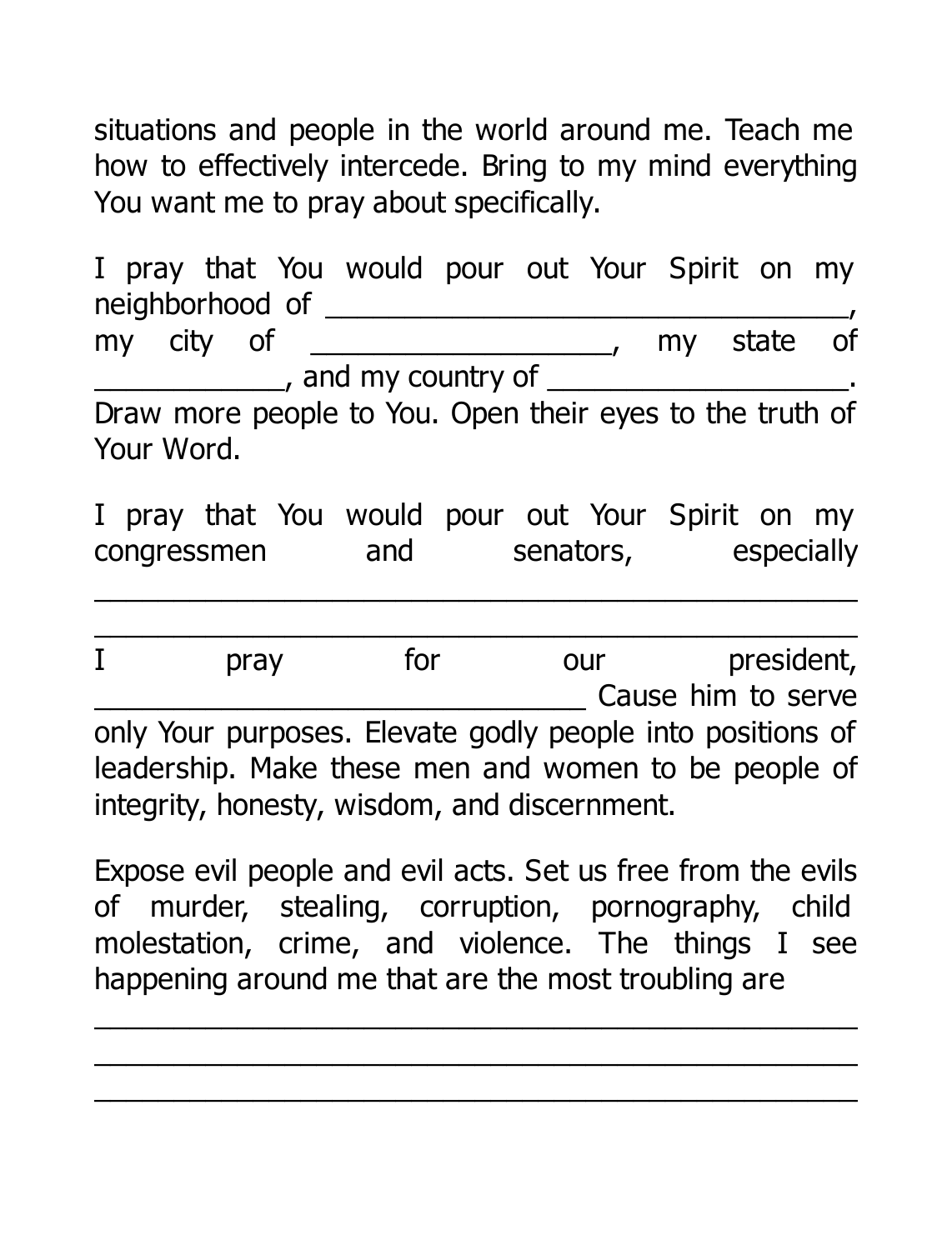situations and people in the world around me. Teach me how to effectively intercede. Bring to my mind everything You want me to pray about specifically.

I pray that You would pour out Your Spirit on my neighborhood of _________________________________, my city of ___________________, my state of ____________, and my country of ___________________. Draw more people to You. Open their eyes to the truth of Your Word.

I pray that You would pour out Your Spirit on my congressmen and senators, especially

_______________________________________________

_______________________________________________

I pray for our president, ________________________________ Cause him to serve only Your purposes. Elevate godly people into positions of leadership. Make these men and women to be people of integrity, honesty, wisdom, and discernment.

Expose evil people and evil acts. Set us free from the evils of murder, stealing, corruption, pornography, child molestation, crime, and violence. The things I see happening around me that are the most troubling are

_______________________________________________

_______________________________________________

_______________________________________________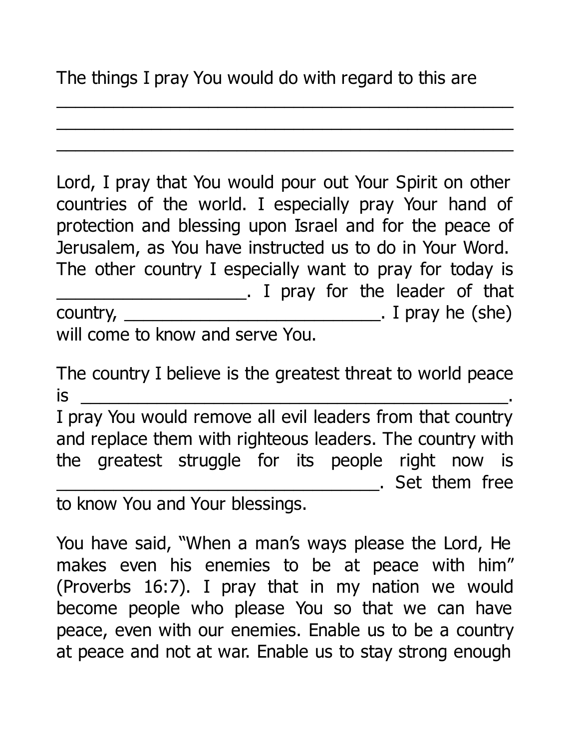The things I pray You would do with regard to this are
______________________________________________
______________________________________________
______________________________________________

Lord, I pray that You would pour out Your Spirit on other countries of the world. I especially pray Your hand of protection and blessing upon Israel and for the peace of Jerusalem, as You have instructed us to do in Your Word. The other country I especially want to pray for today is ____________________. I pray for the leader of that country, ____________________________. I pray he (she) will come to know and serve You.

The country I believe is the greatest threat to world peace is ______________________________________________. I pray You would remove all evil leaders from that country and replace them with righteous leaders. The country with the greatest struggle for its people right now is __________________________________. Set them free to know You and Your blessings.

You have said, "When a man's ways please the Lord, He makes even his enemies to be at peace with him" (Proverbs 16:7). I pray that in my nation we would become people who please You so that we can have peace, even with our enemies. Enable us to be a country at peace and not at war. Enable us to stay strong enough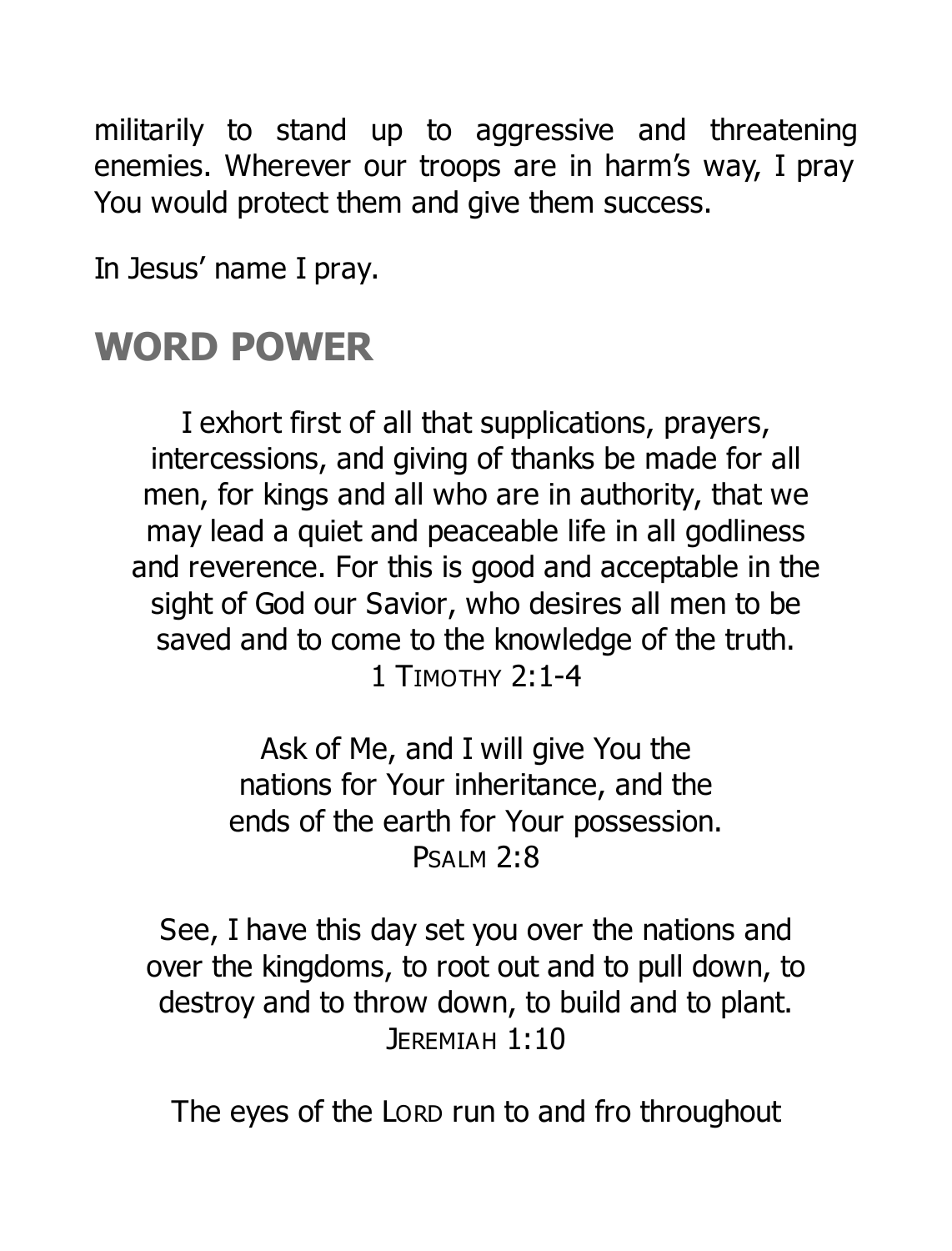militarily to stand up to aggressive and threatening enemies. Wherever our troops are in harm's way, I pray You would protect them and give them success.

In Jesus' name I pray.

## WORD POWER

I exhort first of all that supplications, prayers, intercessions, and giving of thanks be made for all men, for kings and all who are in authority, that we may lead a quiet and peaceable life in all godliness and reverence. For this is good and acceptable in the sight of God our Savior, who desires all men to be saved and to come to the knowledge of the truth.
1 TIMOTHY 2:1-4

Ask of Me, and I will give You the nations for Your inheritance, and the ends of the earth for Your possession.
PSALM 2:8

See, I have this day set you over the nations and over the kingdoms, to root out and to pull down, to destroy and to throw down, to build and to plant.
JEREMIAH 1:10

The eyes of the LORD run to and fro throughout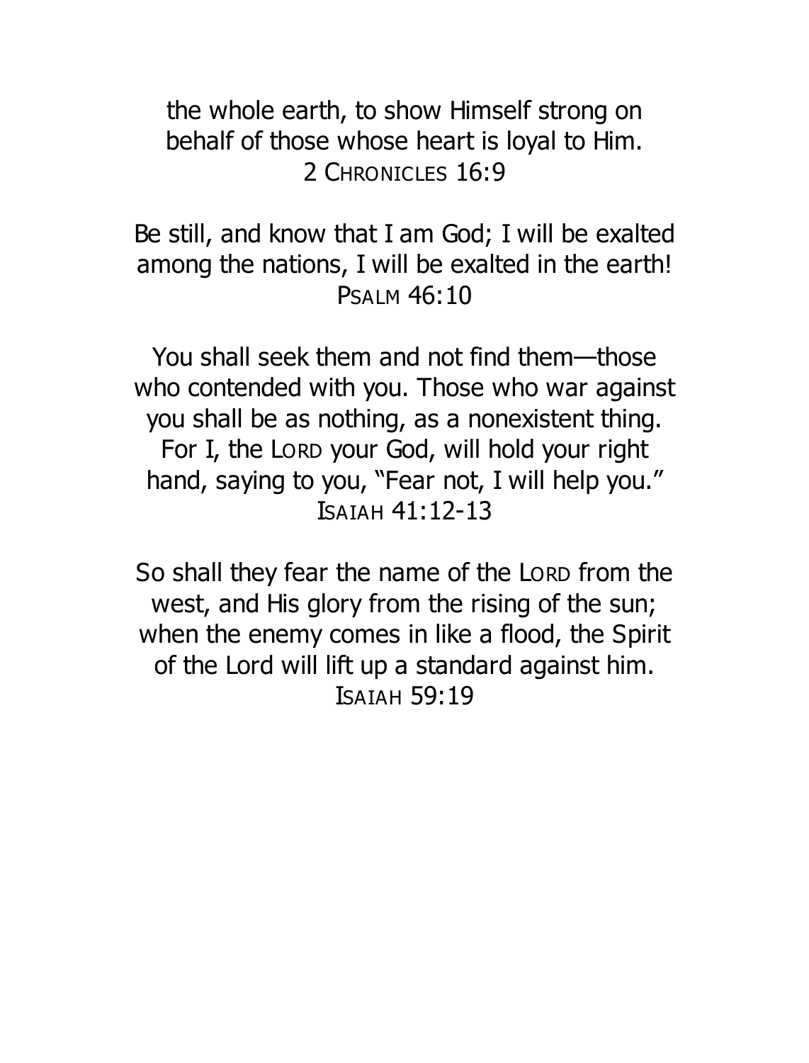the whole earth, to show Himself strong on behalf of those whose heart is loyal to Him.
2 Chronicles 16:9

Be still, and know that I am God; I will be exalted among the nations, I will be exalted in the earth!
Psalm 46:10

You shall seek them and not find them—those who contended with you. Those who war against you shall be as nothing, as a nonexistent thing. For I, the Lord your God, will hold your right hand, saying to you, "Fear not, I will help you."
Isaiah 41:12-13

So shall they fear the name of the Lord from the west, and His glory from the rising of the sun; when the enemy comes in like a flood, the Spirit of the Lord will lift up a standard against him.
Isaiah 59:19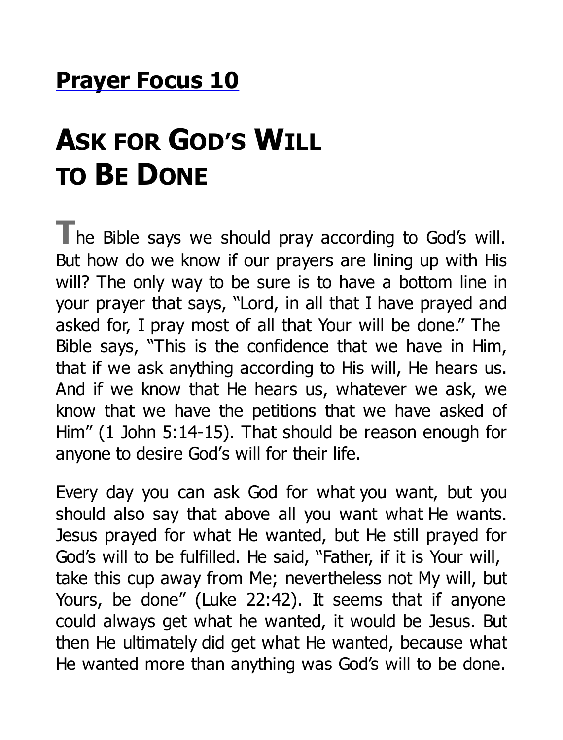## Prayer Focus 10

# ASK FOR GOD'S WILL TO BE DONE

The Bible says we should pray according to God's will. But how do we know if our prayers are lining up with His will? The only way to be sure is to have a bottom line in your prayer that says, "Lord, in all that I have prayed and asked for, I pray most of all that Your will be done." The Bible says, "This is the confidence that we have in Him, that if we ask anything according to His will, He hears us. And if we know that He hears us, whatever we ask, we know that we have the petitions that we have asked of Him" (1 John 5:14-15). That should be reason enough for anyone to desire God's will for their life.

Every day you can ask God for what you want, but you should also say that above all you want what He wants. Jesus prayed for what He wanted, but He still prayed for God's will to be fulfilled. He said, "Father, if it is Your will, take this cup away from Me; nevertheless not My will, but Yours, be done" (Luke 22:42). It seems that if anyone could always get what he wanted, it would be Jesus. But then He ultimately did get what He wanted, because what He wanted more than anything was God's will to be done.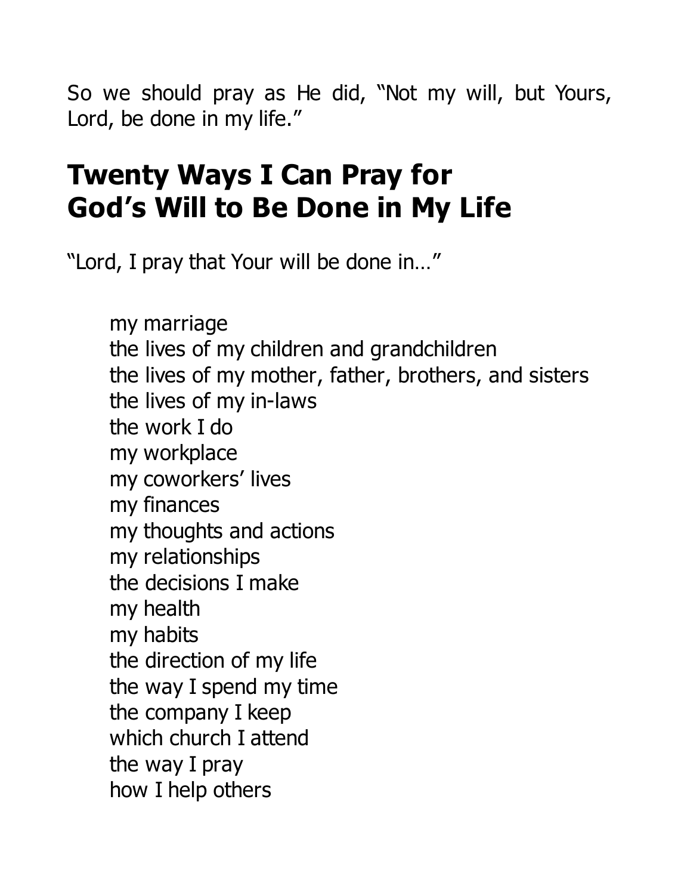So we should pray as He did, "Not my will, but Yours, Lord, be done in my life."

## Twenty Ways I Can Pray for God's Will to Be Done in My Life

"Lord, I pray that Your will be done in…"

my marriage
the lives of my children and grandchildren
the lives of my mother, father, brothers, and sisters
the lives of my in-laws
the work I do
my workplace
my coworkers' lives
my finances
my thoughts and actions
my relationships
the decisions I make
my health
my habits
the direction of my life
the way I spend my time
the company I keep
which church I attend
the way I pray
how I help others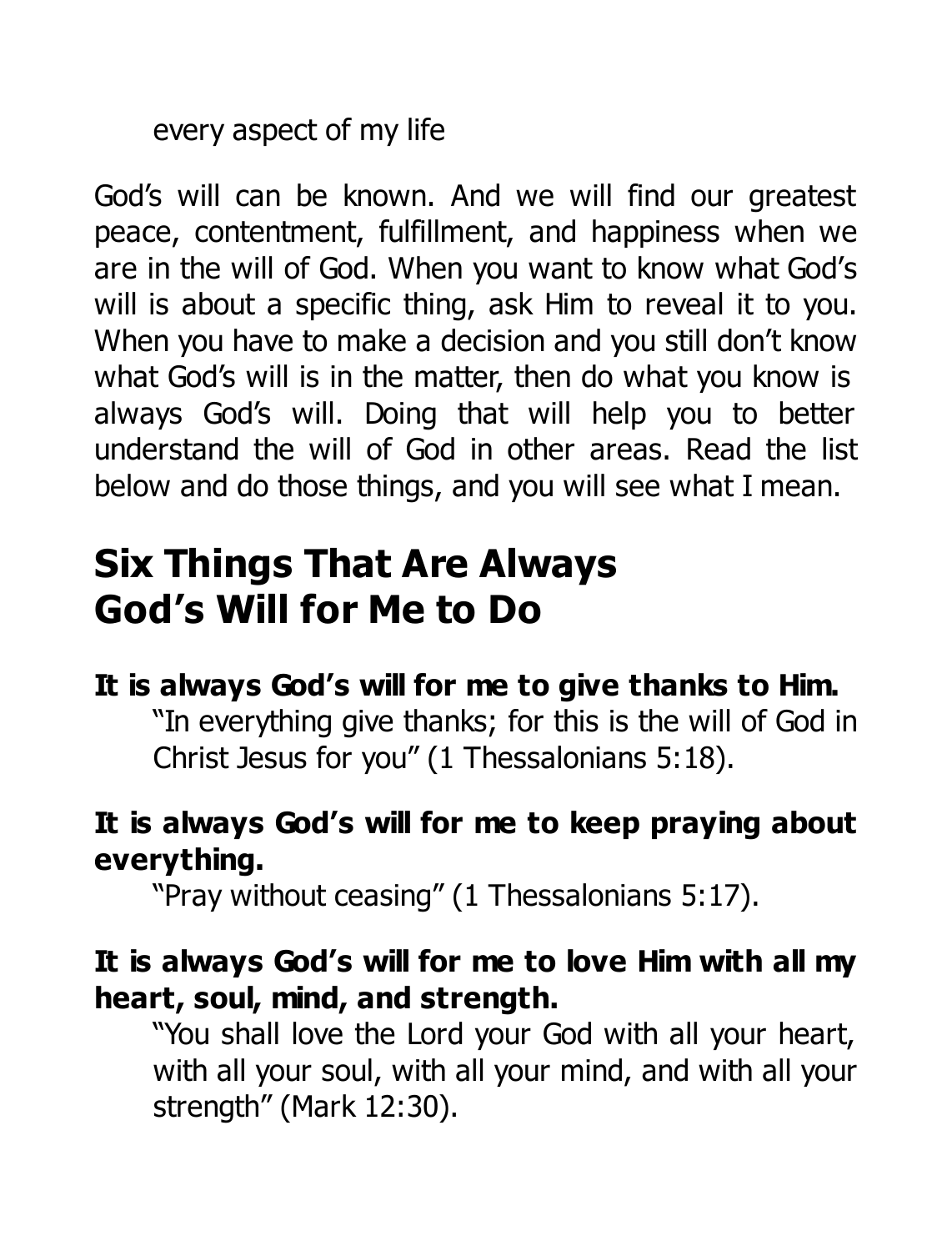every aspect of my life

God's will can be known. And we will find our greatest peace, contentment, fulfillment, and happiness when we are in the will of God. When you want to know what God's will is about a specific thing, ask Him to reveal it to you. When you have to make a decision and you still don't know what God's will is in the matter, then do what you know is always God's will. Doing that will help you to better understand the will of God in other areas. Read the list below and do those things, and you will see what I mean.

## Six Things That Are Always God's Will for Me to Do

**It is always God's will for me to give thanks to Him.**

"In everything give thanks; for this is the will of God in Christ Jesus for you" (1 Thessalonians 5:18).

**It is always God's will for me to keep praying about everything.**

"Pray without ceasing" (1 Thessalonians 5:17).

**It is always God's will for me to love Him with all my heart, soul, mind, and strength.**

"You shall love the Lord your God with all your heart, with all your soul, with all your mind, and with all your strength" (Mark 12:30).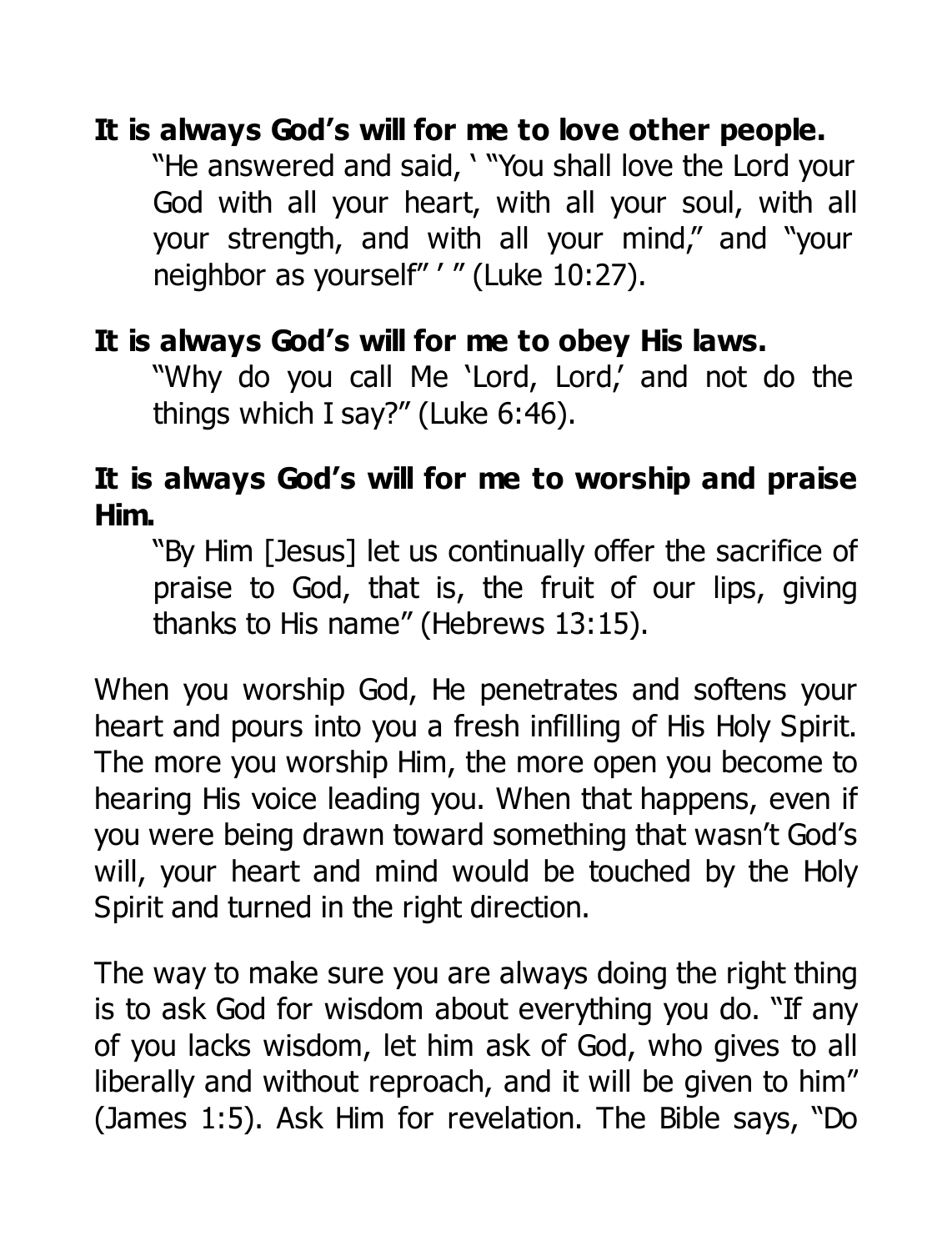**It is always God's will for me to love other people.**

"He answered and said, ' "You shall love the Lord your God with all your heart, with all your soul, with all your strength, and with all your mind," and "your neighbor as yourself" ' " (Luke 10:27).

**It is always God's will for me to obey His laws.**

"Why do you call Me 'Lord, Lord,' and not do the things which I say?" (Luke 6:46).

**It is always God's will for me to worship and praise Him.**

"By Him [Jesus] let us continually offer the sacrifice of praise to God, that is, the fruit of our lips, giving thanks to His name" (Hebrews 13:15).

When you worship God, He penetrates and softens your heart and pours into you a fresh infilling of His Holy Spirit. The more you worship Him, the more open you become to hearing His voice leading you. When that happens, even if you were being drawn toward something that wasn't God's will, your heart and mind would be touched by the Holy Spirit and turned in the right direction.

The way to make sure you are always doing the right thing is to ask God for wisdom about everything you do. "If any of you lacks wisdom, let him ask of God, who gives to all liberally and without reproach, and it will be given to him" (James 1:5). Ask Him for revelation. The Bible says, "Do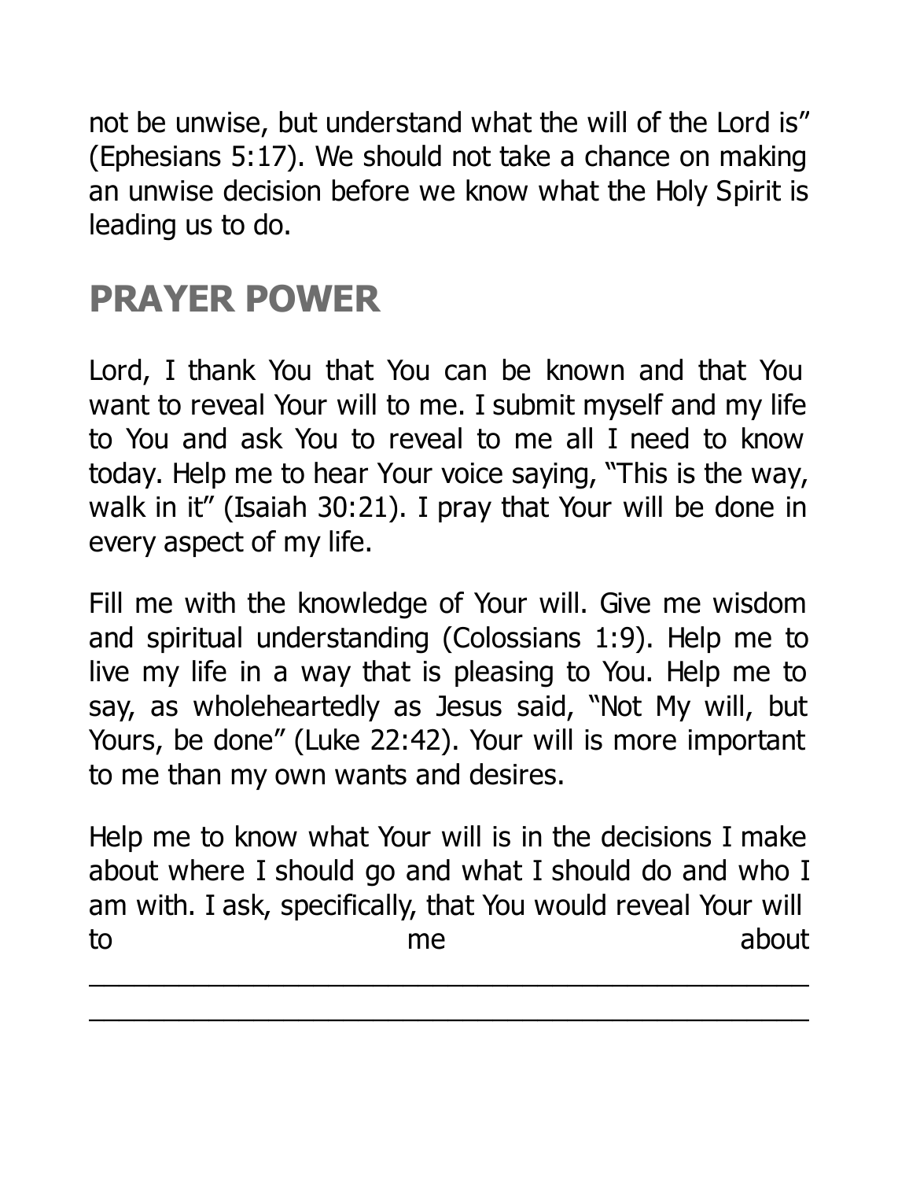not be unwise, but understand what the will of the Lord is" (Ephesians 5:17). We should not take a chance on making an unwise decision before we know what the Holy Spirit is leading us to do.

## PRAYER POWER

Lord, I thank You that You can be known and that You want to reveal Your will to me. I submit myself and my life to You and ask You to reveal to me all I need to know today. Help me to hear Your voice saying, "This is the way, walk in it" (Isaiah 30:21). I pray that Your will be done in every aspect of my life.

Fill me with the knowledge of Your will. Give me wisdom and spiritual understanding (Colossians 1:9). Help me to live my life in a way that is pleasing to You. Help me to say, as wholeheartedly as Jesus said, "Not My will, but Yours, be done" (Luke 22:42). Your will is more important to me than my own wants and desires.

Help me to know what Your will is in the decisions I make about where I should go and what I should do and who I am with. I ask, specifically, that You would reveal Your will to me about

\_\_\_\_\_\_\_\_\_\_\_\_\_\_\_\_\_\_\_\_\_\_\_\_\_\_\_\_\_\_\_\_\_\_\_\_\_\_\_\_\_\_\_\_

\_\_\_\_\_\_\_\_\_\_\_\_\_\_\_\_\_\_\_\_\_\_\_\_\_\_\_\_\_\_\_\_\_\_\_\_\_\_\_\_\_\_\_\_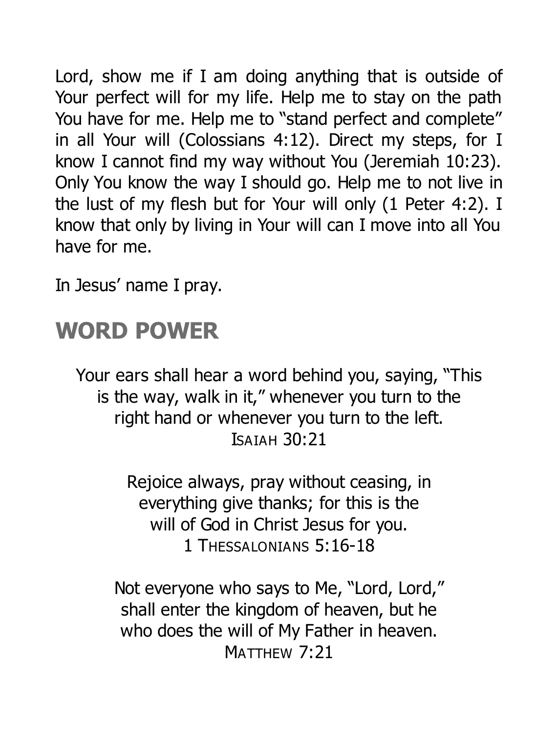Lord, show me if I am doing anything that is outside of Your perfect will for my life. Help me to stay on the path You have for me. Help me to "stand perfect and complete" in all Your will (Colossians 4:12). Direct my steps, for I know I cannot find my way without You (Jeremiah 10:23). Only You know the way I should go. Help me to not live in the lust of my flesh but for Your will only (1 Peter 4:2). I know that only by living in Your will can I move into all You have for me.

In Jesus' name I pray.

## WORD POWER

> Your ears shall hear a word behind you, saying, "This is the way, walk in it," whenever you turn to the right hand or whenever you turn to the left.
>
> ISAIAH 30:21

> Rejoice always, pray without ceasing, in everything give thanks; for this is the will of God in Christ Jesus for you.
>
> 1 THESSALONIANS 5:16-18

> Not everyone who says to Me, "Lord, Lord," shall enter the kingdom of heaven, but he who does the will of My Father in heaven.
>
> MATTHEW 7:21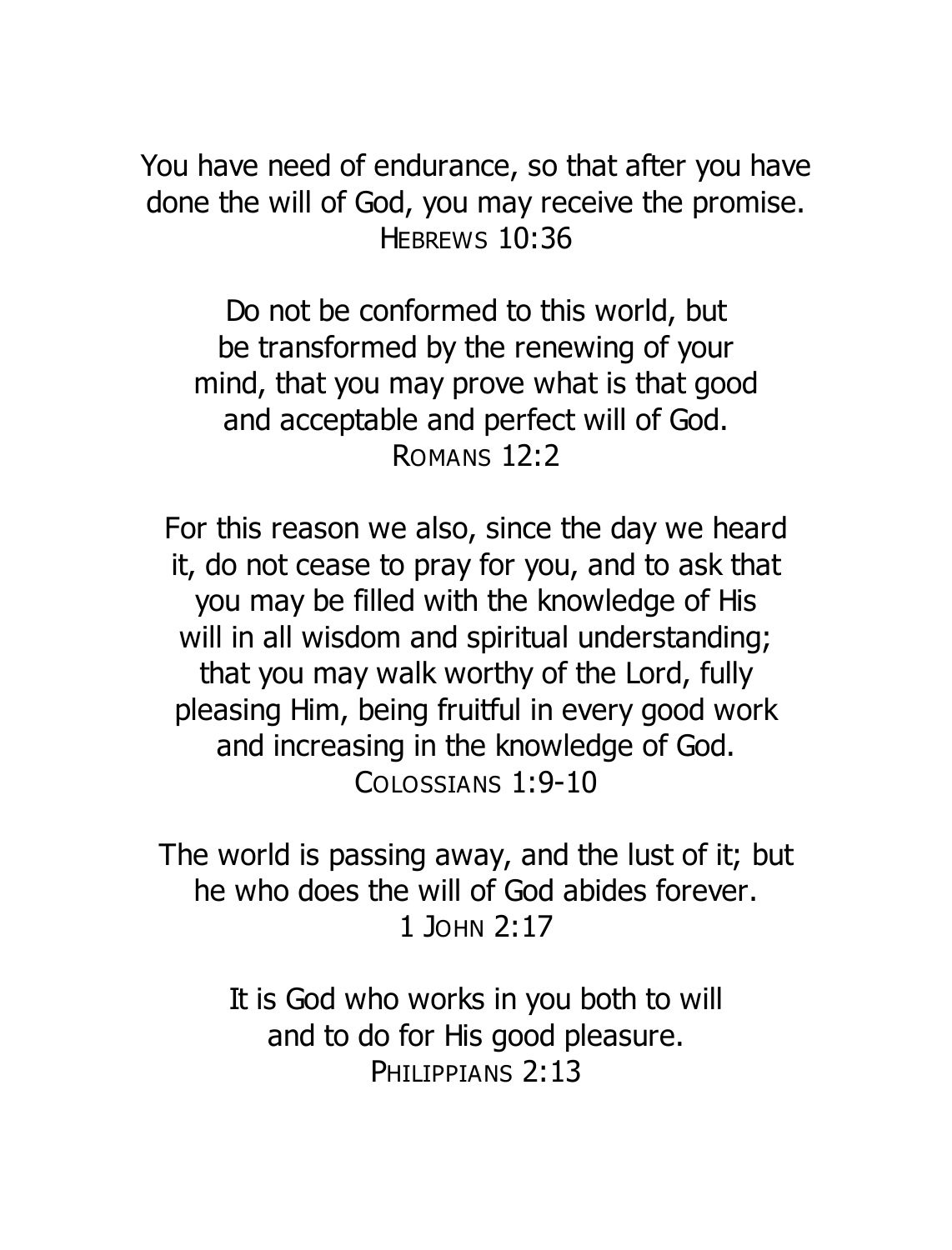You have need of endurance, so that after you have done the will of God, you may receive the promise.
HEBREWS 10:36

Do not be conformed to this world, but be transformed by the renewing of your mind, that you may prove what is that good and acceptable and perfect will of God.
ROMANS 12:2

For this reason we also, since the day we heard it, do not cease to pray for you, and to ask that you may be filled with the knowledge of His will in all wisdom and spiritual understanding; that you may walk worthy of the Lord, fully pleasing Him, being fruitful in every good work and increasing in the knowledge of God.
COLOSSIANS 1:9-10

The world is passing away, and the lust of it; but he who does the will of God abides forever.
1 JOHN 2:17

It is God who works in you both to will and to do for His good pleasure.
PHILIPPIANS 2:13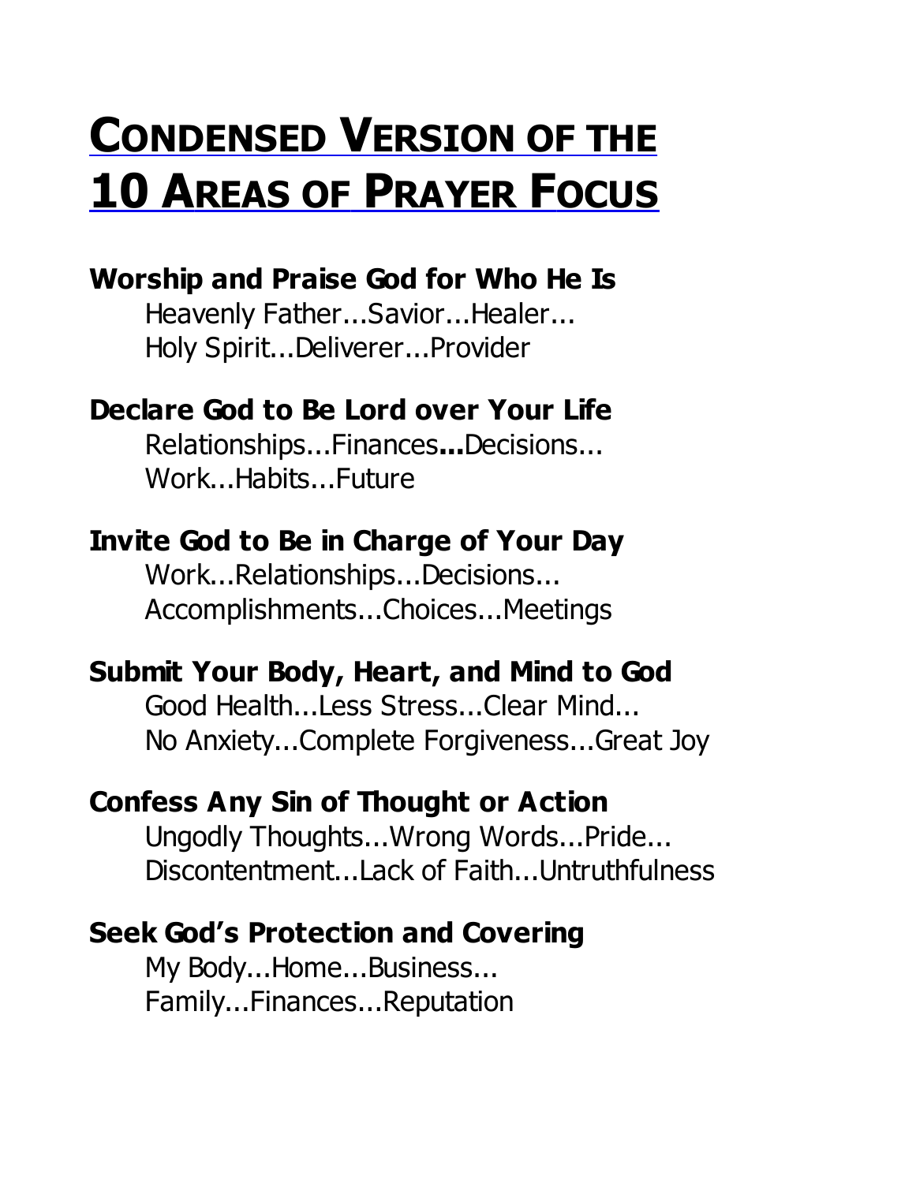# Condensed Version of the 10 Areas of Prayer Focus

**Worship and Praise God for Who He Is**

Heavenly Father...Savior...Healer...
Holy Spirit...Deliverer...Provider

**Declare God to Be Lord over Your Life**

Relationships...Finances**...**Decisions...
Work...Habits...Future

**Invite God to Be in Charge of Your Day**

Work...Relationships...Decisions...
Accomplishments...Choices...Meetings

**Submit Your Body, Heart, and Mind to God**

Good Health...Less Stress...Clear Mind...
No Anxiety...Complete Forgiveness...Great Joy

**Confess Any Sin of Thought or Action**

Ungodly Thoughts...Wrong Words...Pride...
Discontentment...Lack of Faith...Untruthfulness

**Seek God's Protection and Covering**

My Body...Home...Business...
Family...Finances...Reputation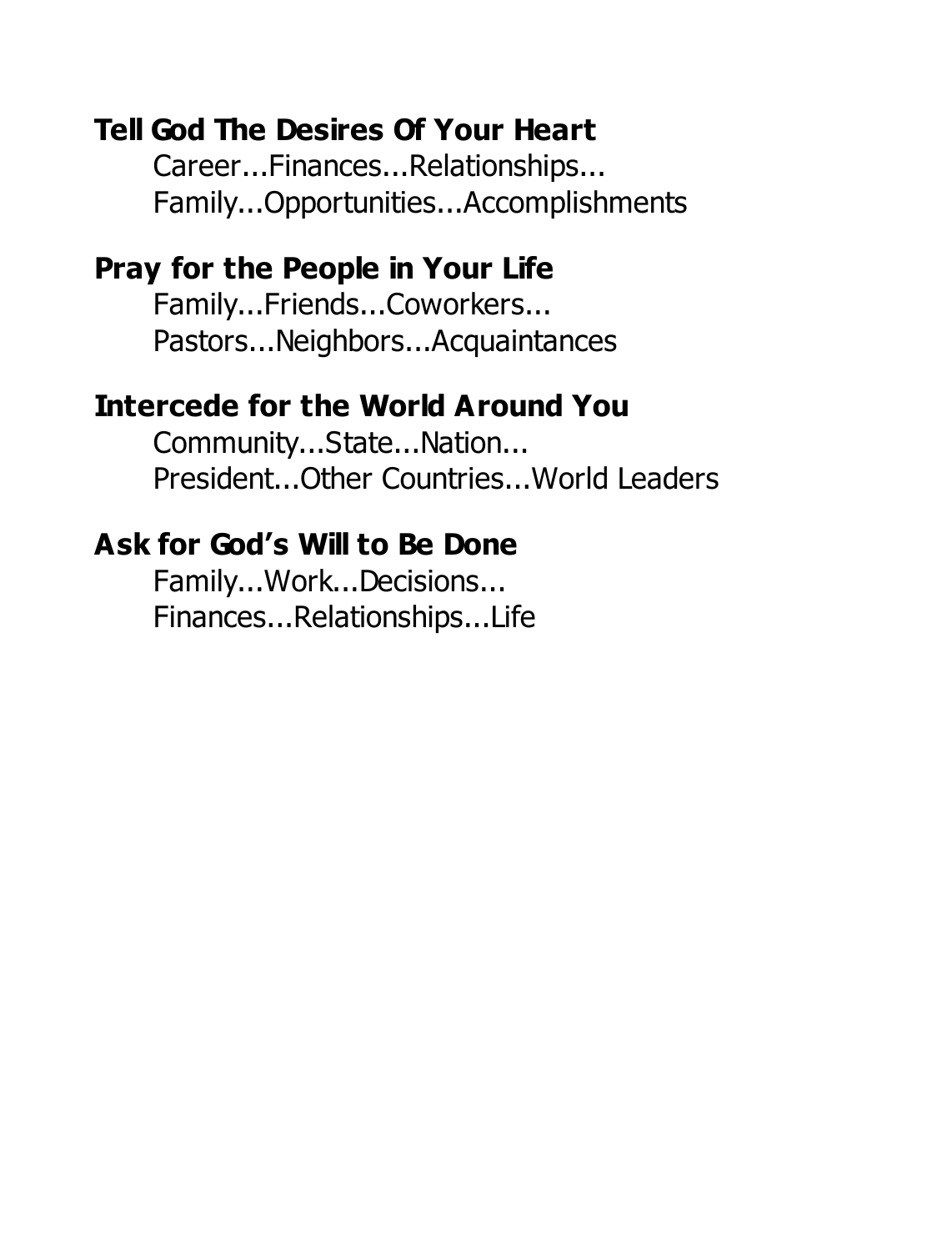**Tell God The Desires Of Your Heart**

Career...Finances...Relationships...
Family...Opportunities...Accomplishments

**Pray for the People in Your Life**

Family...Friends...Coworkers...
Pastors...Neighbors...Acquaintances

**Intercede for the World Around You**

Community...State...Nation...
President...Other Countries...World Leaders

**Ask for God's Will to Be Done**

Family...Work...Decisions...
Finances...Relationships...Life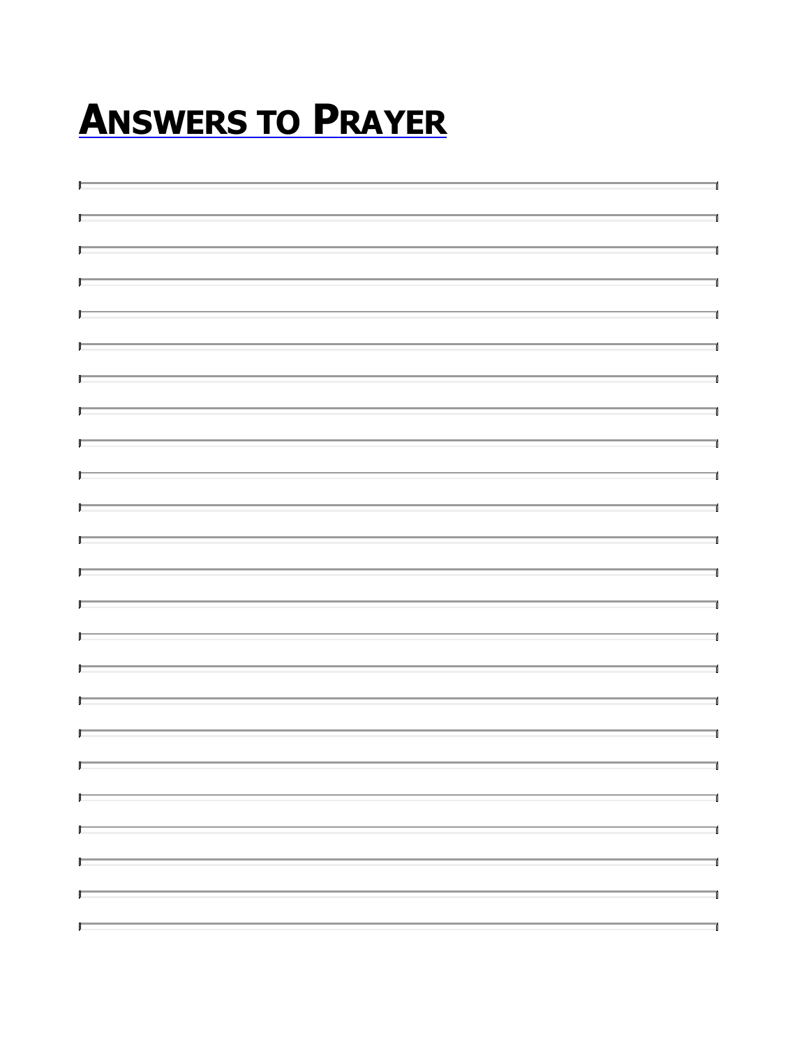# Answers to Prayer